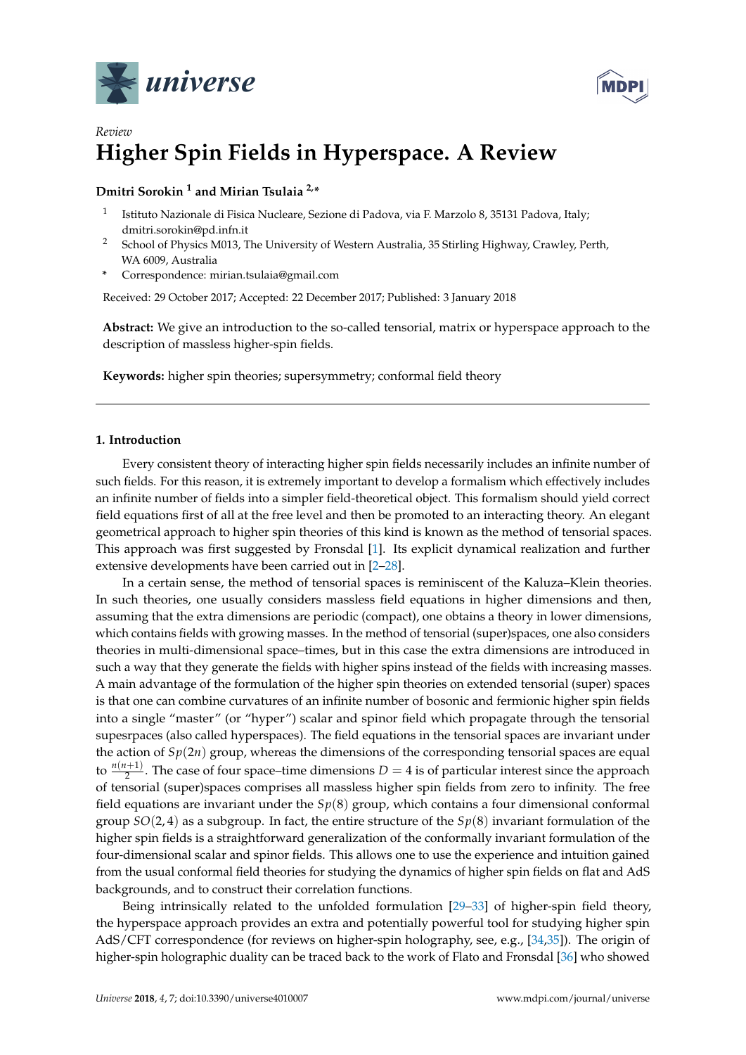*Review*

# Higher Spin Fields in Hyperspace. A Review

**Dmitri Sorokin [1] and Mirian Tsulaia [2,*]**

[1] Istituto Nazionale di Fisica Nucleare, Sezione di Padova, via F. Marzolo 8, 35131 Padova, Italy; dmitri.sorokin@pd.infn.it

[2] School of Physics M013, The University of Western Australia, 35 Stirling Highway, Crawley, Perth, WA 6009, Australia

\* Correspondence: mirian.tsulaia@gmail.com

Received: 29 October 2017; Accepted: 22 December 2017; Published: 3 January 2018

**Abstract:** We give an introduction to the so-called tensorial, matrix or hyperspace approach to the description of massless higher-spin fields.

**Keywords:** higher spin theories; supersymmetry; conformal field theory

## 1. Introduction

Every consistent theory of interacting higher spin fields necessarily includes an infinite number of such fields. For this reason, it is extremely important to develop a formalism which effectively includes an infinite number of fields into a simpler field-theoretical object. This formalism should yield correct field equations first of all at the free level and then be promoted to an interacting theory. An elegant geometrical approach to higher spin theories of this kind is known as the method of tensorial spaces. This approach was first suggested by Fronsdal [1]. Its explicit dynamical realization and further extensive developments have been carried out in [2–28].

In a certain sense, the method of tensorial spaces is reminiscent of the Kaluza–Klein theories. In such theories, one usually considers massless field equations in higher dimensions and then, assuming that the extra dimensions are periodic (compact), one obtains a theory in lower dimensions, which contains fields with growing masses. In the method of tensorial (super)spaces, one also considers theories in multi-dimensional space–times, but in this case the extra dimensions are introduced in such a way that they generate the fields with higher spins instead of the fields with increasing masses. A main advantage of the formulation of the higher spin theories on extended tensorial (super) spaces is that one can combine curvatures of an infinite number of bosonic and fermionic higher spin fields into a single "master" (or "hyper") scalar and spinor field which propagate through the tensorial supesrpaces (also called hyperspaces). The field equations in the tensorial spaces are invariant under the action of $Sp(2n)$ group, whereas the dimensions of the corresponding tensorial spaces are equal to $\frac{n(n+1)}{2}$. The case of four space–time dimensions $D = 4$ is of particular interest since the approach of tensorial (super)spaces comprises all massless higher spin fields from zero to infinity. The free field equations are invariant under the $Sp(8)$ group, which contains a four dimensional conformal group $SO(2,4)$ as a subgroup. In fact, the entire structure of the $Sp(8)$ invariant formulation of the higher spin fields is a straightforward generalization of the conformally invariant formulation of the four-dimensional scalar and spinor fields. This allows one to use the experience and intuition gained from the usual conformal field theories for studying the dynamics of higher spin fields on flat and AdS backgrounds, and to construct their correlation functions.

Being intrinsically related to the unfolded formulation [29–33] of higher-spin field theory, the hyperspace approach provides an extra and potentially powerful tool for studying higher spin AdS/CFT correspondence (for reviews on higher-spin holography, see, e.g., [34,35]). The origin of higher-spin holographic duality can be traced back to the work of Flato and Fronsdal [36] who showed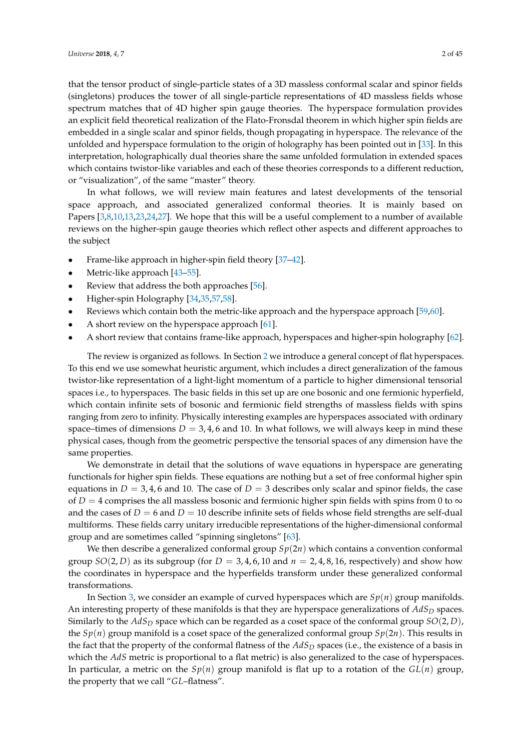that the tensor product of single-particle states of a 3D massless conformal scalar and spinor fields (singletons) produces the tower of all single-particle representations of 4D massless fields whose spectrum matches that of 4D higher spin gauge theories. The hyperspace formulation provides an explicit field theoretical realization of the Flato-Fronsdal theorem in which higher spin fields are embedded in a single scalar and spinor fields, though propagating in hyperspace. The relevance of the unfolded and hyperspace formulation to the origin of holography has been pointed out in [33]. In this interpretation, holographically dual theories share the same unfolded formulation in extended spaces which contains twistor-like variables and each of these theories corresponds to a different reduction, or "visualization", of the same "master" theory.

In what follows, we will review main features and latest developments of the tensorial space approach, and associated generalized conformal theories. It is mainly based on Papers [3,8,10,13,23,24,27]. We hope that this will be a useful complement to a number of available reviews on the higher-spin gauge theories which reflect other aspects and different approaches to the subject

- Frame-like approach in higher-spin field theory [37–42].
- Metric-like approach [43–55].
- Review that address the both approaches [56].
- Higher-spin Holography [34,35,57,58].
- Reviews which contain both the metric-like approach and the hyperspace approach [59,60].
- A short review on the hyperspace approach [61].
- A short review that contains frame-like approach, hyperspaces and higher-spin holography [62].

The review is organized as follows. In Section 2 we introduce a general concept of flat hyperspaces. To this end we use somewhat heuristic argument, which includes a direct generalization of the famous twistor-like representation of a light-light momentum of a particle to higher dimensional tensorial spaces i.e., to hyperspaces. The basic fields in this set up are one bosonic and one fermionic hyperfield, which contain infinite sets of bosonic and fermionic field strengths of massless fields with spins ranging from zero to infinity. Physically interesting examples are hyperspaces associated with ordinary space–times of dimensions $D = 3, 4, 6$ and 10. In what follows, we will always keep in mind these physical cases, though from the geometric perspective the tensorial spaces of any dimension have the same properties.

We demonstrate in detail that the solutions of wave equations in hyperspace are generating functionals for higher spin fields. These equations are nothing but a set of free conformal higher spin equations in $D = 3, 4, 6$ and 10. The case of $D = 3$ describes only scalar and spinor fields, the case of $D = 4$ comprises the all massless bosonic and fermionic higher spin fields with spins from 0 to $\infty$ and the cases of $D = 6$ and $D = 10$ describe infinite sets of fields whose field strengths are self-dual multiforms. These fields carry unitary irreducible representations of the higher-dimensional conformal group and are sometimes called "spinning singletons" [63].

We then describe a generalized conformal group $Sp(2n)$ which contains a convention conformal group $SO(2, D)$ as its subgroup (for $D = 3, 4, 6, 10$ and $n = 2, 4, 8, 16$, respectively) and show how the coordinates in hyperspace and the hyperfields transform under these generalized conformal transformations.

In Section 3, we consider an example of curved hyperspaces which are $Sp(n)$ group manifolds. An interesting property of these manifolds is that they are hyperspace generalizations of $AdS_D$ spaces. Similarly to the $AdS_D$ space which can be regarded as a coset space of the conformal group $SO(2, D)$, the $Sp(n)$ group manifold is a coset space of the generalized conformal group $Sp(2n)$. This results in the fact that the property of the conformal flatness of the $AdS_D$ spaces (i.e., the existence of a basis in which the $AdS$ metric is proportional to a flat metric) is also generalized to the case of hyperspaces. In particular, a metric on the $Sp(n)$ group manifold is flat up to a rotation of the $GL(n)$ group, the property that we call "$GL$–flatness".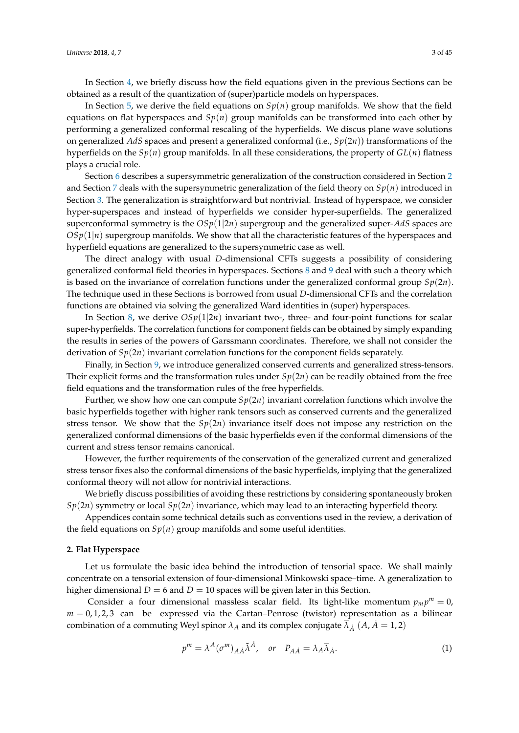In Section 4, we briefly discuss how the field equations given in the previous Sections can be obtained as a result of the quantization of (super)particle models on hyperspaces.

In Section 5, we derive the field equations on $Sp(n)$ group manifolds. We show that the field equations on flat hyperspaces and $Sp(n)$ group manifolds can be transformed into each other by performing a generalized conformal rescaling of the hyperfields. We discus plane wave solutions on generalized $AdS$ spaces and present a generalized conformal (i.e., $Sp(2n)$) transformations of the hyperfields on the $Sp(n)$ group manifolds. In all these considerations, the property of $GL(n)$ flatness plays a crucial role.

Section 6 describes a supersymmetric generalization of the construction considered in Section 2 and Section 7 deals with the supersymmetric generalization of the field theory on $Sp(n)$ introduced in Section 3. The generalization is straightforward but nontrivial. Instead of hyperspace, we consider hyper-superspaces and instead of hyperfields we consider hyper-superfields. The generalized superconformal symmetry is the $OSp(1|2n)$ supergroup and the generalized super-$AdS$ spaces are $OSp(1|n)$ supergroup manifolds. We show that all the characteristic features of the hyperspaces and hyperfield equations are generalized to the supersymmetric case as well.

The direct analogy with usual $D$-dimensional CFTs suggests a possibility of considering generalized conformal field theories in hyperspaces. Sections 8 and 9 deal with such a theory which is based on the invariance of correlation functions under the generalized conformal group $Sp(2n)$. The technique used in these Sections is borrowed from usual $D$-dimensional CFTs and the correlation functions are obtained via solving the generalized Ward identities in (super) hyperspaces.

In Section 8, we derive $OSp(1|2n)$ invariant two-, three- and four-point functions for scalar super-hyperfields. The correlation functions for component fields can be obtained by simply expanding the results in series of the powers of Garssmann coordinates. Therefore, we shall not consider the derivation of $Sp(2n)$ invariant correlation functions for the component fields separately.

Finally, in Section 9, we introduce generalized conserved currents and generalized stress-tensors. Their explicit forms and the transformation rules under $Sp(2n)$ can be readily obtained from the free field equations and the transformation rules of the free hyperfields.

Further, we show how one can compute $Sp(2n)$ invariant correlation functions which involve the basic hyperfields together with higher rank tensors such as conserved currents and the generalized stress tensor. We show that the $Sp(2n)$ invariance itself does not impose any restriction on the generalized conformal dimensions of the basic hyperfields even if the conformal dimensions of the current and stress tensor remains canonical.

However, the further requirements of the conservation of the generalized current and generalized stress tensor fixes also the conformal dimensions of the basic hyperfields, implying that the generalized conformal theory will not allow for nontrivial interactions.

We briefly discuss possibilities of avoiding these restrictions by considering spontaneously broken $Sp(2n)$ symmetry or local $Sp(2n)$ invariance, which may lead to an interacting hyperfield theory.

Appendices contain some technical details such as conventions used in the review, a derivation of the field equations on $Sp(n)$ group manifolds and some useful identities.

## 2. Flat Hyperspace

Let us formulate the basic idea behind the introduction of tensorial space. We shall mainly concentrate on a tensorial extension of four-dimensional Minkowski space–time. A generalization to higher dimensional $D = 6$ and $D = 10$ spaces will be given later in this Section.

Consider a four dimensional massless scalar field. Its light-like momentum $p_m p^m = 0$, $m = 0, 1, 2, 3$ can be expressed via the Cartan–Penrose (twistor) representation as a bilinear combination of a commuting Weyl spinor $\lambda_A$ and its complex conjugate $\overline{\lambda}_{\dot{A}}$ $(A, \dot{A} = 1, 2)$

$$p^m = \lambda^A (\sigma^m)_{A\dot{A}} \tilde{\lambda}^{\dot{A}}, \quad or \quad P_{A\dot{A}} = \lambda_A \overline{\lambda}_{\dot{A}}. \tag{1}$$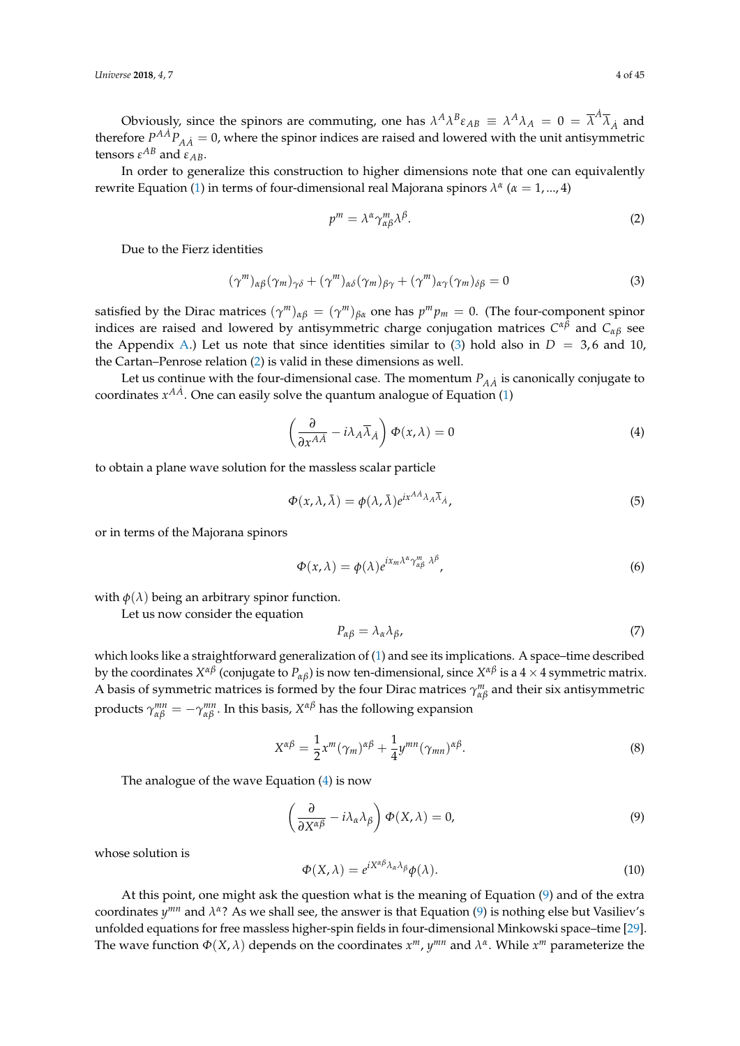Obviously, since the spinors are commuting, one has $\lambda^A \lambda^B \varepsilon_{AB} \equiv \lambda^A \lambda_A = 0 = \overline{\lambda}^{\dot{A}} \overline{\lambda}_{\dot{A}}$ and therefore $P^{A\dot{A}} P_{A\dot{A}} = 0$, where the spinor indices are raised and lowered with the unit antisymmetric tensors $\varepsilon^{AB}$ and $\varepsilon_{AB}$.

In order to generalize this construction to higher dimensions note that one can equivalently rewrite Equation (1) in terms of four-dimensional real Majorana spinors $\lambda^\alpha$ ($\alpha = 1, ..., 4$)

$$p^m = \lambda^\alpha \gamma^m_{\alpha\beta} \lambda^\beta. \tag{2}$$

Due to the Fierz identities

$$(\gamma^m)_{\alpha\beta}(\gamma_m)_{\gamma\delta} + (\gamma^m)_{\alpha\delta}(\gamma_m)_{\beta\gamma} + (\gamma^m)_{\alpha\gamma}(\gamma_m)_{\delta\beta} = 0 \tag{3}$$

satisfied by the Dirac matrices $(\gamma^m)_{\alpha\beta} = (\gamma^m)_{\beta\alpha}$ one has $p^m p_m = 0$. (The four-component spinor indices are raised and lowered by antisymmetric charge conjugation matrices $C^{\alpha\beta}$ and $C_{\alpha\beta}$ see the Appendix A.) Let us note that since identities similar to (3) hold also in $D = 3, 6$ and 10, the Cartan–Penrose relation (2) is valid in these dimensions as well.

Let us continue with the four-dimensional case. The momentum $P_{A\dot{A}}$ is canonically conjugate to coordinates $x^{A\dot{A}}$. One can easily solve the quantum analogue of Equation (1)

$$\left( \frac{\partial}{\partial x^{A\dot{A}}} - i\lambda_A \overline{\lambda}_{\dot{A}} \right) \Phi(x, \lambda) = 0 \tag{4}$$

to obtain a plane wave solution for the massless scalar particle

$$\Phi(x, \lambda, \bar{\lambda}) = \phi(\lambda, \bar{\lambda}) e^{i x^{A\dot{A}} \lambda_A \overline{\lambda}_{\dot{A}}}, \tag{5}$$

or in terms of the Majorana spinors

$$\Phi(x, \lambda) = \phi(\lambda) e^{i x_m \lambda^\alpha \gamma^m_{\alpha\beta} \lambda^\beta}, \tag{6}$$

with $\phi(\lambda)$ being an arbitrary spinor function.

Let us now consider the equation

$$P_{\alpha\beta} = \lambda_\alpha \lambda_\beta, \tag{7}$$

which looks like a straightforward generalization of (1) and see its implications. A space–time described by the coordinates $X^{\alpha\beta}$ (conjugate to $P_{\alpha\beta}$) is now ten-dimensional, since $X^{\alpha\beta}$ is a $4 \times 4$ symmetric matrix. A basis of symmetric matrices is formed by the four Dirac matrices $\gamma^m_{\alpha\beta}$ and their six antisymmetric products $\gamma^{mn}_{\alpha\beta} = -\gamma^{mn}_{\alpha\beta}$. In this basis, $X^{\alpha\beta}$ has the following expansion

$$X^{\alpha\beta} = \frac{1}{2} x^m (\gamma_m)^{\alpha\beta} + \frac{1}{4} y^{mn} (\gamma_{mn})^{\alpha\beta}. \tag{8}$$

The analogue of the wave Equation (4) is now

$$\left( \frac{\partial}{\partial X^{\alpha\beta}} - i\lambda_\alpha \lambda_\beta \right) \Phi(X, \lambda) = 0, \tag{9}$$

whose solution is

$$\Phi(X, \lambda) = e^{i X^{\alpha\beta} \lambda_\alpha \lambda_\beta} \phi(\lambda). \tag{10}$$

At this point, one might ask the question what is the meaning of Equation (9) and of the extra coordinates $y^{mn}$ and $\lambda^\alpha$? As we shall see, the answer is that Equation (9) is nothing else but Vasiliev's unfolded equations for free massless higher-spin fields in four-dimensional Minkowski space–time [29]. The wave function $\Phi(X, \lambda)$ depends on the coordinates $x^m$, $y^{mn}$ and $\lambda^\alpha$. While $x^m$ parameterize the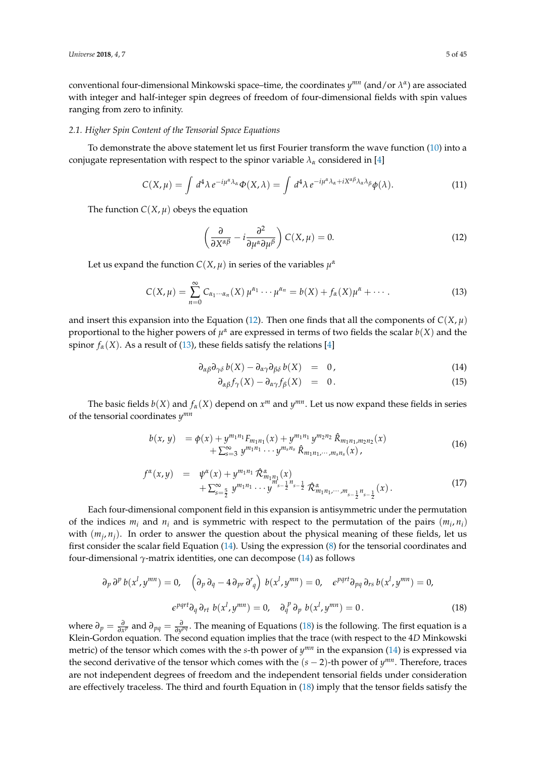conventional four-dimensional Minkowski space–time, the coordinates $y^{mn}$ (and/or $\lambda^\alpha$) are associated with integer and half-integer spin degrees of freedom of four-dimensional fields with spin values ranging from zero to infinity.

### 2.1. Higher Spin Content of the Tensorial Space Equations

To demonstrate the above statement let us first Fourier transform the wave function (10) into a conjugate representation with respect to the spinor variable $\lambda_\alpha$ considered in [4]

$$C(X,\mu) = \int d^4\lambda \, e^{-i\mu^\alpha\lambda_\alpha} \Phi(X,\lambda) = \int d^4\lambda \, e^{-i\mu^\alpha\lambda_\alpha + iX^{\alpha\beta}\lambda_\alpha\lambda_\beta} \phi(\lambda). \tag{11}$$

The function $C(X,\mu)$ obeys the equation

$$\left( \frac{\partial}{\partial X^{\alpha\beta}} - i \frac{\partial^2}{\partial\mu^\alpha \partial\mu^\beta} \right) C(X,\mu) = 0. \tag{12}$$

Let us expand the function $C(X,\mu)$ in series of the variables $\mu^\alpha$

$$C(X,\mu) = \sum_{n=0}^{\infty} C_{\alpha_1\cdots\alpha_n}(X)\, \mu^{\alpha_1}\cdots\mu^{\alpha_n} = b(X) + f_\alpha(X)\mu^\alpha + \cdots . \tag{13}$$

and insert this expansion into the Equation (12). Then one finds that all the components of $C(X,\mu)$ proportional to the higher powers of $\mu^\alpha$ are expressed in terms of two fields the scalar $b(X)$ and the spinor $f_\alpha(X)$. As a result of (13), these fields satisfy the relations [4]

$$\partial_{\alpha\beta}\partial_{\gamma\delta}\, b(X) - \partial_{\alpha\gamma}\partial_{\beta\delta}\, b(X) \;=\; 0\,, \tag{14}$$

$$\partial_{\alpha\beta} f_\gamma(X) - \partial_{\alpha\gamma} f_\beta(X) \;=\; 0\,. \tag{15}$$

The basic fields $b(X)$ and $f_\alpha(X)$ depend on $x^m$ and $y^{mn}$. Let us now expand these fields in series of the tensorial coordinates $y^{mn}$

$$\begin{aligned} b(x,\, y) \;&= \phi(x) + y^{m_1n_1} F_{m_1n_1}(x) + y^{m_1n_1}\, y^{m_2n_2}\, \hat{R}_{m_1n_1,m_2n_2}(x) \\ &\quad + \textstyle\sum_{s=3}^{\infty} y^{m_1n_1}\cdots y^{m_sn_s}\, \hat{R}_{m_1n_1,\cdots,m_sn_s}(x)\,, \end{aligned} \tag{16}$$

$$\begin{aligned} f^\alpha(x,y) \;&=\; \psi^\alpha(x) + y^{m_1n_1}\, \hat{\mathcal{R}}^\alpha_{m_1n_1}(x) \\ &\quad + \textstyle\sum_{s=\frac{5}{2}}^{\infty} y^{m_1n_1}\cdots y^{m_{s-\frac12}n_{s-\frac12}}\, \hat{\mathcal{R}}^\alpha_{m_1n_1,\cdots,m_{s-\frac12}n_{s-\frac12}}(x)\,. \end{aligned} \tag{17}$$

Each four-dimensional component field in this expansion is antisymmetric under the permutation of the indices $m_i$ and $n_i$ and is symmetric with respect to the permutation of the pairs $(m_i, n_i)$ with $(m_j, n_j)$. In order to answer the question about the physical meaning of these fields, let us first consider the scalar field Equation (14). Using the expression (8) for the tensorial coordinates and four-dimensional $\gamma$-matrix identities, one can decompose (14) as follows

$$\partial_p\,\partial^p\, b(x^l, y^{mn}) = 0, \quad \left(\partial_p\,\partial_q - 4\,\partial_{pr}\,\partial^r{}_q\right)\, b(x^l, y^{mn}) = 0, \quad \epsilon^{pqrt}\partial_{pq}\,\partial_{rs}\, b(x^l, y^{mn}) = 0,$$

$$\epsilon^{pqrt}\partial_q\,\partial_{rt}\; b(x^l, y^{mn}) = 0, \quad \partial_q^{\;p}\,\partial_p\; b(x^l, y^{mn}) = 0\,. \tag{18}$$

where $\partial_p = \frac{\partial}{\partial x^p}$ and $\partial_{pq} = \frac{\partial}{\partial y^{pq}}$. The meaning of Equations (18) is the following. The first equation is a Klein-Gordon equation. The second equation implies that the trace (with respect to the $4D$ Minkowski metric) of the tensor which comes with the $s$-th power of $y^{mn}$ in the expansion (14) is expressed via the second derivative of the tensor which comes with the $(s-2)$-th power of $y^{mn}$. Therefore, traces are not independent degrees of freedom and the independent tensorial fields under consideration are effectively traceless. The third and fourth Equation in (18) imply that the tensor fields satisfy the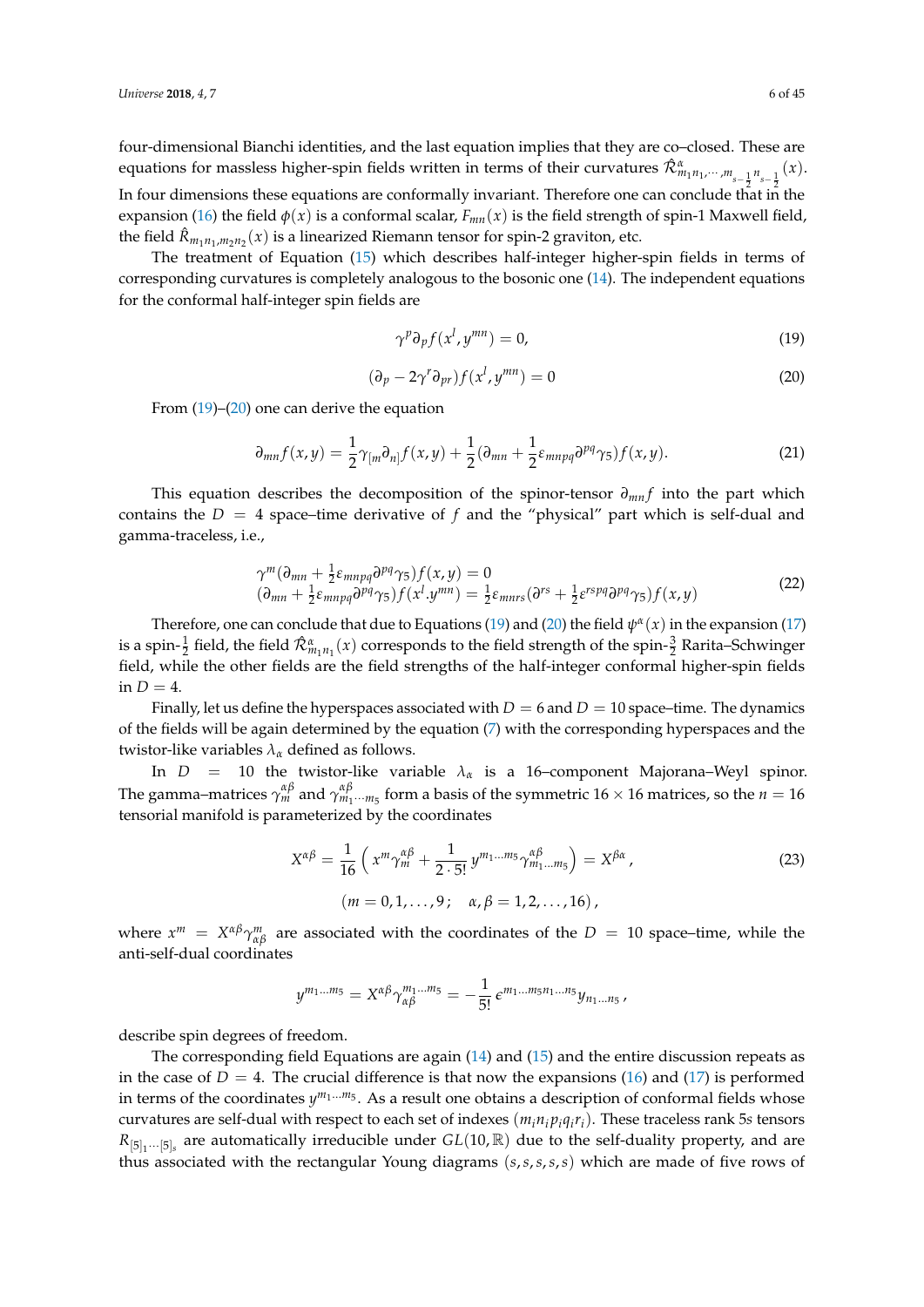four-dimensional Bianchi identities, and the last equation implies that they are co–closed. These are equations for massless higher-spin fields written in terms of their curvatures $\hat{\mathcal{R}}^{\alpha}_{m_1 n_1, \cdots, m_{s-\frac{1}{2}} n_{s-\frac{1}{2}}}(x)$. In four dimensions these equations are conformally invariant. Therefore one can conclude that in the expansion (16) the field $\phi(x)$ is a conformal scalar, $F_{mn}(x)$ is the field strength of spin-1 Maxwell field, the field $\hat{R}_{m_1 n_1, m_2 n_2}(x)$ is a linearized Riemann tensor for spin-2 graviton, etc.

The treatment of Equation (15) which describes half-integer higher-spin fields in terms of corresponding curvatures is completely analogous to the bosonic one (14). The independent equations for the conformal half-integer spin fields are

$$\gamma^p \partial_p f(x^l, y^{mn}) = 0, \tag{19}$$

$$(\partial_p - 2\gamma^r \partial_{pr}) f(x^l, y^{mn}) = 0 \tag{20}$$

From (19)–(20) one can derive the equation

$$\partial_{mn} f(x, y) = \frac{1}{2}\gamma_{[m}\partial_{n]} f(x, y) + \frac{1}{2}(\partial_{mn} + \frac{1}{2}\varepsilon_{mnpq}\partial^{pq}\gamma_5) f(x, y). \tag{21}$$

This equation describes the decomposition of the spinor-tensor $\partial_{mn} f$ into the part which contains the $D = 4$ space–time derivative of $f$ and the "physical" part which is self-dual and gamma-traceless, i.e.,

$$\begin{array}{l} \gamma^m(\partial_{mn} + \frac{1}{2}\varepsilon_{mnpq}\partial^{pq}\gamma_5) f(x, y) = 0 \\ (\partial_{mn} + \frac{1}{2}\varepsilon_{mnpq}\partial^{pq}\gamma_5) f(x^l . y^{mn}) = \frac{1}{2}\varepsilon_{mnrs}(\partial^{rs} + \frac{1}{2}\varepsilon^{rspq}\partial^{pq}\gamma_5) f(x, y) \end{array} \tag{22}$$

Therefore, one can conclude that due to Equations (19) and (20) the field $\psi^{\alpha}(x)$ in the expansion (17) is a spin-$\frac{1}{2}$ field, the field $\hat{\mathcal{R}}^{\alpha}_{m_1 n_1}(x)$ corresponds to the field strength of the spin-$\frac{3}{2}$ Rarita–Schwinger field, while the other fields are the field strengths of the half-integer conformal higher-spin fields in $D = 4$.

Finally, let us define the hyperspaces associated with $D = 6$ and $D = 10$ space–time. The dynamics of the fields will be again determined by the equation (7) with the corresponding hyperspaces and the twistor-like variables $\lambda_\alpha$ defined as follows.

In $D = 10$ the twistor-like variable $\lambda_\alpha$ is a 16–component Majorana–Weyl spinor. The gamma–matrices $\gamma^{\alpha\beta}_m$ and $\gamma^{\alpha\beta}_{m_1 \cdots m_5}$ form a basis of the symmetric $16 \times 16$ matrices, so the $n = 16$ tensorial manifold is parameterized by the coordinates

$$X^{\alpha\beta} = \frac{1}{16}\left(x^m \gamma^{\alpha\beta}_m + \frac{1}{2 \cdot 5!}\, y^{m_1 \ldots m_5} \gamma^{\alpha\beta}_{m_1 \ldots m_5}\right) = X^{\beta\alpha}, \tag{23}$$

$$(m = 0, 1, \ldots, 9; \quad \alpha, \beta = 1, 2, \ldots, 16),$$

where $x^m = X^{\alpha\beta}\gamma^m_{\alpha\beta}$ are associated with the coordinates of the $D = 10$ space–time, while the anti-self-dual coordinates

$$y^{m_1 \ldots m_5} = X^{\alpha\beta}\gamma^{m_1 \cdots m_5}_{\alpha\beta} = -\frac{1}{5!}\,\epsilon^{m_1 \ldots m_5 n_1 \ldots n_5} y_{n_1 \ldots n_5},$$

describe spin degrees of freedom.

The corresponding field Equations are again (14) and (15) and the entire discussion repeats as in the case of $D = 4$. The crucial difference is that now the expansions (16) and (17) is performed in terms of the coordinates $y^{m_1 \cdots m_5}$. As a result one obtains a description of conformal fields whose curvatures are self-dual with respect to each set of indexes $(m_i n_i p_i q_i r_i)$. These traceless rank $5s$ tensors $R_{[5]_1 \cdots [5]_s}$ are automatically irreducible under $GL(10, \mathbb{R})$ due to the self-duality property, and are thus associated with the rectangular Young diagrams $(s, s, s, s, s)$ which are made of five rows of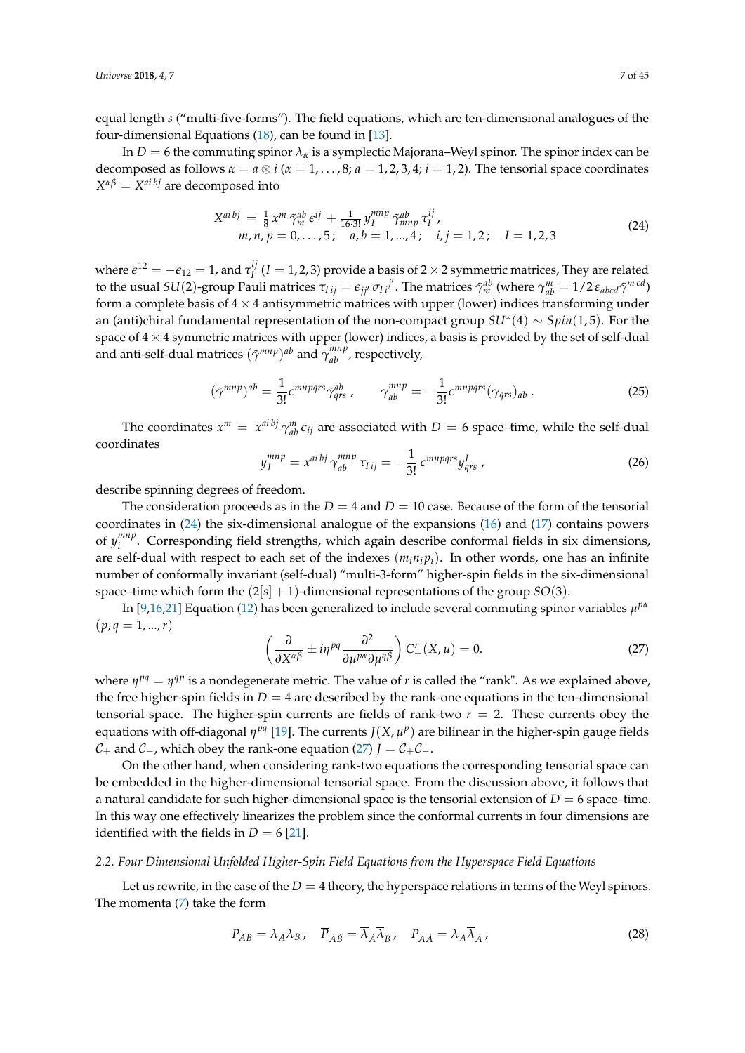equal length $s$ ("multi-five-forms"). The field equations, which are ten-dimensional analogues of the four-dimensional Equations (18), can be found in [13].

In $D = 6$ the commuting spinor $\lambda_\alpha$ is a symplectic Majorana–Weyl spinor. The spinor index can be decomposed as follows $\alpha = a \otimes i$ ($\alpha = 1, \ldots, 8$; $a = 1, 2, 3, 4$; $i = 1, 2$). The tensorial space coordinates $X^{\alpha\beta} = X^{ai\,bj}$ are decomposed into

$$
\begin{aligned}
X^{ai\,bj} &= \tfrac{1}{8}\, x^m\, \tilde{\gamma}_m^{ab}\, \epsilon^{ij} + \tfrac{1}{16\cdot 3!}\, y_I^{mnp}\, \tilde{\gamma}_{mnp}^{ab}\, \tau_I^{ij}\,, \\
& m,n,p = 0,\ldots,5\,; \quad a,b = 1,\ldots,4\,; \quad i,j = 1,2\,; \quad I = 1,2,3
\end{aligned}
\tag{24}
$$

where $\epsilon^{12} = -\epsilon_{12} = 1$, and $\tau_I^{ij}$ ($I = 1,2,3$) provide a basis of $2 \times 2$ symmetric matrices, They are related to the usual $SU(2)$-group Pauli matrices $\tau_{I\,ij} = \epsilon_{jj'}\,\sigma_{I\,i}{}^{j'}$. The matrices $\tilde{\gamma}_m^{ab}$ (where $\gamma_{ab}^m = 1/2\,\varepsilon_{abcd}\tilde{\gamma}^{m\,cd}$) form a complete basis of $4 \times 4$ antisymmetric matrices with upper (lower) indices transforming under an (anti)chiral fundamental representation of the non-compact group $SU^*(4) \sim Spin(1,5)$. For the space of $4 \times 4$ symmetric matrices with upper (lower) indices, a basis is provided by the set of self-dual and anti-self-dual matrices $(\tilde{\gamma}^{mnp})^{ab}$ and $\gamma_{ab}^{mnp}$, respectively,

$$
(\tilde{\gamma}^{mnp})^{ab} = \frac{1}{3!}\epsilon^{mnpqrs}\tilde{\gamma}^{ab}_{qrs}\,, \qquad \gamma_{ab}^{mnp} = -\frac{1}{3!}\epsilon^{mnpqrs}(\gamma_{qrs})_{ab}\,. \tag{25}
$$

The coordinates $x^m = x^{ai\,bj}\,\gamma_{ab}^m\,\epsilon_{ij}$ are associated with $D = 6$ space–time, while the self-dual coordinates

$$
y_I^{mnp} = x^{ai\,bj}\,\gamma_{ab}^{mnp}\,\tau_{I\,ij} = -\frac{1}{3!}\,\epsilon^{mnpqrs}y_{qrs}^I\,, \tag{26}
$$

describe spinning degrees of freedom.

The consideration proceeds as in the $D = 4$ and $D = 10$ case. Because of the form of the tensorial coordinates in (24) the six-dimensional analogue of the expansions (16) and (17) contains powers of $y_i^{mnp}$. Corresponding field strengths, which again describe conformal fields in six dimensions, are self-dual with respect to each set of the indexes $(m_i n_i p_i)$. In other words, one has an infinite number of conformally invariant (self-dual) "multi-3-form" higher-spin fields in the six-dimensional space–time which form the $(2[s]+1)$-dimensional representations of the group $SO(3)$.

In [9,16,21] Equation (12) has been generalized to include several commuting spinor variables $\mu^{p\alpha}$ $(p,q = 1,\ldots,r)$

$$
\left(\frac{\partial}{\partial X^{\alpha\beta}} \pm i\eta^{pq}\frac{\partial^2}{\partial\mu^{p\alpha}\partial\mu^{q\beta}}\right) C_\pm^r(X,\mu) = 0. \tag{27}
$$

where $\eta^{pq} = \eta^{qp}$ is a nondegenerate metric. The value of $r$ is called the "rank". As we explained above, the free higher-spin fields in $D = 4$ are described by the rank-one equations in the ten-dimensional tensorial space. The higher-spin currents are fields of rank-two $r = 2$. These currents obey the equations with off-diagonal $\eta^{pq}$ [19]. The currents $J(X,\mu^p)$ are bilinear in the higher-spin gauge fields $\mathcal{C}_+$ and $\mathcal{C}_-$, which obey the rank-one equation (27) $J = \mathcal{C}_+\mathcal{C}_-$.

On the other hand, when considering rank-two equations the corresponding tensorial space can be embedded in the higher-dimensional tensorial space. From the discussion above, it follows that a natural candidate for such higher-dimensional space is the tensorial extension of $D = 6$ space–time. In this way one effectively linearizes the problem since the conformal currents in four dimensions are identified with the fields in $D = 6$ [21].

### 2.2. Four Dimensional Unfolded Higher-Spin Field Equations from the Hyperspace Field Equations

Let us rewrite, in the case of the $D = 4$ theory, the hyperspace relations in terms of the Weyl spinors. The momenta (7) take the form

$$
P_{AB} = \lambda_A\lambda_B\,, \quad \overline{P}_{\dot{A}\dot{B}} = \overline{\lambda}_{\dot{A}}\overline{\lambda}_{\dot{B}}\,, \quad P_{A\dot{A}} = \lambda_A\overline{\lambda}_{\dot{A}}\,, \tag{28}
$$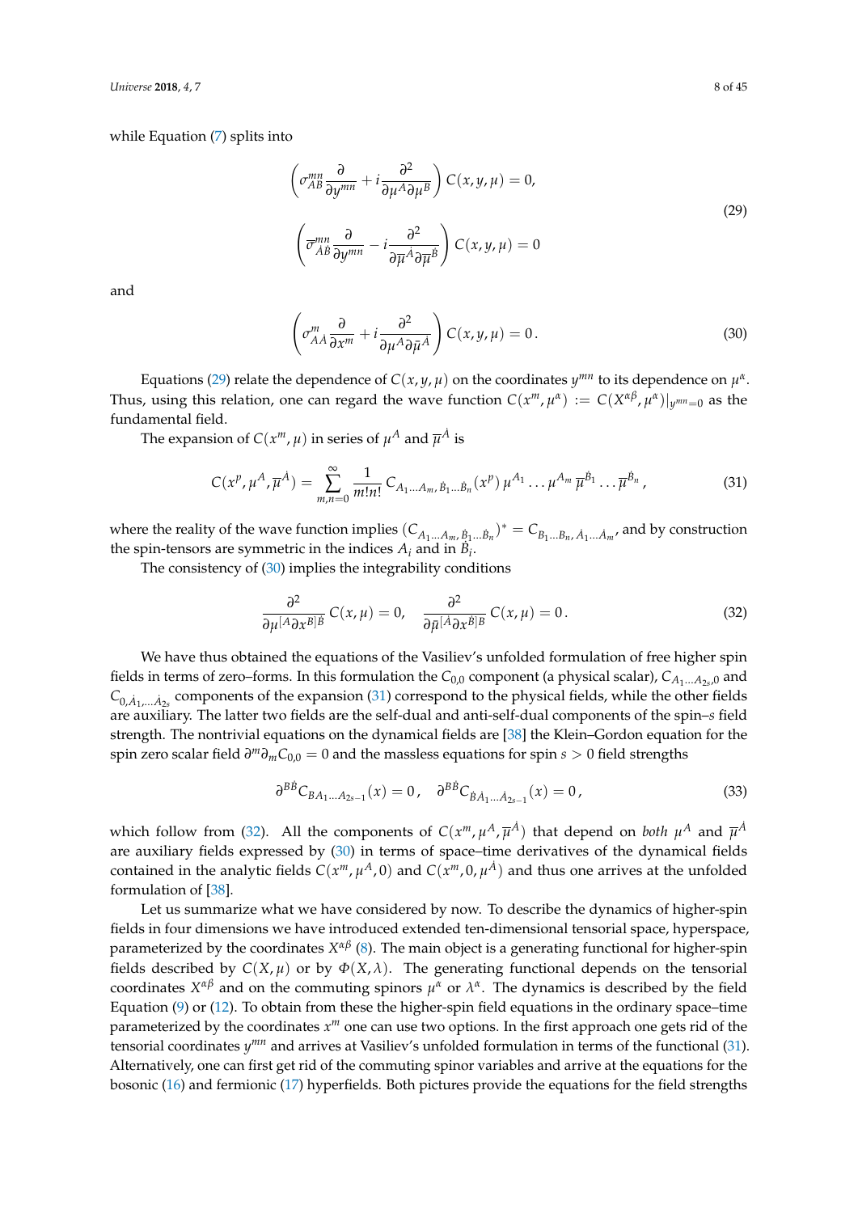while Equation (7) splits into

$$
\left(\sigma^{mn}_{AB}\frac{\partial}{\partial y^{mn}} + i\frac{\partial^2}{\partial\mu^A\partial\mu^B}\right) C(x,y,\mu) = 0,
$$

$$
\left(\overline{\sigma}^{mn}_{\dot{A}\dot{B}}\frac{\partial}{\partial y^{mn}} - i\frac{\partial^2}{\partial\overline{\mu}^{\dot{A}}\partial\overline{\mu}^{\dot{B}}}\right) C(x,y,\mu) = 0 \tag{29}
$$

and

$$
\left(\sigma^{m}_{A\dot{A}}\frac{\partial}{\partial x^{m}} + i\frac{\partial^2}{\partial\mu^A\partial\bar{\mu}^{\dot{A}}}\right) C(x,y,\mu) = 0\,. \tag{30}
$$

Equations (29) relate the dependence of $C(x,y,\mu)$ on the coordinates $y^{mn}$ to its dependence on $\mu^{\alpha}$. Thus, using this relation, one can regard the wave function $C(x^m,\mu^{\alpha}) := C(X^{\alpha\beta},\mu^{\alpha})|_{y^{mn}=0}$ as the fundamental field.

The expansion of $C(x^m,\mu)$ in series of $\mu^A$ and $\overline{\mu}^{\dot{A}}$ is

$$
C(x^p,\mu^A,\overline{\mu}^{\dot{A}}) = \sum_{m,n=0}^{\infty}\frac{1}{m!n!}\,C_{A_1\ldots A_m,\,\dot{B}_1\ldots\dot{B}_n}(x^p)\,\mu^{A_1}\ldots\mu^{A_m}\,\overline{\mu}^{\dot{B}_1}\ldots\overline{\mu}^{\dot{B}_n}\,, \tag{31}
$$

where the reality of the wave function implies $(C_{A_1\ldots A_m,\,\dot{B}_1\ldots\dot{B}_n})^* = C_{B_1\ldots B_n,\,\dot{A}_1\ldots\dot{A}_m}$, and by construction the spin-tensors are symmetric in the indices $A_i$ and in $\dot{B}_i$.

The consistency of (30) implies the integrability conditions

$$
\frac{\partial^2}{\partial\mu^{[A}\partial x^{B]\dot{B}}}\,C(x,\mu) = 0, \quad \frac{\partial^2}{\partial\bar{\mu}^{[\dot{A}}\partial x^{\dot{B}]B}}\,C(x,\mu) = 0\,. \tag{32}
$$

We have thus obtained the equations of the Vasiliev's unfolded formulation of free higher spin fields in terms of zero–forms. In this formulation the $C_{0,0}$ component (a physical scalar), $C_{A_1\ldots A_{2s},0}$ and $C_{0,\dot{A}_1,\ldots\dot{A}_{2s}}$ components of the expansion (31) correspond to the physical fields, while the other fields are auxiliary. The latter two fields are the self-dual and anti-self-dual components of the spin–$s$ field strength. The nontrivial equations on the dynamical fields are [38] the Klein–Gordon equation for the spin zero scalar field $\partial^m\partial_m C_{0,0} = 0$ and the massless equations for spin $s > 0$ field strengths

$$
\partial^{B\dot{B}}C_{BA_1\ldots A_{2s-1}}(x) = 0\,, \quad \partial^{B\dot{B}}C_{\dot{B}\dot{A}_1\ldots\dot{A}_{2s-1}}(x) = 0\,, \tag{33}
$$

which follow from (32). All the components of $C(x^m,\mu^A,\overline{\mu}^{\dot{A}})$ that depend on *both* $\mu^A$ and $\overline{\mu}^{\dot{A}}$ are auxiliary fields expressed by (30) in terms of space–time derivatives of the dynamical fields contained in the analytic fields $C(x^m,\mu^A,0)$ and $C(x^m,0,\mu^{\dot{A}})$ and thus one arrives at the unfolded formulation of [38].

Let us summarize what we have considered by now. To describe the dynamics of higher-spin fields in four dimensions we have introduced extended ten-dimensional tensorial space, hyperspace, parameterized by the coordinates $X^{\alpha\beta}$ (8). The main object is a generating functional for higher-spin fields described by $C(X,\mu)$ or by $\Phi(X,\lambda)$. The generating functional depends on the tensorial coordinates $X^{\alpha\beta}$ and on the commuting spinors $\mu^{\alpha}$ or $\lambda^{\alpha}$. The dynamics is described by the field Equation (9) or (12). To obtain from these the higher-spin field equations in the ordinary space–time parameterized by the coordinates $x^m$ one can use two options. In the first approach one gets rid of the tensorial coordinates $y^{mn}$ and arrives at Vasiliev's unfolded formulation in terms of the functional (31). Alternatively, one can first get rid of the commuting spinor variables and arrive at the equations for the bosonic (16) and fermionic (17) hyperfields. Both pictures provide the equations for the field strengths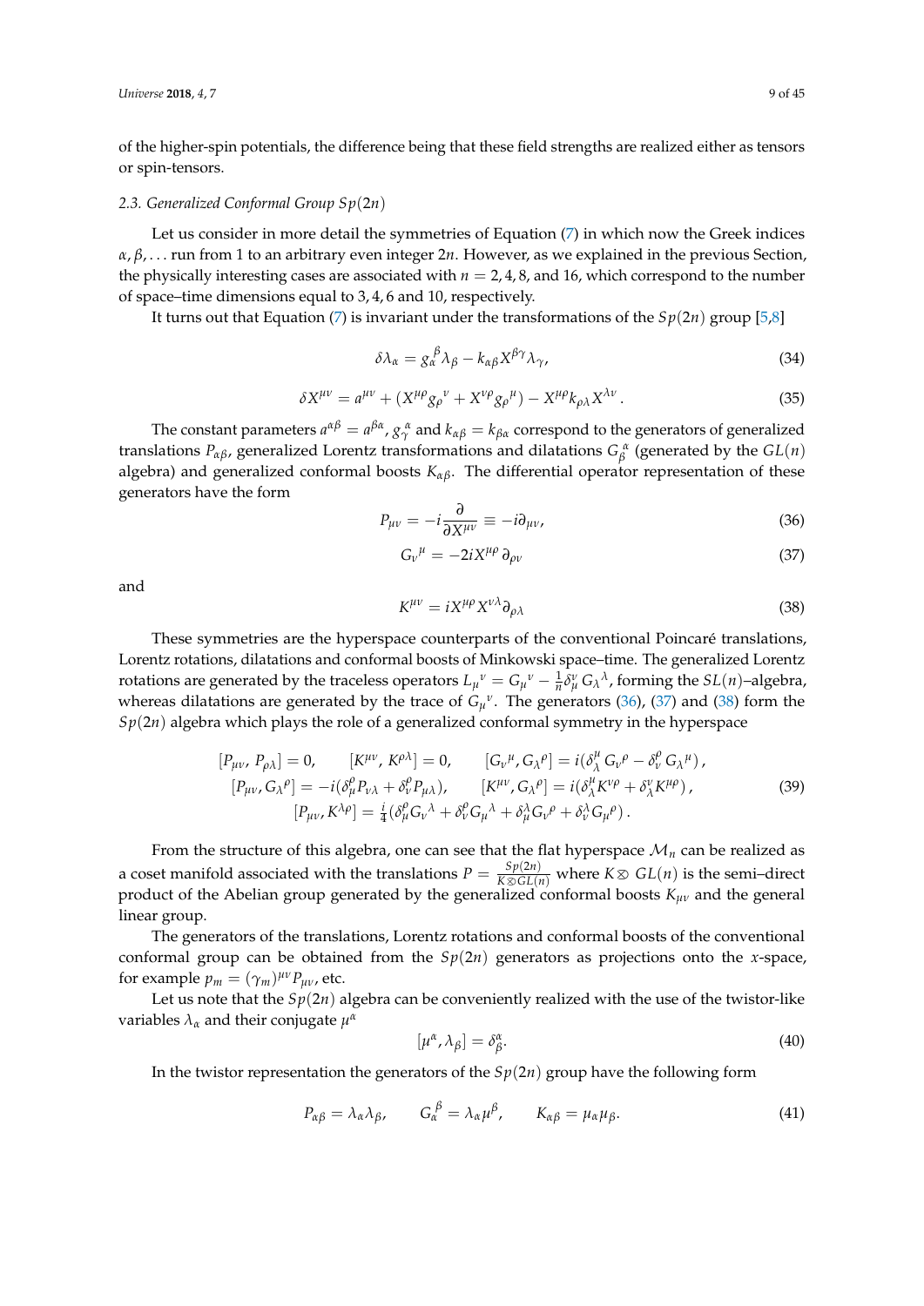of the higher-spin potentials, the difference being that these field strengths are realized either as tensors or spin-tensors.

### 2.3. Generalized Conformal Group $Sp(2n)$

Let us consider in more detail the symmetries of Equation (7) in which now the Greek indices $\alpha, \beta, \dots$ run from 1 to an arbitrary even integer $2n$. However, as we explained in the previous Section, the physically interesting cases are associated with $n = 2, 4, 8$, and 16, which correspond to the number of space–time dimensions equal to 3, 4, 6 and 10, respectively.

It turns out that Equation (7) is invariant under the transformations of the $Sp(2n)$ group [5,8]

$$\delta\lambda_\alpha = g_\alpha{}^\beta \lambda_\beta - k_{\alpha\beta} X^{\beta\gamma} \lambda_\gamma, \tag{34}$$

$$\delta X^{\mu\nu} = a^{\mu\nu} + (X^{\mu\rho} g_\rho{}^\nu + X^{\nu\rho} g_\rho{}^\mu) - X^{\mu\rho} k_{\rho\lambda} X^{\lambda\nu}\,. \tag{35}$$

The constant parameters $a^{\alpha\beta} = a^{\beta\alpha}$, $g_\gamma{}^\alpha$ and $k_{\alpha\beta} = k_{\beta\alpha}$ correspond to the generators of generalized translations $P_{\alpha\beta}$, generalized Lorentz transformations and dilatations $G_\beta{}^\alpha$ (generated by the $GL(n)$ algebra) and generalized conformal boosts $K_{\alpha\beta}$. The differential operator representation of these generators have the form

$$P_{\mu\nu} = -i\frac{\partial}{\partial X^{\mu\nu}} \equiv -i\partial_{\mu\nu}, \tag{36}$$

$$G_\nu{}^\mu = -2iX^{\mu\rho}\,\partial_{\rho\nu} \tag{37}$$

and

$$K^{\mu\nu} = iX^{\mu\rho}X^{\nu\lambda}\partial_{\rho\lambda} \tag{38}$$

These symmetries are the hyperspace counterparts of the conventional Poincaré translations, Lorentz rotations, dilatations and conformal boosts of Minkowski space–time. The generalized Lorentz rotations are generated by the traceless operators $L_\mu{}^\nu = G_\mu{}^\nu - \frac{1}{n}\delta_\mu^\nu\, G_\lambda{}^\lambda$, forming the $SL(n)$–algebra, whereas dilatations are generated by the trace of $G_\mu{}^\nu$. The generators (36), (37) and (38) form the $Sp(2n)$ algebra which plays the role of a generalized conformal symmetry in the hyperspace

$$\begin{gathered}
[P_{\mu\nu},\, P_{\rho\lambda}] = 0, \qquad [K^{\mu\nu},\, K^{\rho\lambda}] = 0, \qquad [G_\nu{}^\mu, G_\lambda{}^\rho] = i(\delta_\lambda^\mu\, G_\nu{}^\rho - \delta_\nu^\rho\, G_\lambda{}^\mu)\,, \\
[P_{\mu\nu}, G_\lambda{}^\rho] = -i(\delta_\mu^\rho P_{\nu\lambda} + \delta_\nu^\rho P_{\mu\lambda}), \qquad [K^{\mu\nu}, G_\lambda{}^\rho] = i(\delta_\lambda^\mu K^{\nu\rho} + \delta_\lambda^\nu K^{\mu\rho})\,, \\
[P_{\mu\nu}, K^{\lambda\rho}] = \tfrac{i}{4}(\delta_\mu^\rho G_\nu{}^\lambda + \delta_\nu^\rho G_\mu{}^\lambda + \delta_\mu^\lambda G_\nu{}^\rho + \delta_\nu^\lambda G_\mu{}^\rho)\,.
\end{gathered} \tag{39}$$

From the structure of this algebra, one can see that the flat hyperspace $\mathcal{M}_n$ can be realized as a coset manifold associated with the translations $P = \frac{Sp(2n)}{K \otimes GL(n)}$ where $K \otimes\, GL(n)$ is the semi–direct product of the Abelian group generated by the generalized conformal boosts $K_{\mu\nu}$ and the general linear group.

The generators of the translations, Lorentz rotations and conformal boosts of the conventional conformal group can be obtained from the $Sp(2n)$ generators as projections onto the $x$-space, for example $p_m = (\gamma_m)^{\mu\nu} P_{\mu\nu}$, etc.

Let us note that the $Sp(2n)$ algebra can be conveniently realized with the use of the twistor-like variables $\lambda_\alpha$ and their conjugate $\mu^\alpha$

$$[\mu^\alpha, \lambda_\beta] = \delta_\beta^\alpha. \tag{40}$$

In the twistor representation the generators of the $Sp(2n)$ group have the following form

$$P_{\alpha\beta} = \lambda_\alpha\lambda_\beta, \qquad G_\alpha{}^\beta = \lambda_\alpha\mu^\beta, \qquad K_{\alpha\beta} = \mu_\alpha\mu_\beta. \tag{41}$$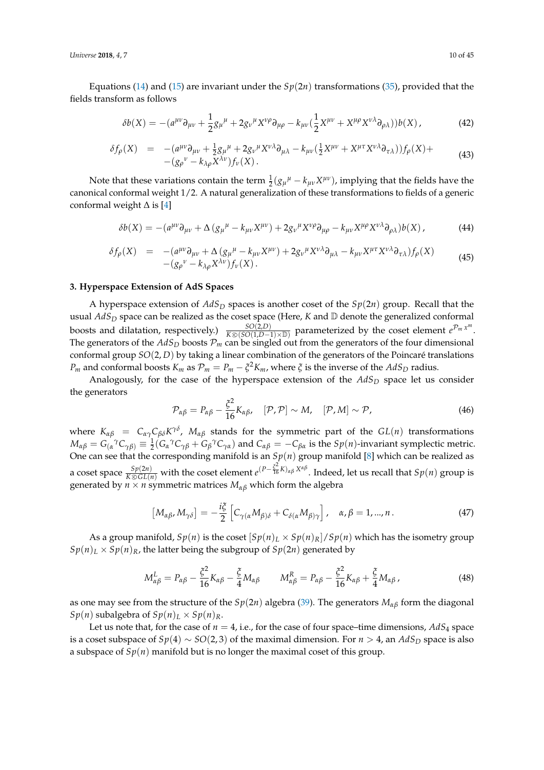Equations (14) and (15) are invariant under the $Sp(2n)$ transformations (35), provided that the fields transform as follows

$$\delta b(X) = -(a^{\mu\nu}\partial_{\mu\nu} + \frac{1}{2}g_\mu{}^\mu + 2g_\nu{}^\mu X^{\nu\rho}\partial_{\mu\rho} - k_{\mu\nu}(\frac{1}{2}X^{\mu\nu} + X^{\mu\rho}X^{\nu\lambda}\partial_{\rho\lambda}))b(X)\,, \tag{42}$$

$$\begin{aligned}\delta f_\rho(X) \;\; &= \;\; -(a^{\mu\nu}\partial_{\mu\nu} + \tfrac{1}{2}g_\mu{}^\mu + 2g_\nu{}^\mu X^{\nu\lambda}\partial_{\mu\lambda} - k_{\mu\nu}(\tfrac{1}{2}X^{\mu\nu} + X^{\mu\tau}X^{\nu\lambda}\partial_{\tau\lambda}))f_\rho(X) + \\ &\quad -(g_\rho{}^\nu - k_{\lambda\rho}X^{\lambda\nu})f_\nu(X)\,.\end{aligned} \tag{43}$$

Note that these variations contain the term $\frac{1}{2}(g_\mu{}^\mu - k_{\mu\nu}X^{\mu\nu})$, implying that the fields have the canonical conformal weight $1/2$. A natural generalization of these transformations to fields of a generic conformal weight $\Delta$ is [4]

$$\delta b(X) = -(a^{\mu\nu}\partial_{\mu\nu} + \Delta\,(g_\mu{}^\mu - k_{\mu\nu}X^{\mu\nu}) + 2g_\nu{}^\mu X^{\nu\rho}\partial_{\mu\rho} - k_{\mu\nu}X^{\mu\rho}X^{\nu\lambda}\partial_{\rho\lambda})b(X)\,, \tag{44}$$

$$\begin{aligned}\delta f_\rho(X) \;\; &= \;\; -(a^{\mu\nu}\partial_{\mu\nu} + \Delta\,(g_\mu{}^\mu - k_{\mu\nu}X^{\mu\nu}) + 2g_\nu{}^\mu X^{\nu\lambda}\partial_{\mu\lambda} - k_{\mu\nu}X^{\mu\tau}X^{\nu\lambda}\partial_{\tau\lambda})f_\rho(X) \\ &\quad -(g_\rho{}^\nu - k_{\lambda\rho}X^{\lambda\nu})f_\nu(X)\,.\end{aligned} \tag{45}$$

## 3. Hyperspace Extension of AdS Spaces

A hyperspace extension of $AdS_D$ spaces is another coset of the $Sp(2n)$ group. Recall that the usual $AdS_D$ space can be realized as the coset space (Here, $K$ and $\mathbb{D}$ denote the generalized conformal boosts and dilatation, respectively.) $\frac{SO(2,D)}{K \otimes (SO(1,D-1)\times \mathbb{D})}$ parameterized by the coset element $e^{\mathcal{P}_m x^m}$. The generators of the $AdS_D$ boosts $\mathcal{P}_m$ can be singled out from the generators of the four dimensional conformal group $SO(2,D)$ by taking a linear combination of the generators of the Poincaré translations $P_m$ and conformal boosts $K_m$ as $\mathcal{P}_m = P_m - \xi^2 K_m$, where $\xi$ is the inverse of the $AdS_D$ radius.

Analogously, for the case of the hyperspace extension of the $AdS_D$ space let us consider the generators

$$\mathcal{P}_{\alpha\beta} = P_{\alpha\beta} - \frac{\xi^2}{16}K_{\alpha\beta}, \quad [\mathcal{P},\mathcal{P}] \sim M, \quad [\mathcal{P},M] \sim \mathcal{P}, \tag{46}$$

where $K_{\alpha\beta} = C_{\alpha\gamma}C_{\beta\delta}K^{\gamma\delta}$, $M_{\alpha\beta}$ stands for the symmetric part of the $GL(n)$ transformations $M_{\alpha\beta} = G_{(\alpha}{}^\gamma C_{\gamma\beta)} \equiv \frac{1}{2}(G_\alpha{}^\gamma C_{\gamma\beta} + G_\beta{}^\gamma C_{\gamma\alpha})$ and $C_{\alpha\beta} = -C_{\beta\alpha}$ is the $Sp(n)$-invariant symplectic metric. One can see that the corresponding manifold is an $Sp(n)$ group manifold [8] which can be realized as a coset space $\frac{Sp(2n)}{K \otimes GL(n)}$ with the coset element $e^{(P-\frac{\xi^2}{16}K)_{\alpha\beta}X^{\alpha\beta}}$. Indeed, let us recall that $Sp(n)$ group is generated by $n \times n$ symmetric matrices $M_{\alpha\beta}$ which form the algebra

$$\left[M_{\alpha\beta}, M_{\gamma\delta}\right] = -\frac{i\xi}{2}\left[C_{\gamma(\alpha}M_{\beta)\delta} + C_{\delta(\alpha}M_{\beta)\gamma}\right], \quad \alpha,\beta = 1,...,n\,. \tag{47}$$

As a group manifold, $Sp(n)$ is the coset $[Sp(n)_L \times Sp(n)_R]/Sp(n)$ which has the isometry group $Sp(n)_L \times Sp(n)_R$, the latter being the subgroup of $Sp(2n)$ generated by

$$M^L_{\alpha\beta} = P_{\alpha\beta} - \frac{\xi^2}{16}K_{\alpha\beta} - \frac{\xi}{4}M_{\alpha\beta} \qquad M^R_{\alpha\beta} = P_{\alpha\beta} - \frac{\xi^2}{16}K_{\alpha\beta} + \frac{\xi}{4}M_{\alpha\beta}\,, \tag{48}$$

as one may see from the structure of the $Sp(2n)$ algebra (39). The generators $M_{\alpha\beta}$ form the diagonal $Sp(n)$ subalgebra of $Sp(n)_L \times Sp(n)_R$.

Let us note that, for the case of $n = 4$, i.e., for the case of four space–time dimensions, $AdS_4$ space is a coset subspace of $Sp(4) \sim SO(2,3)$ of the maximal dimension. For $n > 4$, an $AdS_D$ space is also a subspace of $Sp(n)$ manifold but is no longer the maximal coset of this group.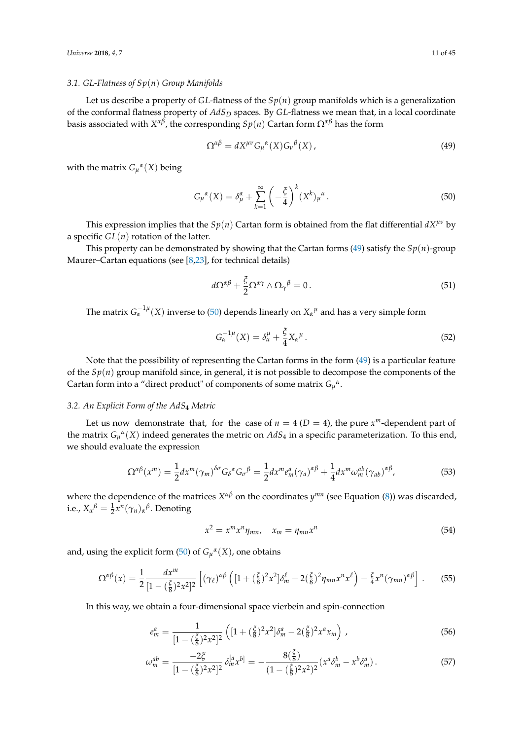### 3.1. GL-Flatness of $Sp(n)$ Group Manifolds

Let us describe a property of $GL$-flatness of the $Sp(n)$ group manifolds which is a generalization of the conformal flatness property of $AdS_D$ spaces. By $GL$-flatness we mean that, in a local coordinate basis associated with $X^{\alpha\beta}$, the corresponding $Sp(n)$ Cartan form $\Omega^{\alpha\beta}$ has the form

$$\Omega^{\alpha\beta} = dX^{\mu\nu} G_\mu{}^\alpha(X) G_\nu{}^\beta(X) \,, \tag{49}$$

with the matrix $G_\mu{}^\alpha(X)$ being

$$G_\mu{}^\alpha(X) = \delta_\mu^\alpha + \sum_{k=1}^{\infty} \left(-\frac{\xi}{4}\right)^k (X^k)_\mu{}^\alpha \,. \tag{50}$$

This expression implies that the $Sp(n)$ Cartan form is obtained from the flat differential $dX^{\mu\nu}$ by a specific $GL(n)$ rotation of the latter.

This property can be demonstrated by showing that the Cartan forms (49) satisfy the $Sp(n)$-group Maurer–Cartan equations (see [8,23], for technical details)

$$d\Omega^{\alpha\beta} + \frac{\xi}{2} \Omega^{\alpha\gamma} \wedge \Omega_\gamma{}^\beta = 0 \,. \tag{51}$$

The matrix $G_\alpha^{-1\mu}(X)$ inverse to (50) depends linearly on $X_\alpha{}^\mu$ and has a very simple form

$$G_\alpha^{-1\mu}(X) = \delta_\alpha^\mu + \frac{\xi}{4} X_\alpha{}^\mu \,. \tag{52}$$

Note that the possibility of representing the Cartan forms in the form (49) is a particular feature of the $Sp(n)$ group manifold since, in general, it is not possible to decompose the components of the Cartan form into a "direct product" of components of some matrix $G_\mu{}^\alpha$.

### 3.2. An Explicit Form of the $AdS_4$ Metric

Let us now demonstrate that, for the case of $n = 4$ ($D = 4$), the pure $x^m$-dependent part of the matrix $G_\mu{}^\alpha(X)$ indeed generates the metric on $AdS_4$ in a specific parameterization. To this end, we should evaluate the expression

$$\Omega^{\alpha\beta}(x^m) = \frac{1}{2} dx^m (\gamma_m)^{\delta\sigma} G_\delta{}^\alpha G_\sigma{}^\beta = \frac{1}{2} dx^m e_m^a (\gamma_a)^{\alpha\beta} + \frac{1}{4} dx^m \omega_m^{ab} (\gamma_{ab})^{\alpha\beta}, \tag{53}$$

where the dependence of the matrices $X^{\alpha\beta}$ on the coordinates $y^{mn}$ (see Equation (8)) was discarded, i.e., $X_\alpha{}^\beta = \frac{1}{2} x^n (\gamma_n)_\alpha{}^\beta$. Denoting

$$x^2 = x^m x^n \eta_{mn}, \quad x_m = \eta_{mn} x^n \tag{54}$$

and, using the explicit form (50) of $G_\mu{}^\alpha(X)$, one obtains

$$\Omega^{\alpha\beta}(x) = \frac{1}{2} \frac{dx^m}{[1 - (\frac{\xi}{8})^2 x^2]^2} \left[ (\gamma_\ell)^{\alpha\beta} \left( [1 + (\tfrac{\xi}{8})^2 x^2] \delta_m^\ell - 2 (\tfrac{\xi}{8})^2 \eta_{mn} x^n x^\ell \right) - \tfrac{\xi}{4} x^n (\gamma_{mn})^{\alpha\beta} \right] . \tag{55}$$

In this way, we obtain a four-dimensional space vierbein and spin-connection

$$e_m^a = \frac{1}{[1 - (\frac{\xi}{8})^2 x^2]^2} \left( [1 + (\tfrac{\xi}{8})^2 x^2] \delta_m^a - 2 (\tfrac{\xi}{8})^2 x^a x_m \right) , \tag{56}$$

$$\omega_m^{ab} = \frac{-2\xi}{[1 - (\frac{\xi}{8})^2 x^2]^2} \, \delta_m^{[a} x^{b]} = - \frac{8 (\frac{\xi}{8})}{(1 - (\frac{\xi}{8})^2 x^2)^2} (x^a \delta_m^b - x^b \delta_m^a) \,. \tag{57}$$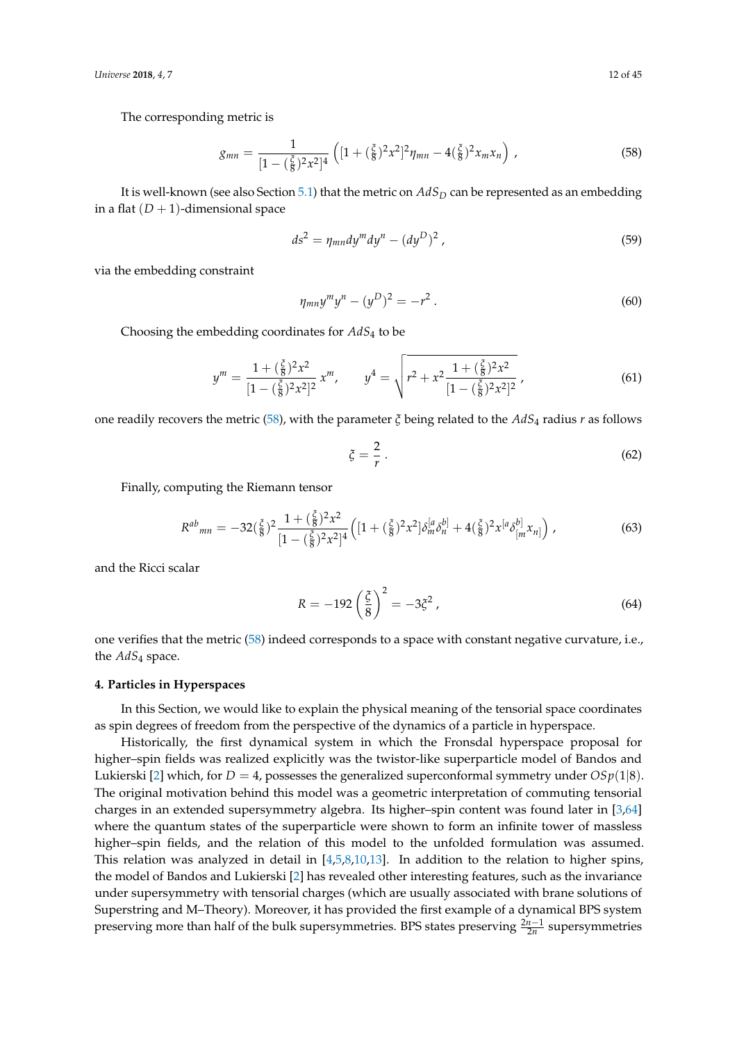The corresponding metric is

$$
g_{mn} = \frac{1}{[1-(\frac{\xi}{8})^2 x^2]^4} \left( [1+(\tfrac{\xi}{8})^2 x^2]^2 \eta_{mn} - 4(\tfrac{\xi}{8})^2 x_m x_n \right) , \tag{58}
$$

It is well-known (see also Section 5.1) that the metric on $AdS_D$ can be represented as an embedding in a flat $(D+1)$-dimensional space

$$
ds^2 = \eta_{mn} dy^m dy^n - (dy^D)^2 , \tag{59}
$$

via the embedding constraint

$$
\eta_{mn} y^m y^n - (y^D)^2 = -r^2 . \tag{60}
$$

Choosing the embedding coordinates for $AdS_4$ to be

$$
y^m = \frac{1+(\frac{\xi}{8})^2 x^2}{[1-(\frac{\xi}{8})^2 x^2]^2} \, x^m, \qquad y^4 = \sqrt{r^2 + x^2 \frac{1+(\frac{\xi}{8})^2 x^2}{[1-(\frac{\xi}{8})^2 x^2]^2}} , \tag{61}
$$

one readily recovers the metric (58), with the parameter $\xi$ being related to the $AdS_4$ radius $r$ as follows

$$
\xi = \frac{2}{r} . \tag{62}
$$

Finally, computing the Riemann tensor

$$
R^{ab}{}_{mn} = -32(\tfrac{\xi}{8})^2 \frac{1+(\frac{\xi}{8})^2 x^2}{[1-(\frac{\xi}{8})^2 x^2]^4} \left( [1+(\tfrac{\xi}{8})^2 x^2] \delta_m^{[a} \delta_n^{b]} + 4(\tfrac{\xi}{8})^2 x^{[a} \delta^{b]}_{[m} x_{n]} \right) , \tag{63}
$$

and the Ricci scalar

$$
R = -192 \left( \frac{\xi}{8} \right)^2 = -3\xi^2 , \tag{64}
$$

one verifies that the metric (58) indeed corresponds to a space with constant negative curvature, i.e., the $AdS_4$ space.

## 4. Particles in Hyperspaces

In this Section, we would like to explain the physical meaning of the tensorial space coordinates as spin degrees of freedom from the perspective of the dynamics of a particle in hyperspace.

Historically, the first dynamical system in which the Fronsdal hyperspace proposal for higher–spin fields was realized explicitly was the twistor-like superparticle model of Bandos and Lukierski [2] which, for $D=4$, possesses the generalized superconformal symmetry under $OSp(1|8)$. The original motivation behind this model was a geometric interpretation of commuting tensorial charges in an extended supersymmetry algebra. Its higher–spin content was found later in [3,64] where the quantum states of the superparticle were shown to form an infinite tower of massless higher–spin fields, and the relation of this model to the unfolded formulation was assumed. This relation was analyzed in detail in [4,5,8,10,13]. In addition to the relation to higher spins, the model of Bandos and Lukierski [2] has revealed other interesting features, such as the invariance under supersymmetry with tensorial charges (which are usually associated with brane solutions of Superstring and M–Theory). Moreover, it has provided the first example of a dynamical BPS system preserving more than half of the bulk supersymmetries. BPS states preserving $\frac{2n-1}{2n}$ supersymmetries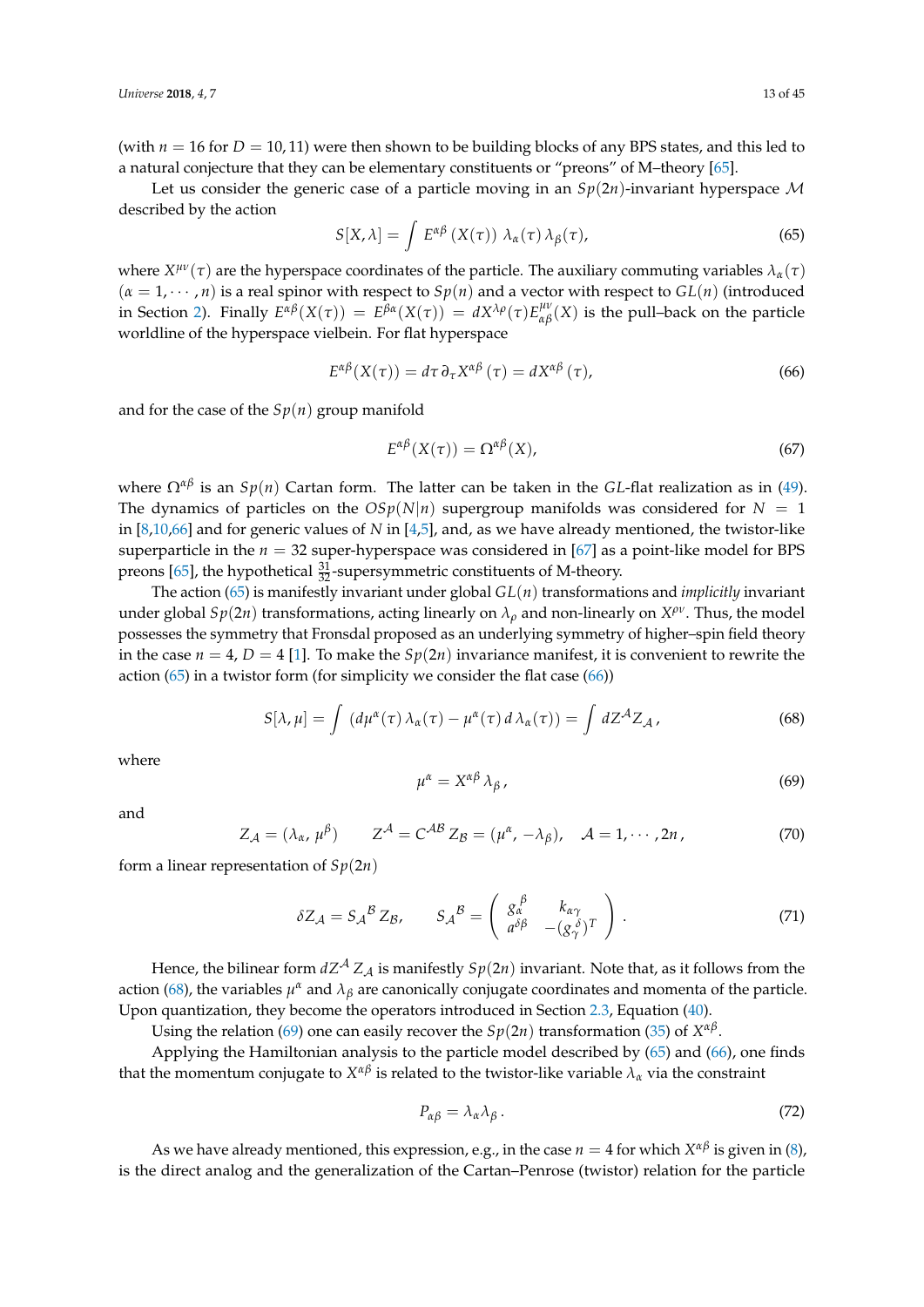(with $n = 16$ for $D = 10, 11$) were then shown to be building blocks of any BPS states, and this led to a natural conjecture that they can be elementary constituents or "preons" of M–theory [65].

Let us consider the generic case of a particle moving in an $Sp(2n)$-invariant hyperspace $\mathcal{M}$ described by the action

$$S[X,\lambda] = \int E^{\alpha\beta}\,(X(\tau))\;\lambda_\alpha(\tau)\,\lambda_\beta(\tau), \tag{65}$$

where $X^{\mu\nu}(\tau)$ are the hyperspace coordinates of the particle. The auxiliary commuting variables $\lambda_\alpha(\tau)$ ($\alpha = 1, \cdots, n$) is a real spinor with respect to $Sp(n)$ and a vector with respect to $GL(n)$ (introduced in Section 2). Finally $E^{\alpha\beta}(X(\tau)) = E^{\beta\alpha}(X(\tau)) = dX^{\lambda\rho}(\tau)E^{\mu\nu}_{\alpha\beta}(X)$ is the pull–back on the particle worldline of the hyperspace vielbein. For flat hyperspace

$$E^{\alpha\beta}(X(\tau)) = d\tau\,\partial_\tau X^{\alpha\beta}\,(\tau) = dX^{\alpha\beta}\,(\tau), \tag{66}$$

and for the case of the $Sp(n)$ group manifold

$$E^{\alpha\beta}(X(\tau)) = \Omega^{\alpha\beta}(X), \tag{67}$$

where $\Omega^{\alpha\beta}$ is an $Sp(n)$ Cartan form. The latter can be taken in the $GL$-flat realization as in (49). The dynamics of particles on the $OSp(N|n)$ supergroup manifolds was considered for $N = 1$ in [8,10,66] and for generic values of $N$ in [4,5], and, as we have already mentioned, the twistor-like superparticle in the $n = 32$ super-hyperspace was considered in [67] as a point-like model for BPS preons [65], the hypothetical $\frac{31}{32}$-supersymmetric constituents of M-theory.

The action (65) is manifestly invariant under global $GL(n)$ transformations and *implicitly* invariant under global $Sp(2n)$ transformations, acting linearly on $\lambda_\rho$ and non-linearly on $X^{\rho\nu}$. Thus, the model possesses the symmetry that Fronsdal proposed as an underlying symmetry of higher–spin field theory in the case $n = 4$, $D = 4$ [1]. To make the $Sp(2n)$ invariance manifest, it is convenient to rewrite the action (65) in a twistor form (for simplicity we consider the flat case (66))

$$S[\lambda,\mu] = \int\,(d\mu^\alpha(\tau)\,\lambda_\alpha(\tau) - \mu^\alpha(\tau)\,d\,\lambda_\alpha(\tau)) = \int\,dZ^{\mathcal{A}}Z_{\mathcal{A}}\,, \tag{68}$$

where

$$\mu^\alpha = X^{\alpha\beta}\,\lambda_\beta\,, \tag{69}$$

and

$$Z_{\mathcal{A}} = (\lambda_\alpha,\,\mu^\beta) \qquad Z^{\mathcal{A}} = C^{\mathcal{A}\mathcal{B}}\,Z_{\mathcal{B}} = (\mu^\alpha,\,-\lambda_\beta), \quad \mathcal{A} = 1,\cdots,2n\,, \tag{70}$$

form a linear representation of $Sp(2n)$

$$\delta Z_{\mathcal{A}} = S_{\mathcal{A}}{}^{\mathcal{B}}\,Z_{\mathcal{B}}, \qquad S_{\mathcal{A}}{}^{\mathcal{B}} = \begin{pmatrix} g_\alpha{}^\beta & k_{\alpha\gamma} \\ a^{\delta\beta} & -(g_\gamma{}^\delta)^T \end{pmatrix}. \tag{71}$$

Hence, the bilinear form $dZ^{\mathcal{A}}\,Z_{\mathcal{A}}$ is manifestly $Sp(2n)$ invariant. Note that, as it follows from the action (68), the variables $\mu^\alpha$ and $\lambda_\beta$ are canonically conjugate coordinates and momenta of the particle. Upon quantization, they become the operators introduced in Section 2.3, Equation (40).

Using the relation (69) one can easily recover the $Sp(2n)$ transformation (35) of $X^{\alpha\beta}$.

Applying the Hamiltonian analysis to the particle model described by (65) and (66), one finds that the momentum conjugate to $X^{\alpha\beta}$ is related to the twistor-like variable $\lambda_\alpha$ via the constraint

$$P_{\alpha\beta} = \lambda_\alpha\lambda_\beta\,. \tag{72}$$

As we have already mentioned, this expression, e.g., in the case $n = 4$ for which $X^{\alpha\beta}$ is given in (8), is the direct analog and the generalization of the Cartan–Penrose (twistor) relation for the particle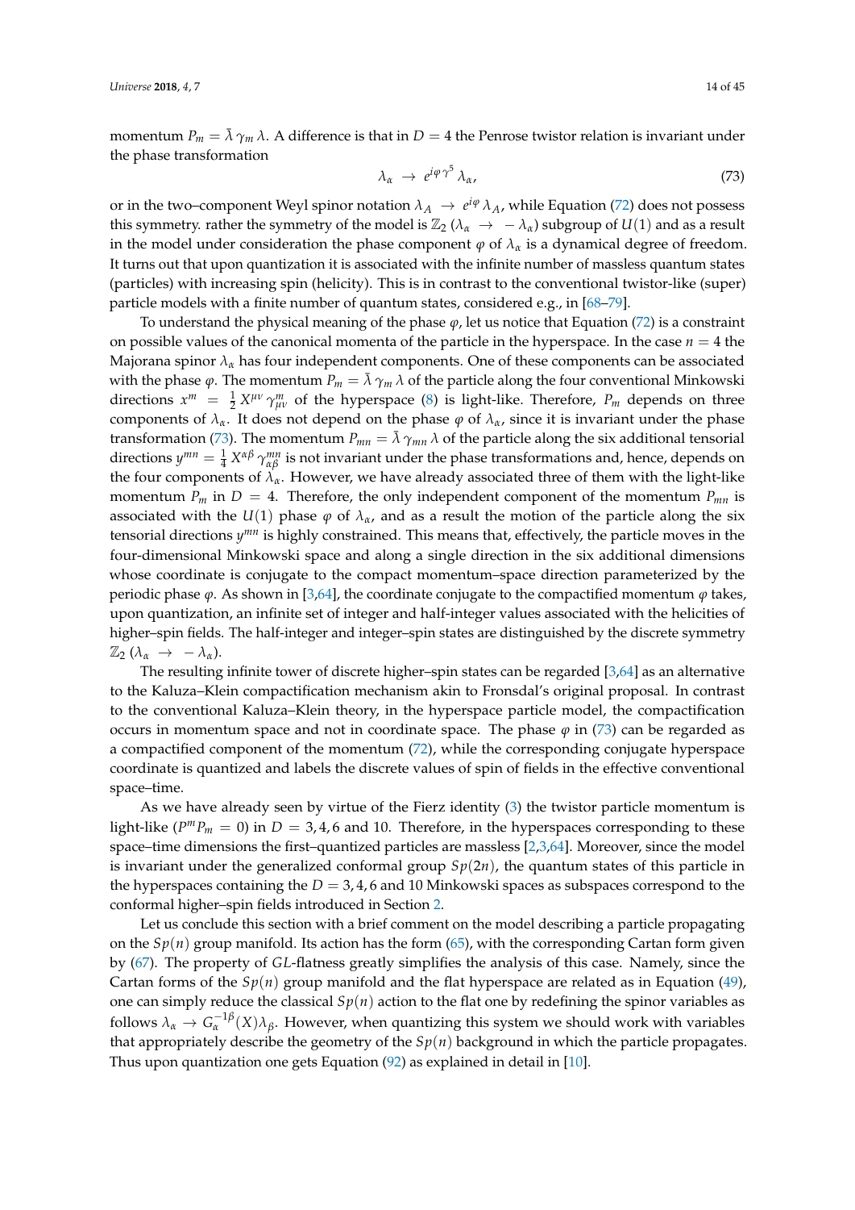momentum $P_m = \bar{\lambda}\,\gamma_m\,\lambda$. A difference is that in $D = 4$ the Penrose twistor relation is invariant under the phase transformation

$$\lambda_\alpha \;\rightarrow\; e^{i\varphi\,\gamma^5}\,\lambda_\alpha, \tag{73}$$

or in the two–component Weyl spinor notation $\lambda_A \;\rightarrow\; e^{i\varphi}\,\lambda_A$, while Equation (72) does not possess this symmetry. rather the symmetry of the model is $\mathbb{Z}_2$ ($\lambda_\alpha \;\rightarrow\; -\lambda_\alpha$) subgroup of $U(1)$ and as a result in the model under consideration the phase component $\varphi$ of $\lambda_\alpha$ is a dynamical degree of freedom. It turns out that upon quantization it is associated with the infinite number of massless quantum states (particles) with increasing spin (helicity). This is in contrast to the conventional twistor-like (super) particle models with a finite number of quantum states, considered e.g., in [68–79].

To understand the physical meaning of the phase $\varphi$, let us notice that Equation (72) is a constraint on possible values of the canonical momenta of the particle in the hyperspace. In the case $n = 4$ the Majorana spinor $\lambda_\alpha$ has four independent components. One of these components can be associated with the phase $\varphi$. The momentum $P_m = \bar{\lambda}\,\gamma_m\,\lambda$ of the particle along the four conventional Minkowski directions $x^m \;=\; \frac{1}{2}\,X^{\mu\nu}\,\gamma^m_{\mu\nu}$ of the hyperspace (8) is light-like. Therefore, $P_m$ depends on three components of $\lambda_\alpha$. It does not depend on the phase $\varphi$ of $\lambda_\alpha$, since it is invariant under the phase transformation (73). The momentum $P_{mn} = \bar{\lambda}\,\gamma_{mn}\,\lambda$ of the particle along the six additional tensorial directions $y^{mn} = \frac{1}{4}\,X^{\alpha\beta}\,\gamma^{mn}_{\alpha\beta}$ is not invariant under the phase transformations and, hence, depends on the four components of $\lambda_\alpha$. However, we have already associated three of them with the light-like momentum $P_m$ in $D = 4$. Therefore, the only independent component of the momentum $P_{mn}$ is associated with the $U(1)$ phase $\varphi$ of $\lambda_\alpha$, and as a result the motion of the particle along the six tensorial directions $y^{mn}$ is highly constrained. This means that, effectively, the particle moves in the four-dimensional Minkowski space and along a single direction in the six additional dimensions whose coordinate is conjugate to the compact momentum–space direction parameterized by the periodic phase $\varphi$. As shown in [3,64], the coordinate conjugate to the compactified momentum $\varphi$ takes, upon quantization, an infinite set of integer and half-integer values associated with the helicities of higher–spin fields. The half-integer and integer–spin states are distinguished by the discrete symmetry $\mathbb{Z}_2$ ($\lambda_\alpha \;\rightarrow\; -\lambda_\alpha$).

The resulting infinite tower of discrete higher–spin states can be regarded [3,64] as an alternative to the Kaluza–Klein compactification mechanism akin to Fronsdal's original proposal. In contrast to the conventional Kaluza–Klein theory, in the hyperspace particle model, the compactification occurs in momentum space and not in coordinate space. The phase $\varphi$ in (73) can be regarded as a compactified component of the momentum (72), while the corresponding conjugate hyperspace coordinate is quantized and labels the discrete values of spin of fields in the effective conventional space–time.

As we have already seen by virtue of the Fierz identity (3) the twistor particle momentum is light-like ($P^m P_m = 0$) in $D = 3, 4, 6$ and 10. Therefore, in the hyperspaces corresponding to these space–time dimensions the first–quantized particles are massless [2,3,64]. Moreover, since the model is invariant under the generalized conformal group $Sp(2n)$, the quantum states of this particle in the hyperspaces containing the $D = 3, 4, 6$ and 10 Minkowski spaces as subspaces correspond to the conformal higher–spin fields introduced in Section 2.

Let us conclude this section with a brief comment on the model describing a particle propagating on the $Sp(n)$ group manifold. Its action has the form (65), with the corresponding Cartan form given by (67). The property of $GL$-flatness greatly simplifies the analysis of this case. Namely, since the Cartan forms of the $Sp(n)$ group manifold and the flat hyperspace are related as in Equation (49), one can simply reduce the classical $Sp(n)$ action to the flat one by redefining the spinor variables as follows $\lambda_\alpha \rightarrow G^{-1\beta}_{\alpha}(X)\lambda_\beta$. However, when quantizing this system we should work with variables that appropriately describe the geometry of the $Sp(n)$ background in which the particle propagates. Thus upon quantization one gets Equation (92) as explained in detail in [10].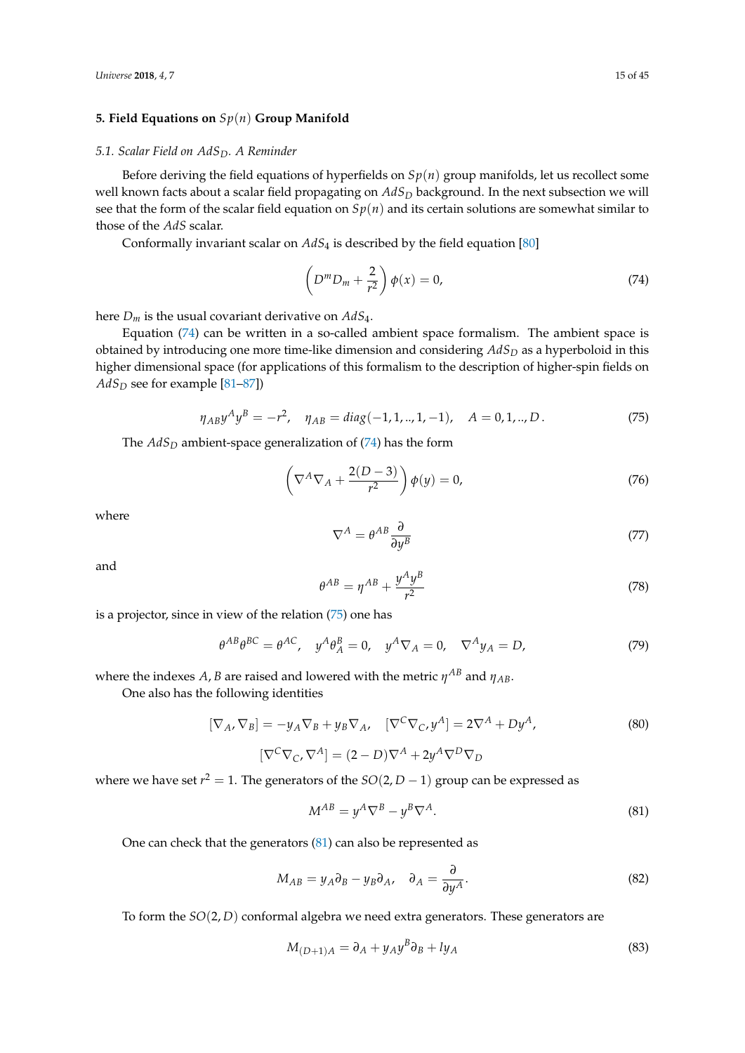## 5. Field Equations on $Sp(n)$ Group Manifold

### 5.1. Scalar Field on $AdS_D$. A Reminder

Before deriving the field equations of hyperfields on $Sp(n)$ group manifolds, let us recollect some well known facts about a scalar field propagating on $AdS_D$ background. In the next subsection we will see that the form of the scalar field equation on $Sp(n)$ and its certain solutions are somewhat similar to those of the $AdS$ scalar.

Conformally invariant scalar on $AdS_4$ is described by the field equation [80]

$$
\left( D^m D_m + \frac{2}{r^2} \right) \phi(x) = 0, \tag{74}
$$

here $D_m$ is the usual covariant derivative on $AdS_4$.

Equation (74) can be written in a so-called ambient space formalism. The ambient space is obtained by introducing one more time-like dimension and considering $AdS_D$ as a hyperboloid in this higher dimensional space (for applications of this formalism to the description of higher-spin fields on $AdS_D$ see for example [81–87])

$$
\eta_{AB} y^A y^B = -r^2, \quad \eta_{AB} = diag(-1, 1, .., 1, -1), \quad A = 0, 1, .., D\,. \tag{75}
$$

The $AdS_D$ ambient-space generalization of (74) has the form

$$
\left( \nabla^A \nabla_A + \frac{2(D-3)}{r^2} \right) \phi(y) = 0, \tag{76}
$$

where

$$
\nabla^A = \theta^{AB} \frac{\partial}{\partial y^B} \tag{77}
$$

and

$$
\theta^{AB} = \eta^{AB} + \frac{y^A y^B}{r^2} \tag{78}
$$

is a projector, since in view of the relation (75) one has

$$
\theta^{AB} \theta^{BC} = \theta^{AC}, \quad y^A \theta_A^B = 0, \quad y^A \nabla_A = 0, \quad \nabla^A y_A = D, \tag{79}
$$

where the indexes $A, B$ are raised and lowered with the metric $\eta^{AB}$ and $\eta_{AB}$.

One also has the following identities

$$
[\nabla_A, \nabla_B] = -y_A \nabla_B + y_B \nabla_A, \quad [\nabla^C \nabla_C, y^A] = 2\nabla^A + D y^A, \tag{80}
$$

$$
[\nabla^C \nabla_C, \nabla^A] = (2-D)\nabla^A + 2 y^A \nabla^D \nabla_D
$$

where we have set $r^2 = 1$. The generators of the $SO(2, D-1)$ group can be expressed as

$$
M^{AB} = y^A \nabla^B - y^B \nabla^A. \tag{81}
$$

One can check that the generators (81) can also be represented as

$$
M_{AB} = y_A \partial_B - y_B \partial_A, \quad \partial_A = \frac{\partial}{\partial y^A}. \tag{82}
$$

To form the $SO(2, D)$ conformal algebra we need extra generators. These generators are

$$
M_{(D+1)A} = \partial_A + y_A y^B \partial_B + l y_A \tag{83}
$$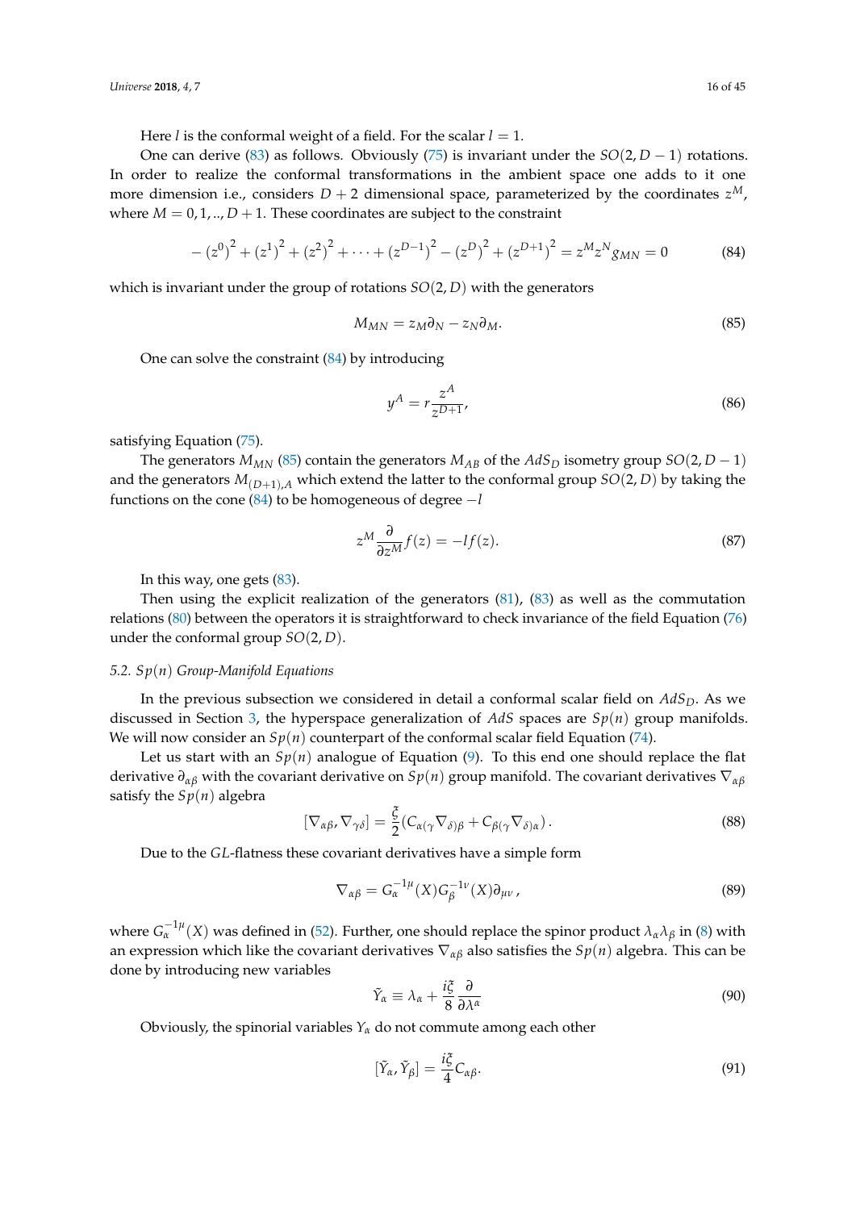Here $l$ is the conformal weight of a field. For the scalar $l = 1$.

One can derive (83) as follows. Obviously (75) is invariant under the $SO(2, D-1)$ rotations. In order to realize the conformal transformations in the ambient space one adds to it one more dimension i.e., considers $D+2$ dimensional space, parameterized by the coordinates $z^M$, where $M = 0, 1, .., D+1$. These coordinates are subject to the constraint

$$-\left(z^0\right)^2 + \left(z^1\right)^2 + \left(z^2\right)^2 + \cdots + \left(z^{D-1}\right)^2 - \left(z^D\right)^2 + \left(z^{D+1}\right)^2 = z^M z^N g_{MN} = 0 \tag{84}$$

which is invariant under the group of rotations $SO(2, D)$ with the generators

$$M_{MN} = z_M \partial_N - z_N \partial_M. \tag{85}$$

One can solve the constraint (84) by introducing

$$y^A = r\frac{z^A}{z^{D+1}}, \tag{86}$$

satisfying Equation (75).

The generators $M_{MN}$ (85) contain the generators $M_{AB}$ of the $AdS_D$ isometry group $SO(2, D-1)$ and the generators $M_{(D+1),A}$ which extend the latter to the conformal group $SO(2, D)$ by taking the functions on the cone (84) to be homogeneous of degree $-l$

$$z^M \frac{\partial}{\partial z^M} f(z) = -l f(z). \tag{87}$$

In this way, one gets (83).

Then using the explicit realization of the generators (81), (83) as well as the commutation relations (80) between the operators it is straightforward to check invariance of the field Equation (76) under the conformal group $SO(2, D)$.

### 5.2. $Sp(n)$ Group-Manifold Equations

In the previous subsection we considered in detail a conformal scalar field on $AdS_D$. As we discussed in Section 3, the hyperspace generalization of $AdS$ spaces are $Sp(n)$ group manifolds. We will now consider an $Sp(n)$ counterpart of the conformal scalar field Equation (74).

Let us start with an $Sp(n)$ analogue of Equation (9). To this end one should replace the flat derivative $\partial_{\alpha\beta}$ with the covariant derivative on $Sp(n)$ group manifold. The covariant derivatives $\nabla_{\alpha\beta}$ satisfy the $Sp(n)$ algebra

$$[\nabla_{\alpha\beta}, \nabla_{\gamma\delta}] = \frac{\xi}{2}(C_{\alpha(\gamma}\nabla_{\delta)\beta} + C_{\beta(\gamma}\nabla_{\delta)\alpha}). \tag{88}$$

Due to the $GL$-flatness these covariant derivatives have a simple form

$$\nabla_{\alpha\beta} = G_\alpha^{-1\mu}(X) G_\beta^{-1\nu}(X) \partial_{\mu\nu}, \tag{89}$$

where $G_\alpha^{-1\mu}(X)$ was defined in (52). Further, one should replace the spinor product $\lambda_\alpha\lambda_\beta$ in (8) with an expression which like the covariant derivatives $\nabla_{\alpha\beta}$ also satisfies the $Sp(n)$ algebra. This can be done by introducing new variables

$$\tilde{Y}_\alpha \equiv \lambda_\alpha + \frac{i\xi}{8}\frac{\partial}{\partial\lambda^\alpha} \tag{90}$$

Obviously, the spinorial variables $Y_\alpha$ do not commute among each other

$$[\tilde{Y}_\alpha, \tilde{Y}_\beta] = \frac{i\xi}{4} C_{\alpha\beta}. \tag{91}$$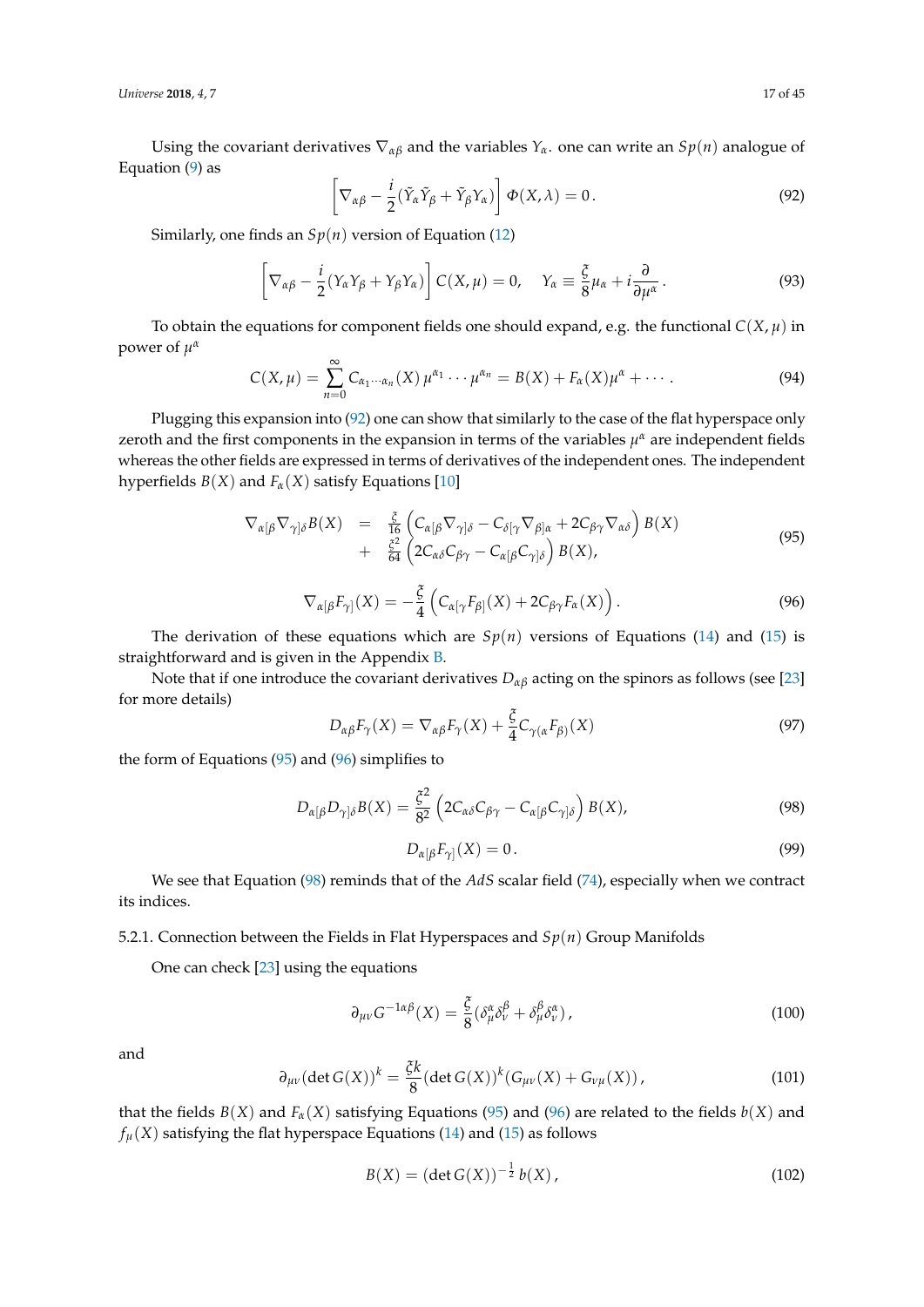Using the covariant derivatives $\nabla_{\alpha\beta}$ and the variables $Y_\alpha$. one can write an $Sp(n)$ analogue of Equation (9) as

$$\left[\nabla_{\alpha\beta} - \frac{i}{2}(\tilde{Y}_\alpha \tilde{Y}_\beta + \tilde{Y}_\beta Y_\alpha)\right] \Phi(X,\lambda) = 0\,. \tag{92}$$

Similarly, one finds an $Sp(n)$ version of Equation (12)

$$\left[\nabla_{\alpha\beta} - \frac{i}{2}(Y_\alpha Y_\beta + Y_\beta Y_\alpha)\right] C(X,\mu) = 0, \quad Y_\alpha \equiv \frac{\xi}{8}\mu_\alpha + i\frac{\partial}{\partial\mu^\alpha}\,. \tag{93}$$

To obtain the equations for component fields one should expand, e.g. the functional $C(X,\mu)$ in power of $\mu^\alpha$

$$C(X,\mu) = \sum_{n=0}^{\infty} C_{\alpha_1\cdots\alpha_n}(X)\,\mu^{\alpha_1}\cdots\mu^{\alpha_n} = B(X) + F_\alpha(X)\mu^\alpha + \cdots\,. \tag{94}$$

Plugging this expansion into (92) one can show that similarly to the case of the flat hyperspace only zeroth and the first components in the expansion in terms of the variables $\mu^\alpha$ are independent fields whereas the other fields are expressed in terms of derivatives of the independent ones. The independent hyperfields $B(X)$ and $F_\alpha(X)$ satisfy Equations [10]

$$\begin{aligned}
\nabla_{\alpha[\beta}\nabla_{\gamma]\delta}B(X) \;&=\; \tfrac{\xi}{16}\left(C_{\alpha[\beta}\nabla_{\gamma]\delta} - C_{\delta[\gamma}\nabla_{\beta]\alpha} + 2C_{\beta\gamma}\nabla_{\alpha\delta}\right)B(X)\\
&+\; \tfrac{\xi^2}{64}\left(2C_{\alpha\delta}C_{\beta\gamma} - C_{\alpha[\beta}C_{\gamma]\delta}\right)B(X),
\end{aligned} \tag{95}$$

$$\nabla_{\alpha[\beta}F_{\gamma]}(X) = -\frac{\xi}{4}\left(C_{\alpha[\gamma}F_{\beta]}(X) + 2C_{\beta\gamma}F_\alpha(X)\right). \tag{96}$$

The derivation of these equations which are $Sp(n)$ versions of Equations (14) and (15) is straightforward and is given in the Appendix B.

Note that if one introduce the covariant derivatives $D_{\alpha\beta}$ acting on the spinors as follows (see [23] for more details)

$$D_{\alpha\beta}F_\gamma(X) = \nabla_{\alpha\beta}F_\gamma(X) + \frac{\xi}{4}C_{\gamma(\alpha}F_{\beta)}(X) \tag{97}$$

the form of Equations (95) and (96) simplifies to

$$D_{\alpha[\beta}D_{\gamma]\delta}B(X) = \frac{\xi^2}{8^2}\left(2C_{\alpha\delta}C_{\beta\gamma} - C_{\alpha[\beta}C_{\gamma]\delta}\right)B(X), \tag{98}$$

$$D_{\alpha[\beta}F_{\gamma]}(X) = 0\,. \tag{99}$$

We see that Equation (98) reminds that of the $AdS$ scalar field (74), especially when we contract its indices.

#### 5.2.1. Connection between the Fields in Flat Hyperspaces and $Sp(n)$ Group Manifolds

One can check [23] using the equations

$$\partial_{\mu\nu}G^{-1\alpha\beta}(X) = \frac{\xi}{8}(\delta^\alpha_\mu\delta^\beta_\nu + \delta^\beta_\mu\delta^\alpha_\nu)\,, \tag{100}$$

and

$$\partial_{\mu\nu}(\det G(X))^k = \frac{\xi k}{8}(\det G(X))^k(G_{\mu\nu}(X) + G_{\nu\mu}(X))\,, \tag{101}$$

that the fields $B(X)$ and $F_\alpha(X)$ satisfying Equations (95) and (96) are related to the fields $b(X)$ and $f_\mu(X)$ satisfying the flat hyperspace Equations (14) and (15) as follows

$$B(X) = (\det G(X))^{-\frac{1}{2}}\,b(X)\,, \tag{102}$$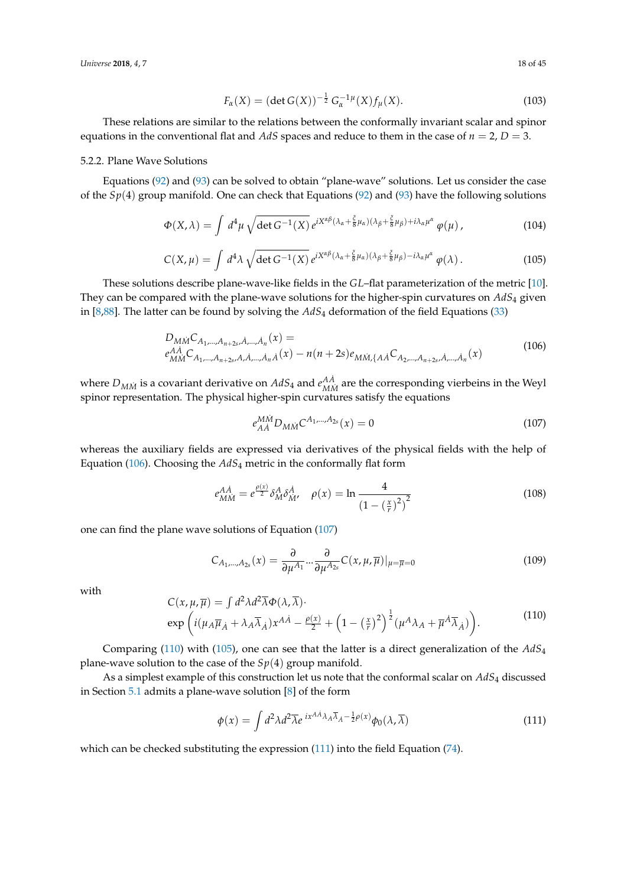$$F_\alpha(X) = (\det G(X))^{-\frac{1}{2}}\, G_\alpha^{-1\mu}(X) f_\mu(X). \tag{103}$$

These relations are similar to the relations between the conformally invariant scalar and spinor equations in the conventional flat and $AdS$ spaces and reduce to them in the case of $n = 2$, $D = 3$.

### 5.2.2. Plane Wave Solutions

Equations (92) and (93) can be solved to obtain "plane-wave" solutions. Let us consider the case of the $Sp(4)$ group manifold. One can check that Equations (92) and (93) have the following solutions

$$\Phi(X,\lambda) = \int d^4\mu\, \sqrt{\det G^{-1}(X)}\, e^{iX^{\alpha\beta}(\lambda_\alpha + \frac{\xi}{8}\mu_\alpha)(\lambda_\beta + \frac{\xi}{8}\mu_\beta) + i\lambda_\alpha \mu^\alpha}\, \varphi(\mu)\,, \tag{104}$$

$$C(X,\mu) = \int d^4\lambda\, \sqrt{\det G^{-1}(X)}\, e^{iX^{\alpha\beta}(\lambda_\alpha + \frac{\xi}{8}\mu_\alpha)(\lambda_\beta + \frac{\xi}{8}\mu_\beta) - i\lambda_\alpha \mu^\alpha}\, \varphi(\lambda)\,. \tag{105}$$

These solutions describe plane-wave-like fields in the $GL$–flat parameterization of the metric [10]. They can be compared with the plane-wave solutions for the higher-spin curvatures on $AdS_4$ given in [8,88]. The latter can be found by solving the $AdS_4$ deformation of the field Equations (33)

$$\begin{gathered} D_{M\dot{M}} C_{A_1,\dots,A_{n+2s},\dot{A},\dots,\dot{A}_n}(x) = \\ e^{A\dot{A}}_{M\dot{M}} C_{A_1,\dots,A_{n+2s},A,\dot{A},\dots,\dot{A}_n\dot{A}}(x) - n(n+2s) e_{M\dot{M},\{A\dot{A}} C_{A_2,\dots,A_{n+2s},\dot{A},\dots,\dot{A}_n}(x) \end{gathered} \tag{106}$$

where $D_{M\dot{M}}$ is a covariant derivative on $AdS_4$ and $e^{A\dot{A}}_{M\dot{M}}$ are the corresponding vierbeins in the Weyl spinor representation. The physical higher-spin curvatures satisfy the equations

$$e^{M\dot{M}}_{A\dot{A}} D_{M\dot{M}} C^{A_1,\dots,A_{2s}}(x) = 0 \tag{107}$$

whereas the auxiliary fields are expressed via derivatives of the physical fields with the help of Equation (106). Choosing the $AdS_4$ metric in the conformally flat form

$$e^{A\dot{A}}_{M\dot{M}} = e^{\frac{\rho(x)}{2}} \delta^A_M \delta^{\dot{A}}_{\dot{M}}, \quad \rho(x) = \ln \frac{4}{\left(1 - \left(\frac{x}{r}\right)^2\right)^2} \tag{108}$$

one can find the plane wave solutions of Equation (107)

$$C_{A_1,\dots,A_{2s}}(x) = \frac{\partial}{\partial \mu^{A_1}} \cdots \frac{\partial}{\partial \mu^{A_{2s}}} C(x,\mu,\overline{\mu})|_{\mu=\overline{\mu}=0} \tag{109}$$

with

$$\begin{gathered} C(x,\mu,\overline{\mu}) = \int d^2\lambda d^2\overline{\lambda} \Phi(\lambda,\overline{\lambda}) \cdot \\ \exp\left( i(\mu_A \overline{\mu}_{\dot{A}} + \lambda_A \overline{\lambda}_{\dot{A}}) x^{A\dot{A}} - \frac{\rho(x)}{2} + \left(1 - \left(\frac{x}{r}\right)^2\right)^{\frac{1}{2}} (\mu^A \lambda_A + \overline{\mu}^{\dot{A}} \overline{\lambda}_{\dot{A}}) \right). \end{gathered} \tag{110}$$

Comparing (110) with (105), one can see that the latter is a direct generalization of the $AdS_4$ plane-wave solution to the case of the $Sp(4)$ group manifold.

As a simplest example of this construction let us note that the conformal scalar on $AdS_4$ discussed in Section 5.1 admits a plane-wave solution [8] of the form

$$\phi(x) = \int d^2\lambda d^2\overline{\lambda} e^{\,ix^{A\dot{A}}\lambda_A \overline{\lambda}_{\dot{A}} - \frac{1}{2}\rho(x)} \phi_0(\lambda, \overline{\lambda}) \tag{111}$$

which can be checked substituting the expression (111) into the field Equation (74).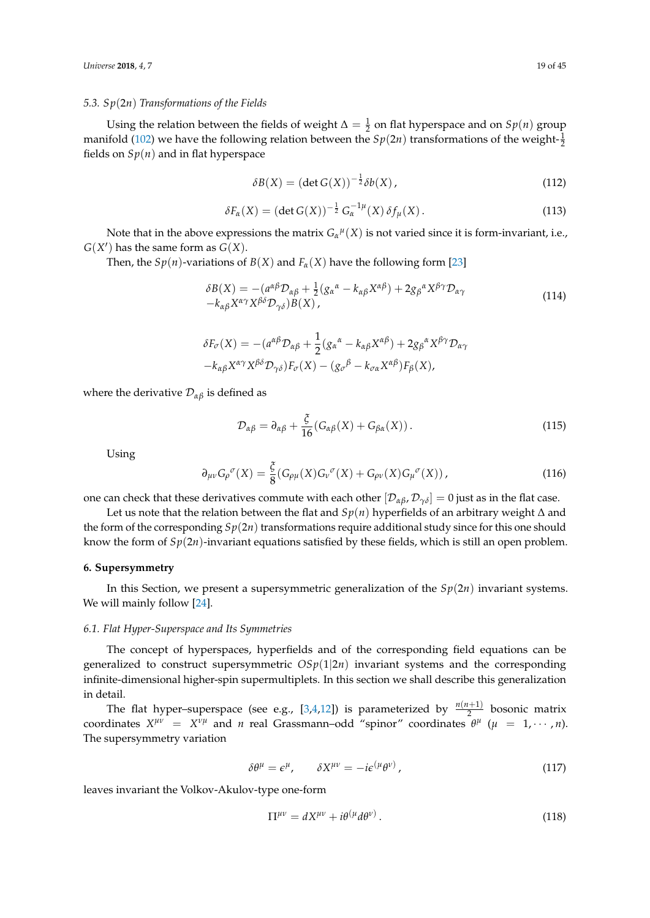### 5.3. $Sp(2n)$ Transformations of the Fields

Using the relation between the fields of weight $\Delta = \frac{1}{2}$ on flat hyperspace and on $Sp(n)$ group manifold (102) we have the following relation between the $Sp(2n)$ transformations of the weight-$\frac{1}{2}$ fields on $Sp(n)$ and in flat hyperspace

$$\delta B(X) = (\det G(X))^{-\frac{1}{2}} \delta b(X)\,, \tag{112}$$

$$\delta F_\alpha(X) = (\det G(X))^{-\frac{1}{2}} \, G_\alpha^{-1\mu}(X) \, \delta f_\mu(X)\,. \tag{113}$$

Note that in the above expressions the matrix $G_\alpha{}^\mu(X)$ is not varied since it is form-invariant, i.e., $G(X')$ has the same form as $G(X)$.

Then, the $Sp(n)$-variations of $B(X)$ and $F_\alpha(X)$ have the following form [23]

$$\begin{aligned}&\delta B(X) = -(a^{\alpha\beta}\mathcal{D}_{\alpha\beta} + \tfrac{1}{2}(g_\alpha{}^\alpha - k_{\alpha\beta}X^{\alpha\beta}) + 2g_\beta{}^\alpha X^{\beta\gamma}\mathcal{D}_{\alpha\gamma} \\ &-k_{\alpha\beta}X^{\alpha\gamma}X^{\beta\delta}\mathcal{D}_{\gamma\delta})B(X)\,,\end{aligned} \tag{114}$$

$$\begin{aligned}&\delta F_\sigma(X) = -(a^{\alpha\beta}\mathcal{D}_{\alpha\beta} + \frac{1}{2}(g_\alpha{}^\alpha - k_{\alpha\beta}X^{\alpha\beta}) + 2g_\beta{}^\alpha X^{\beta\gamma}\mathcal{D}_{\alpha\gamma} \\ &-k_{\alpha\beta}X^{\alpha\gamma}X^{\beta\delta}\mathcal{D}_{\gamma\delta})F_\sigma(X) - (g_\sigma{}^\beta - k_{\sigma\alpha}X^{\alpha\beta})F_\beta(X),\end{aligned}$$

where the derivative $\mathcal{D}_{\alpha\beta}$ is defined as

$$\mathcal{D}_{\alpha\beta} = \partial_{\alpha\beta} + \frac{\xi}{16}(G_{\alpha\beta}(X) + G_{\beta\alpha}(X))\,. \tag{115}$$

Using

$$\partial_{\mu\nu} G_\rho{}^\sigma(X) = \frac{\xi}{8}(G_{\rho\mu}(X)G_\nu{}^\sigma(X) + G_{\rho\nu}(X)G_\mu{}^\sigma(X))\,, \tag{116}$$

one can check that these derivatives commute with each other $[\mathcal{D}_{\alpha\beta}, \mathcal{D}_{\gamma\delta}] = 0$ just as in the flat case.

Let us note that the relation between the flat and $Sp(n)$ hyperfields of an arbitrary weight $\Delta$ and the form of the corresponding $Sp(2n)$ transformations require additional study since for this one should know the form of $Sp(2n)$-invariant equations satisfied by these fields, which is still an open problem.

## 6. Supersymmetry

In this Section, we present a supersymmetric generalization of the $Sp(2n)$ invariant systems. We will mainly follow [24].

### 6.1. Flat Hyper-Superspace and Its Symmetries

The concept of hyperspaces, hyperfields and of the corresponding field equations can be generalized to construct supersymmetric $OSp(1|2n)$ invariant systems and the corresponding infinite-dimensional higher-spin supermultiplets. In this section we shall describe this generalization in detail.

The flat hyper–superspace (see e.g., [3,4,12]) is parameterized by $\frac{n(n+1)}{2}$ bosonic matrix coordinates $X^{\mu\nu} = X^{\nu\mu}$ and $n$ real Grassmann–odd "spinor" coordinates $\theta^\mu$ ($\mu = 1, \cdots, n$). The supersymmetry variation

$$\delta\theta^\mu = \epsilon^\mu, \qquad \delta X^{\mu\nu} = -i\epsilon^{(\mu}\theta^{\nu)}\,, \tag{117}$$

leaves invariant the Volkov-Akulov-type one-form

$$\Pi^{\mu\nu} = dX^{\mu\nu} + i\theta^{(\mu}d\theta^{\nu)}\,. \tag{118}$$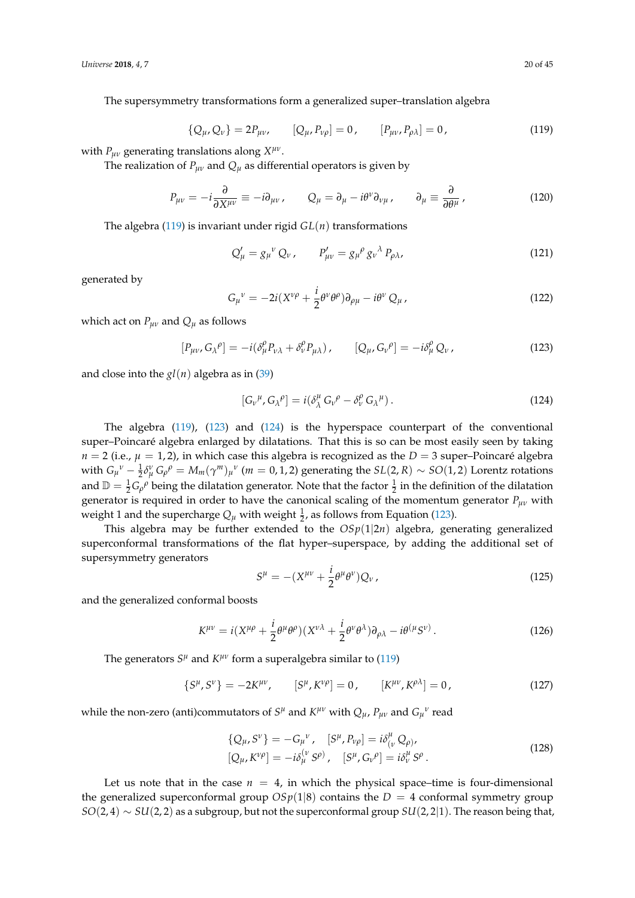The supersymmetry transformations form a generalized super–translation algebra

$$\{Q_\mu, Q_\nu\} = 2P_{\mu\nu}, \qquad [Q_\mu, P_{\nu\rho}] = 0\,, \qquad [P_{\mu\nu}, P_{\rho\lambda}] = 0\,, \tag{119}$$

with $P_{\mu\nu}$ generating translations along $X^{\mu\nu}$.

The realization of $P_{\mu\nu}$ and $Q_\mu$ as differential operators is given by

$$P_{\mu\nu} = -i\frac{\partial}{\partial X^{\mu\nu}} \equiv -i\partial_{\mu\nu}\,, \qquad Q_\mu = \partial_\mu - i\theta^\nu \partial_{\nu\mu}\,, \qquad \partial_\mu \equiv \frac{\partial}{\partial \theta^\mu}\,, \tag{120}$$

The algebra (119) is invariant under rigid $GL(n)$ transformations

$$Q'_\mu = g_\mu{}^\nu\, Q_\nu\,, \qquad P'_{\mu\nu} = g_\mu{}^\rho\, g_\nu{}^\lambda\, P_{\rho\lambda}, \tag{121}$$

generated by

$$G_\mu{}^\nu = -2i(X^{\nu\rho} + \frac{i}{2}\theta^\nu\theta^\rho)\partial_{\rho\mu} - i\theta^\nu\, Q_\mu\,, \tag{122}$$

which act on $P_{\mu\nu}$ and $Q_\mu$ as follows

$$[P_{\mu\nu}, G_\lambda{}^\rho] = -i(\delta^\rho_\mu P_{\nu\lambda} + \delta^\rho_\nu P_{\mu\lambda})\,, \qquad [Q_\mu, G_\nu{}^\rho] = -i\delta^\rho_\mu\, Q_\nu\,, \tag{123}$$

and close into the $gl(n)$ algebra as in (39)

$$[G_\nu{}^\mu, G_\lambda{}^\rho] = i(\delta^\mu_\lambda\, G_\nu{}^\rho - \delta^\rho_\nu\, G_\lambda{}^\mu)\,. \tag{124}$$

The algebra (119), (123) and (124) is the hyperspace counterpart of the conventional super–Poincaré algebra enlarged by dilatations. That this is so can be most easily seen by taking $n = 2$ (i.e., $\mu = 1, 2$), in which case this algebra is recognized as the $D = 3$ super–Poincaré algebra with $G_\mu{}^\nu - \frac{1}{2}\delta^\nu_\mu\, G_\rho{}^\rho = M_m(\gamma^m)_\mu{}^\nu$ ($m = 0, 1, 2$) generating the $SL(2, R) \sim SO(1, 2)$ Lorentz rotations and $\mathbb{D} = \frac{1}{2}G_\rho{}^\rho$ being the dilatation generator. Note that the factor $\frac{1}{2}$ in the definition of the dilatation generator is required in order to have the canonical scaling of the momentum generator $P_{\mu\nu}$ with weight 1 and the supercharge $Q_\mu$ with weight $\frac{1}{2}$, as follows from Equation (123).

This algebra may be further extended to the $OSp(1|2n)$ algebra, generating generalized superconformal transformations of the flat hyper–superspace, by adding the additional set of supersymmetry generators

$$S^\mu = -(X^{\mu\nu} + \frac{i}{2}\theta^\mu\theta^\nu)Q_\nu\,, \tag{125}$$

and the generalized conformal boosts

$$K^{\mu\nu} = i(X^{\mu\rho} + \frac{i}{2}\theta^\mu\theta^\rho)(X^{\nu\lambda} + \frac{i}{2}\theta^\nu\theta^\lambda)\partial_{\rho\lambda} - i\theta^{(\mu}S^{\nu)}\,. \tag{126}$$

The generators $S^\mu$ and $K^{\mu\nu}$ form a superalgebra similar to (119)

$$\{S^\mu, S^\nu\} = -2K^{\mu\nu}, \qquad [S^\mu, K^{\nu\rho}] = 0\,, \qquad [K^{\mu\nu}, K^{\rho\lambda}] = 0\,, \tag{127}$$

while the non-zero (anti)commutators of $S^\mu$ and $K^{\mu\nu}$ with $Q_\mu$, $P_{\mu\nu}$ and $G_\mu{}^\nu$ read

$$\begin{aligned} &\{Q_\mu, S^\nu\} = -G_\mu{}^\nu\,, \quad [S^\mu, P_{\nu\rho}] = i\delta^\mu_{(\nu}\, Q_{\rho)}, \\ &[Q_\mu, K^{\nu\rho}] = -i\delta^{(\nu}_\mu\, S^{\rho)}\,, \quad [S^\mu, G_\nu{}^\rho] = i\delta^\mu_\nu\, S^\rho\,. \end{aligned} \tag{128}$$

Let us note that in the case $n = 4$, in which the physical space–time is four-dimensional the generalized superconformal group $OSp(1|8)$ contains the $D = 4$ conformal symmetry group $SO(2,4) \sim SU(2,2)$ as a subgroup, but not the superconformal group $SU(2,2|1)$. The reason being that,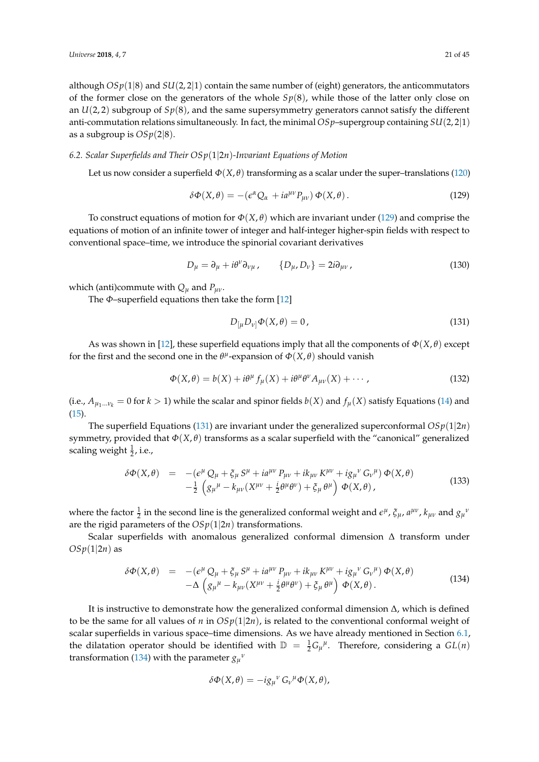although $OSp(1|8)$ and $SU(2,2|1)$ contain the same number of (eight) generators, the anticommutators of the former close on the generators of the whole $Sp(8)$, while those of the latter only close on an $U(2,2)$ subgroup of $Sp(8)$, and the same supersymmetry generators cannot satisfy the different anti-commutation relations simultaneously. In fact, the minimal $OSp$–supergroup containing $SU(2,2|1)$ as a subgroup is $OSp(2|8)$.

### 6.2. Scalar Superfields and Their $OSp(1|2n)$-Invariant Equations of Motion

Let us now consider a superfield $\Phi(X,\theta)$ transforming as a scalar under the super–translations (120)

$$\delta\Phi(X,\theta) = -(\epsilon^\alpha Q_\alpha + ia^{\mu\nu}P_{\mu\nu})\,\Phi(X,\theta)\,. \tag{129}$$

To construct equations of motion for $\Phi(X,\theta)$ which are invariant under (129) and comprise the equations of motion of an infinite tower of integer and half-integer higher-spin fields with respect to conventional space–time, we introduce the spinorial covariant derivatives

$$D_\mu = \partial_\mu + i\theta^\nu\partial_{\nu\mu}\,, \qquad \{D_\mu, D_\nu\} = 2i\partial_{\mu\nu}\,, \tag{130}$$

which (anti)commute with $Q_\mu$ and $P_{\mu\nu}$.

The $\Phi$–superfield equations then take the form [12]

$$D_{[\mu}D_{\nu]}\Phi(X,\theta) = 0\,, \tag{131}$$

As was shown in [12], these superfield equations imply that all the components of $\Phi(X,\theta)$ except for the first and the second one in the $\theta^\mu$-expansion of $\Phi(X,\theta)$ should vanish

$$\Phi(X,\theta) = b(X) + i\theta^\mu f_\mu(X) + i\theta^\mu\theta^\nu A_{\mu\nu}(X) + \cdots\,, \tag{132}$$

(i.e., $A_{\mu_1\ldots\nu_k} = 0$ for $k > 1$) while the scalar and spinor fields $b(X)$ and $f_\mu(X)$ satisfy Equations (14) and (15).

The superfield Equations (131) are invariant under the generalized superconformal $OSp(1|2n)$ symmetry, provided that $\Phi(X,\theta)$ transforms as a scalar superfield with the "canonical" generalized scaling weight $\frac{1}{2}$, i.e.,

$$\begin{aligned}\delta\Phi(X,\theta) \;&=\; -(\epsilon^\mu\,Q_\mu + \xi_\mu\,S^\mu + ia^{\mu\nu}\,P_{\mu\nu} + ik_{\mu\nu}\,K^{\mu\nu} + ig_\mu{}^\nu\,G_\nu{}^\mu)\,\Phi(X,\theta)\\ &\quad -\tfrac{1}{2}\left(g_\mu{}^\mu - k_{\mu\nu}(X^{\mu\nu} + \tfrac{i}{2}\theta^\mu\theta^\nu) + \xi_\mu\,\theta^\mu\right)\,\Phi(X,\theta)\,,\end{aligned} \tag{133}$$

where the factor $\frac{1}{2}$ in the second line is the generalized conformal weight and $\epsilon^\mu$, $\xi_\mu$, $a^{\mu\nu}$, $k_{\mu\nu}$ and $g_\mu{}^\nu$ are the rigid parameters of the $OSp(1|2n)$ transformations.

Scalar superfields with anomalous generalized conformal dimension $\Delta$ transform under $OSp(1|2n)$ as

$$\begin{aligned}\delta\Phi(X,\theta) \;&=\; -(\epsilon^\mu\,Q_\mu + \xi_\mu\,S^\mu + ia^{\mu\nu}\,P_{\mu\nu} + ik_{\mu\nu}\,K^{\mu\nu} + ig_\mu{}^\nu\,G_\nu{}^\mu)\,\Phi(X,\theta)\\ &\quad -\Delta\left(g_\mu{}^\mu - k_{\mu\nu}(X^{\mu\nu} + \tfrac{i}{2}\theta^\mu\theta^\nu) + \xi_\mu\,\theta^\mu\right)\,\Phi(X,\theta)\,.\end{aligned} \tag{134}$$

It is instructive to demonstrate how the generalized conformal dimension $\Delta$, which is defined to be the same for all values of $n$ in $OSp(1|2n)$, is related to the conventional conformal weight of scalar superfields in various space–time dimensions. As we have already mentioned in Section 6.1, the dilatation operator should be identified with $\mathbb{D} = \frac{1}{2}G_\mu{}^\mu$. Therefore, considering a $GL(n)$ transformation (134) with the parameter $g_\mu{}^\nu$

$$\delta\Phi(X,\theta) = -ig_\mu{}^\nu\,G_\nu{}^\mu\Phi(X,\theta),$$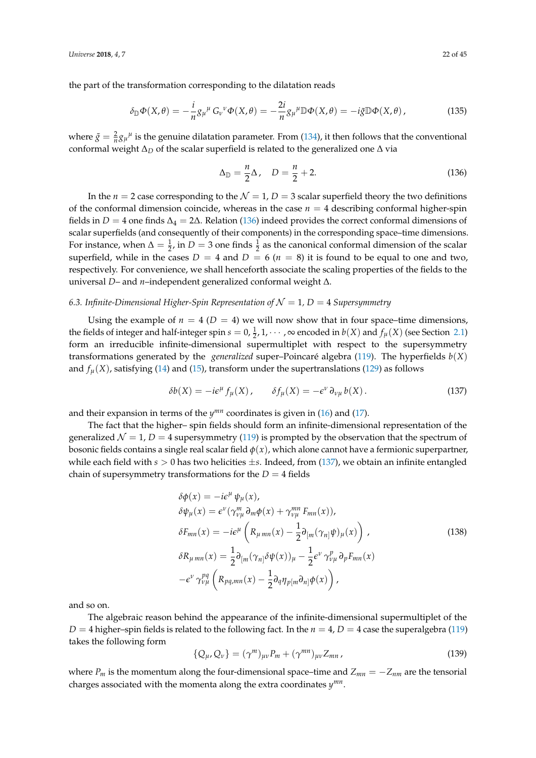the part of the transformation corresponding to the dilatation reads

$$\delta_{\mathbb{D}}\Phi(X,\theta) = -\frac{i}{n} g_\mu{}^\mu\, G_\nu{}^\nu \Phi(X,\theta) = -\frac{2i}{n} g_\mu{}^\mu \mathbb{D}\Phi(X,\theta) = -i\tilde{g}\mathbb{D}\Phi(X,\theta)\,, \tag{135}$$

where $\tilde{g} = \frac{2}{n} g_\mu{}^\mu$ is the genuine dilatation parameter. From (134), it then follows that the conventional conformal weight $\Delta_D$ of the scalar superfield is related to the generalized one $\Delta$ via

$$\Delta_{\mathbb{D}} = \frac{n}{2}\Delta\,, \quad D = \frac{n}{2} + 2. \tag{136}$$

In the $n = 2$ case corresponding to the $\mathcal{N} = 1$, $D = 3$ scalar superfield theory the two definitions of the conformal dimension coincide, whereas in the case $n = 4$ describing conformal higher-spin fields in $D = 4$ one finds $\Delta_4 = 2\Delta$. Relation (136) indeed provides the correct conformal dimensions of scalar superfields (and consequently of their components) in the corresponding space–time dimensions. For instance, when $\Delta = \frac{1}{2}$, in $D = 3$ one finds $\frac{1}{2}$ as the canonical conformal dimension of the scalar superfield, while in the cases $D = 4$ and $D = 6$ ($n = 8$) it is found to be equal to one and two, respectively. For convenience, we shall henceforth associate the scaling properties of the fields to the universal $D$– and $n$–independent generalized conformal weight $\Delta$.

### 6.3. Infinite-Dimensional Higher-Spin Representation of $\mathcal{N} = 1$, $D = 4$ Supersymmetry

Using the example of $n = 4$ ($D = 4$) we will now show that in four space–time dimensions, the fields of integer and half-integer spin $s = 0, \frac{1}{2}, 1, \cdots, \infty$ encoded in $b(X)$ and $f_\mu(X)$ (see Section 2.1) form an irreducible infinite-dimensional supermultiplet with respect to the supersymmetry transformations generated by the *generalized* super–Poincaré algebra (119). The hyperfields $b(X)$ and $f_\mu(X)$, satisfying (14) and (15), transform under the supertranslations (129) as follows

$$\delta b(X) = -i\epsilon^\mu f_\mu(X)\,, \qquad \delta f_\mu(X) = -\epsilon^\nu\, \partial_{\nu\mu}\, b(X)\,. \tag{137}$$

and their expansion in terms of the $y^{mn}$ coordinates is given in (16) and (17).

The fact that the higher– spin fields should form an infinite-dimensional representation of the generalized $\mathcal{N} = 1$, $D = 4$ supersymmetry (119) is prompted by the observation that the spectrum of bosonic fields contains a single real scalar field $\phi(x)$, which alone cannot have a fermionic superpartner, while each field with $s > 0$ has two helicities $\pm s$. Indeed, from (137), we obtain an infinite entangled chain of supersymmetry transformations for the $D = 4$ fields

$$
\begin{aligned}
&\delta\phi(x) = -i\epsilon^\mu\, \psi_\mu(x), \\
&\delta\psi_\mu(x) = \epsilon^\nu(\gamma^m_{\nu\mu}\, \partial_m\phi(x) + \gamma^{mn}_{\nu\mu}\, F_{mn}(x)), \\
&\delta F_{mn}(x) = -i\epsilon^\mu \left( R_{\mu\, mn}(x) - \frac{1}{2}\partial_{[m}(\gamma_{n]}\psi)_\mu(x) \right)\,, \\
&\delta R_{\mu\, mn}(x) = \frac{1}{2}\partial_{[m}(\gamma_{n]}\delta\psi(x))_\mu - \frac{1}{2}\epsilon^\nu\, \gamma^p_{\nu\mu}\, \partial_p F_{mn}(x) \\
&-\epsilon^\nu\, \gamma^{pq}_{\nu\mu} \left( R_{pq,mn}(x) - \frac{1}{2}\partial_q \eta_{p[m}\partial_{n]}\phi(x) \right),
\end{aligned} \tag{138}
$$

and so on.

The algebraic reason behind the appearance of the infinite-dimensional supermultiplet of the $D = 4$ higher–spin fields is related to the following fact. In the $n = 4$, $D = 4$ case the superalgebra (119) takes the following form

$$\{Q_\mu, Q_\nu\} = (\gamma^m)_{\mu\nu} P_m + (\gamma^{mn})_{\mu\nu} Z_{mn}\,, \tag{139}$$

where $P_m$ is the momentum along the four-dimensional space–time and $Z_{mn} = -Z_{nm}$ are the tensorial charges associated with the momenta along the extra coordinates $y^{mn}$.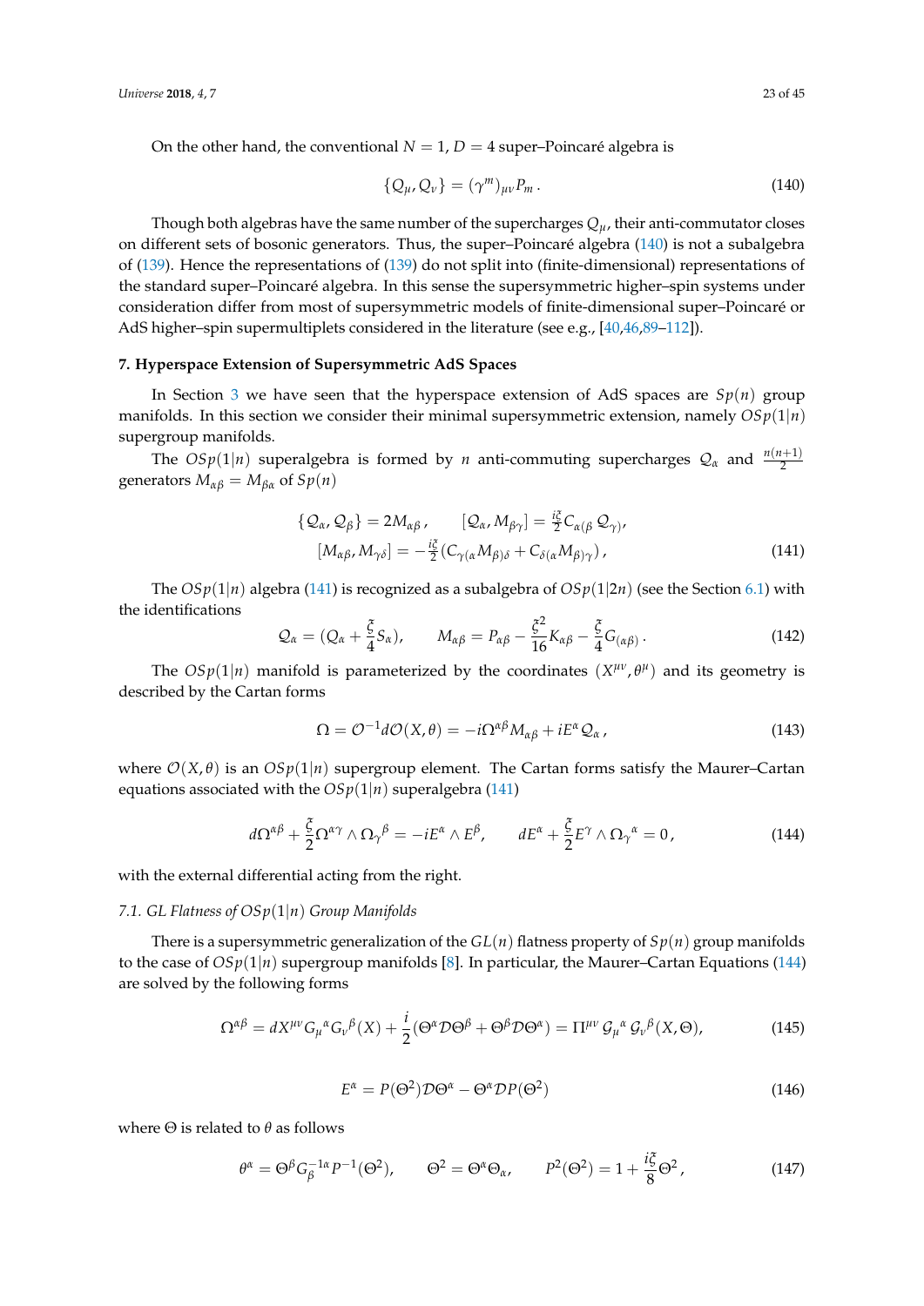On the other hand, the conventional $N = 1$, $D = 4$ super–Poincaré algebra is

$$\{Q_\mu, Q_\nu\} = (\gamma^m)_{\mu\nu} P_m \,. \tag{140}$$

Though both algebras have the same number of the supercharges $Q_\mu$, their anti-commutator closes on different sets of bosonic generators. Thus, the super–Poincaré algebra (140) is not a subalgebra of (139). Hence the representations of (139) do not split into (finite-dimensional) representations of the standard super–Poincaré algebra. In this sense the supersymmetric higher–spin systems under consideration differ from most of supersymmetric models of finite-dimensional super–Poincaré or AdS higher–spin supermultiplets considered in the literature (see e.g., [40,46,89–112]).

## 7. Hyperspace Extension of Supersymmetric AdS Spaces

In Section 3 we have seen that the hyperspace extension of AdS spaces are $Sp(n)$ group manifolds. In this section we consider their minimal supersymmetric extension, namely $OSp(1|n)$ supergroup manifolds.

The $OSp(1|n)$ superalgebra is formed by $n$ anti-commuting supercharges $\mathcal{Q}_\alpha$ and $\frac{n(n+1)}{2}$ generators $M_{\alpha\beta} = M_{\beta\alpha}$ of $Sp(n)$

$$\{\mathcal{Q}_\alpha, \mathcal{Q}_\beta\} = 2M_{\alpha\beta}\,, \qquad [\mathcal{Q}_\alpha, M_{\beta\gamma}] = \tfrac{i\xi}{2} C_{\alpha(\beta}\, \mathcal{Q}_{\gamma)},$$
$$[M_{\alpha\beta}, M_{\gamma\delta}] = -\tfrac{i\xi}{2}(C_{\gamma(\alpha} M_{\beta)\delta} + C_{\delta(\alpha} M_{\beta)\gamma})\,, \tag{141}$$

The $OSp(1|n)$ algebra (141) is recognized as a subalgebra of $OSp(1|2n)$ (see the Section 6.1) with the identifications

$$\mathcal{Q}_\alpha = (Q_\alpha + \frac{\xi}{4} S_\alpha), \qquad M_{\alpha\beta} = P_{\alpha\beta} - \frac{\xi^2}{16} K_{\alpha\beta} - \frac{\xi}{4} G_{(\alpha\beta)}\,. \tag{142}$$

The $OSp(1|n)$ manifold is parameterized by the coordinates $(X^{\mu\nu}, \theta^\mu)$ and its geometry is described by the Cartan forms

$$\Omega = \mathcal{O}^{-1} d\mathcal{O}(X, \theta) = -i\Omega^{\alpha\beta} M_{\alpha\beta} + iE^\alpha \mathcal{Q}_\alpha\,, \tag{143}$$

where $\mathcal{O}(X, \theta)$ is an $OSp(1|n)$ supergroup element. The Cartan forms satisfy the Maurer–Cartan equations associated with the $OSp(1|n)$ superalgebra (141)

$$d\Omega^{\alpha\beta} + \frac{\xi}{2}\Omega^{\alpha\gamma} \wedge \Omega_\gamma{}^\beta = -iE^\alpha \wedge E^\beta, \qquad dE^\alpha + \frac{\xi}{2} E^\gamma \wedge \Omega_\gamma{}^\alpha = 0\,, \tag{144}$$

with the external differential acting from the right.

### 7.1. GL Flatness of $OSp(1|n)$ Group Manifolds

There is a supersymmetric generalization of the $GL(n)$ flatness property of $Sp(n)$ group manifolds to the case of $OSp(1|n)$ supergroup manifolds [8]. In particular, the Maurer–Cartan Equations (144) are solved by the following forms

$$\Omega^{\alpha\beta} = dX^{\mu\nu} G_\mu{}^\alpha G_\nu{}^\beta(X) + \frac{i}{2}(\Theta^\alpha \mathcal{D}\Theta^\beta + \Theta^\beta \mathcal{D}\Theta^\alpha) = \Pi^{\mu\nu}\, \mathcal{G}_\mu{}^\alpha\, \mathcal{G}_\nu{}^\beta(X, \Theta), \tag{145}$$

$$E^\alpha = P(\Theta^2)\mathcal{D}\Theta^\alpha - \Theta^\alpha \mathcal{D}P(\Theta^2) \tag{146}$$

where $\Theta$ is related to $\theta$ as follows

$$\theta^\alpha = \Theta^\beta G_\beta^{-1\alpha} P^{-1}(\Theta^2), \qquad \Theta^2 = \Theta^\alpha \Theta_\alpha, \qquad P^2(\Theta^2) = 1 + \frac{i\xi}{8}\Theta^2\,, \tag{147}$$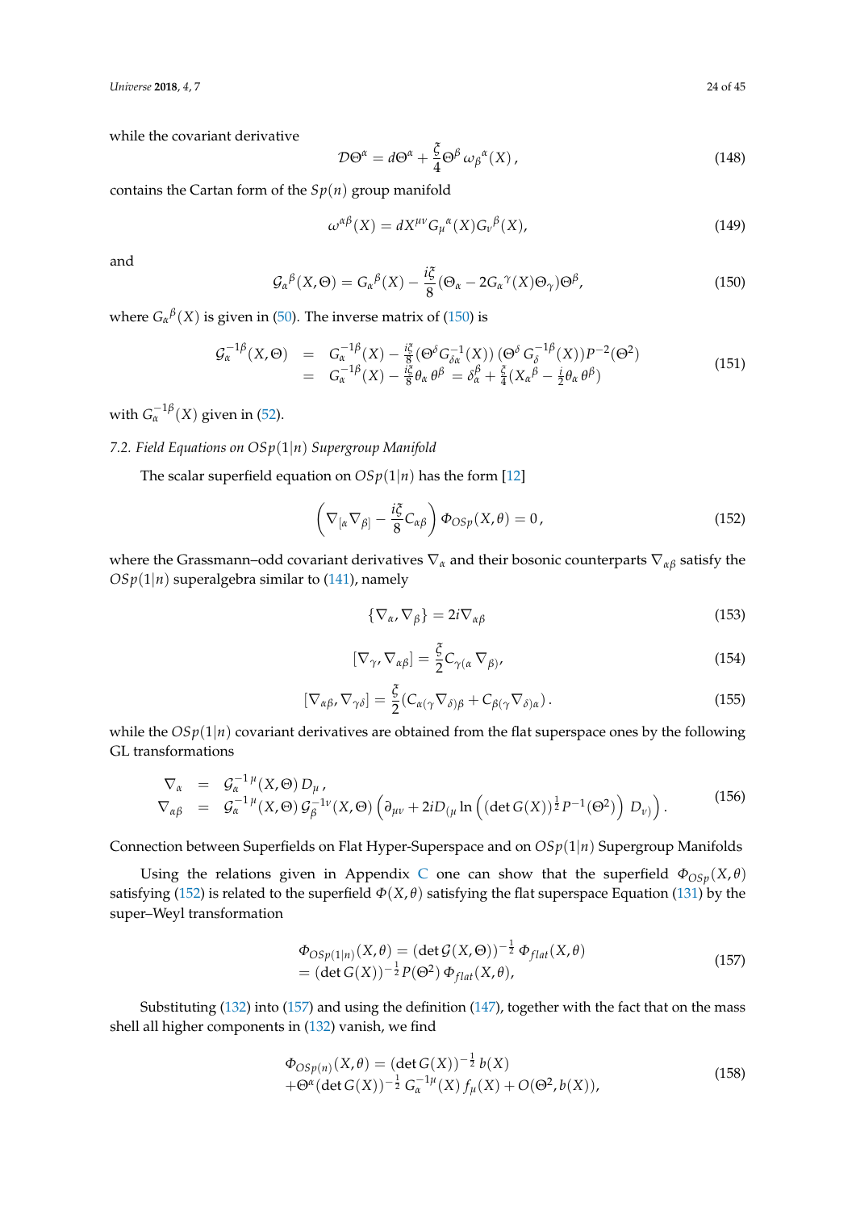while the covariant derivative

$$\mathcal{D}\Theta^\alpha = d\Theta^\alpha + \frac{\xi}{4}\Theta^\beta\,\omega_\beta{}^\alpha(X)\,, \tag{148}$$

contains the Cartan form of the $Sp(n)$ group manifold

$$\omega^{\alpha\beta}(X) = dX^{\mu\nu}G_\mu{}^\alpha(X)G_\nu{}^\beta(X), \tag{149}$$

and

$$\mathcal{G}_\alpha{}^\beta(X,\Theta) = G_\alpha{}^\beta(X) - \frac{i\xi}{8}(\Theta_\alpha - 2G_\alpha{}^\gamma(X)\Theta_\gamma)\Theta^\beta, \tag{150}$$

where $G_\alpha{}^\beta(X)$ is given in (50). The inverse matrix of (150) is

$$\begin{aligned}
\mathcal{G}_\alpha^{-1\beta}(X,\Theta) &= G_\alpha^{-1\beta}(X) - \tfrac{i\xi}{8}(\Theta^\delta G_{\delta\alpha}^{-1}(X))\,(\Theta^\delta\, G_\delta^{-1\beta}(X))P^{-2}(\Theta^2) \\
&= G_\alpha^{-1\beta}(X) - \tfrac{i\xi}{8}\theta_\alpha\,\theta^\beta \;= \delta_\alpha^\beta + \tfrac{\xi}{4}(X_\alpha{}^\beta - \tfrac{i}{2}\theta_\alpha\,\theta^\beta)
\end{aligned} \tag{151}$$

with $G_\alpha^{-1\beta}(X)$ given in (52).

### 7.2. Field Equations on $OSp(1|n)$ Supergroup Manifold

The scalar superfield equation on $OSp(1|n)$ has the form [12]

$$\left(\nabla_{[\alpha}\nabla_{\beta]} - \frac{i\xi}{8}C_{\alpha\beta}\right)\Phi_{OSp}(X,\theta) = 0\,, \tag{152}$$

where the Grassmann–odd covariant derivatives $\nabla_\alpha$ and their bosonic counterparts $\nabla_{\alpha\beta}$ satisfy the $OSp(1|n)$ superalgebra similar to (141), namely

$$\{\nabla_\alpha, \nabla_\beta\} = 2i\nabla_{\alpha\beta} \tag{153}$$

$$[\nabla_\gamma, \nabla_{\alpha\beta}] = \frac{\xi}{2}C_{\gamma(\alpha}\nabla_{\beta)}, \tag{154}$$

$$[\nabla_{\alpha\beta}, \nabla_{\gamma\delta}] = \frac{\xi}{2}(C_{\alpha(\gamma}\nabla_{\delta)\beta} + C_{\beta(\gamma}\nabla_{\delta)\alpha})\,. \tag{155}$$

while the $OSp(1|n)$ covariant derivatives are obtained from the flat superspace ones by the following GL transformations

$$\begin{aligned}
\nabla_\alpha &= \mathcal{G}_\alpha^{-1\mu}(X,\Theta)\,D_\mu\,, \\
\nabla_{\alpha\beta} &= \mathcal{G}_\alpha^{-1\mu}(X,\Theta)\,\mathcal{G}_\beta^{-1\nu}(X,\Theta)\left(\partial_{\mu\nu} + 2iD_{(\mu}\ln\left((\det G(X))^{\frac{1}{2}}P^{-1}(\Theta^2)\right)\,D_{\nu)}\right).
\end{aligned} \tag{156}$$

Connection between Superfields on Flat Hyper-Superspace and on $OSp(1|n)$ Supergroup Manifolds

Using the relations given in Appendix C one can show that the superfield $\Phi_{OSp}(X,\theta)$ satisfying (152) is related to the superfield $\Phi(X,\theta)$ satisfying the flat superspace Equation (131) by the super–Weyl transformation

$$\begin{aligned}
&\Phi_{OSp(1|n)}(X,\theta) = (\det\mathcal{G}(X,\Theta))^{-\frac{1}{2}}\,\Phi_{flat}(X,\theta) \\
&= (\det G(X))^{-\frac{1}{2}}P(\Theta^2)\,\Phi_{flat}(X,\theta),
\end{aligned} \tag{157}$$

Substituting (132) into (157) and using the definition (147), together with the fact that on the mass shell all higher components in (132) vanish, we find

$$\begin{aligned}
&\Phi_{OSp(n)}(X,\theta) = (\det G(X))^{-\frac{1}{2}}\,b(X) \\
&+\Theta^\alpha(\det G(X))^{-\frac{1}{2}}\,G_\alpha^{-1\mu}(X)\,f_\mu(X) + O(\Theta^2, b(X)),
\end{aligned} \tag{158}$$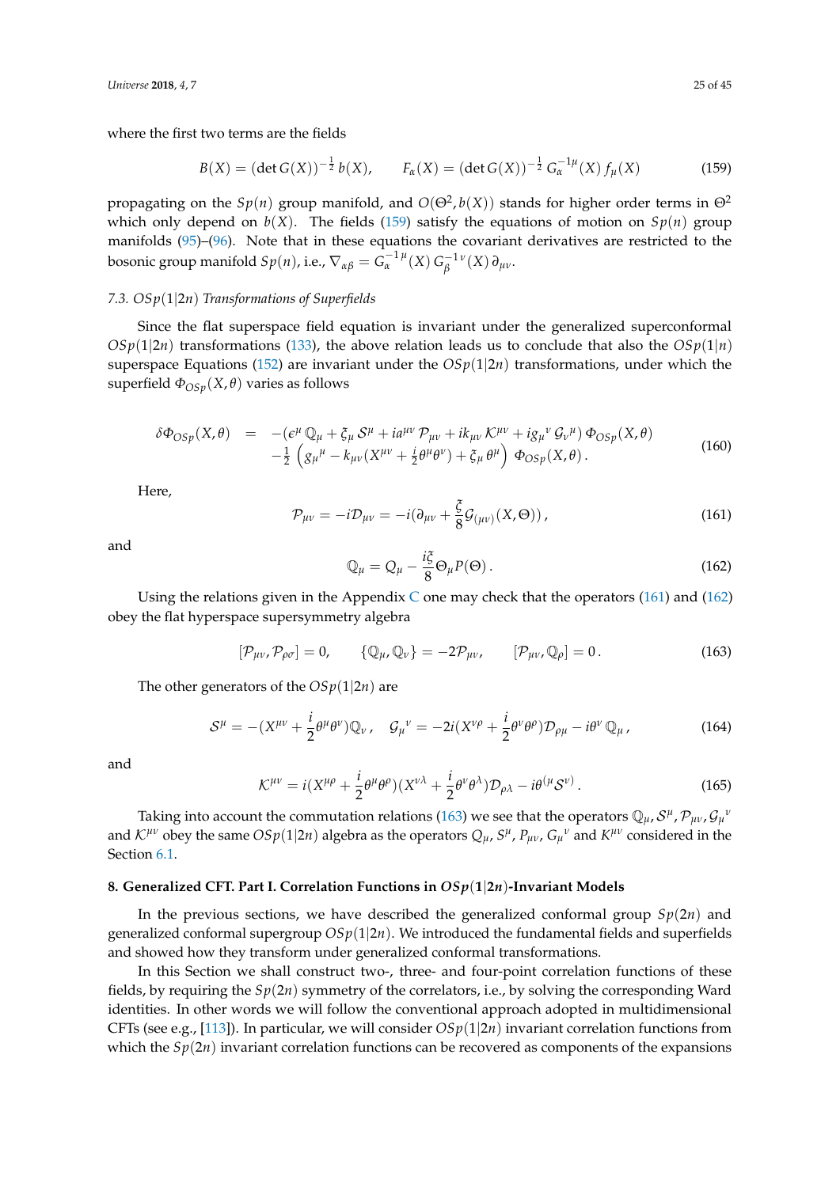where the first two terms are the fields

$$B(X) = (\det G(X))^{-\frac{1}{2}}\, b(X), \qquad F_\alpha(X) = (\det G(X))^{-\frac{1}{2}}\, G_\alpha^{-1\mu}(X)\, f_\mu(X) \tag{159}$$

propagating on the $Sp(n)$ group manifold, and $O(\Theta^2, b(X))$ stands for higher order terms in $\Theta^2$ which only depend on $b(X)$. The fields (159) satisfy the equations of motion on $Sp(n)$ group manifolds (95)–(96). Note that in these equations the covariant derivatives are restricted to the bosonic group manifold $Sp(n)$, i.e., $\nabla_{\alpha\beta} = G_\alpha^{-1\,\mu}(X)\, G_\beta^{-1\,\nu}(X)\, \partial_{\mu\nu}$.

### 7.3. $OSp(1|2n)$ Transformations of Superfields

Since the flat superspace field equation is invariant under the generalized superconformal $OSp(1|2n)$ transformations (133), the above relation leads us to conclude that also the $OSp(1|n)$ superspace Equations (152) are invariant under the $OSp(1|2n)$ transformations, under which the superfield $\Phi_{OSp}(X,\theta)$ varies as follows

$$\begin{aligned}
\delta\Phi_{OSp}(X,\theta) \;\; &= \;\; -(\epsilon^\mu\, \mathbb{Q}_\mu + \xi_\mu\, \mathcal{S}^\mu + i a^{\mu\nu}\, \mathcal{P}_{\mu\nu} + i k_{\mu\nu}\, \mathcal{K}^{\mu\nu} + i g_\mu{}^\nu\, \mathcal{G}_\nu{}^\mu)\, \Phi_{OSp}(X,\theta) \\
&\quad -\tfrac{1}{2}\left(g_\mu{}^\mu - k_{\mu\nu}(X^{\mu\nu} + \tfrac{i}{2}\theta^\mu\theta^\nu) + \xi_\mu\, \theta^\mu\right)\, \Phi_{OSp}(X,\theta)\,.
\end{aligned} \tag{160}$$

Here,

$$\mathcal{P}_{\mu\nu} = -i\mathcal{D}_{\mu\nu} = -i(\partial_{\mu\nu} + \frac{\xi}{8}\mathcal{G}_{(\mu\nu)}(X,\Theta))\,, \tag{161}$$

and

$$\mathbb{Q}_\mu = Q_\mu - \frac{i\xi}{8}\Theta_\mu P(\Theta)\,. \tag{162}$$

Using the relations given in the Appendix C one may check that the operators (161) and (162) obey the flat hyperspace supersymmetry algebra

$$[\mathcal{P}_{\mu\nu}, \mathcal{P}_{\rho\sigma}] = 0, \qquad \{\mathbb{Q}_\mu, \mathbb{Q}_\nu\} = -2\mathcal{P}_{\mu\nu}, \qquad [\mathcal{P}_{\mu\nu}, \mathbb{Q}_\rho] = 0\,. \tag{163}$$

The other generators of the $OSp(1|2n)$ are

$$\mathcal{S}^\mu = -(X^{\mu\nu} + \frac{i}{2}\theta^\mu\theta^\nu)\mathbb{Q}_\nu\,, \quad \mathcal{G}_\mu{}^\nu = -2i(X^{\nu\rho} + \frac{i}{2}\theta^\nu\theta^\rho)\mathcal{D}_{\rho\mu} - i\theta^\nu\, \mathbb{Q}_\mu\,, \tag{164}$$

and

$$\mathcal{K}^{\mu\nu} = i(X^{\mu\rho} + \frac{i}{2}\theta^\mu\theta^\rho)(X^{\nu\lambda} + \frac{i}{2}\theta^\nu\theta^\lambda)\mathcal{D}_{\rho\lambda} - i\theta^{(\mu}\mathcal{S}^{\nu)}\,. \tag{165}$$

Taking into account the commutation relations (163) we see that the operators $\mathbb{Q}_\mu, \mathcal{S}^\mu, \mathcal{P}_{\mu\nu}, \mathcal{G}_\mu{}^\nu$ and $\mathcal{K}^{\mu\nu}$ obey the same $OSp(1|2n)$ algebra as the operators $Q_\mu$, $S^\mu$, $P_{\mu\nu}$, $G_\mu{}^\nu$ and $K^{\mu\nu}$ considered in the Section 6.1.

## 8. Generalized CFT. Part I. Correlation Functions in $OSp(1|2n)$-Invariant Models

In the previous sections, we have described the generalized conformal group $Sp(2n)$ and generalized conformal supergroup $OSp(1|2n)$. We introduced the fundamental fields and superfields and showed how they transform under generalized conformal transformations.

In this Section we shall construct two-, three- and four-point correlation functions of these fields, by requiring the $Sp(2n)$ symmetry of the correlators, i.e., by solving the corresponding Ward identities. In other words we will follow the conventional approach adopted in multidimensional CFTs (see e.g., [113]). In particular, we will consider $OSp(1|2n)$ invariant correlation functions from which the $Sp(2n)$ invariant correlation functions can be recovered as components of the expansions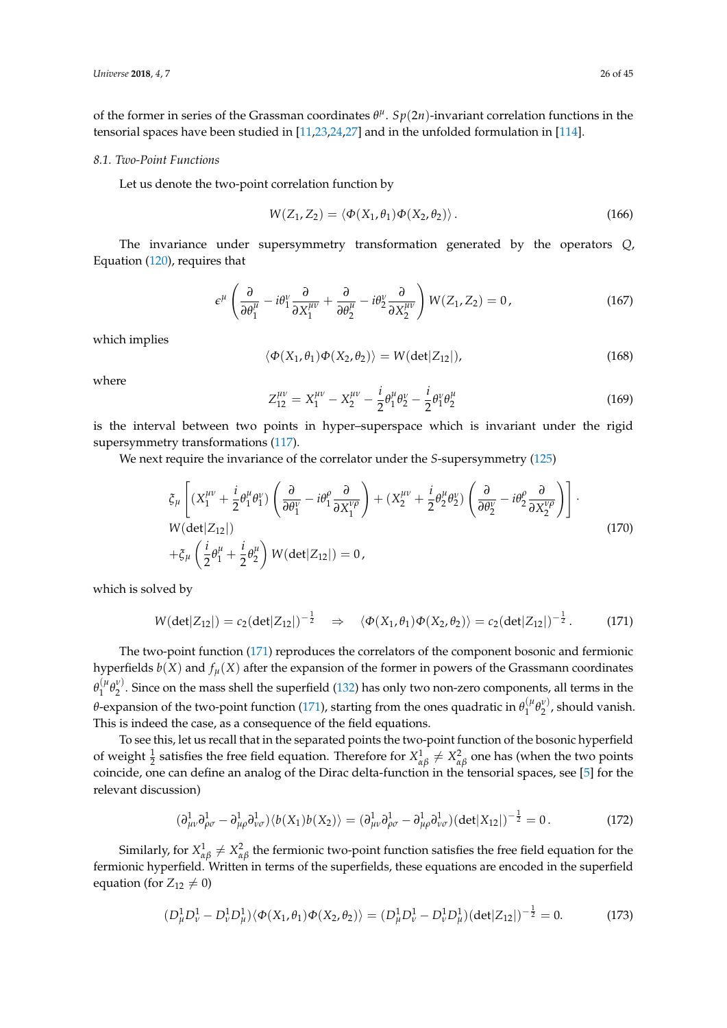of the former in series of the Grassman coordinates $\theta^\mu$. $Sp(2n)$-invariant correlation functions in the tensorial spaces have been studied in [11,23,24,27] and in the unfolded formulation in [114].

### 8.1. Two-Point Functions

Let us denote the two-point correlation function by

$$W(Z_1, Z_2) = \langle \Phi(X_1, \theta_1) \Phi(X_2, \theta_2) \rangle . \tag{166}$$

The invariance under supersymmetry transformation generated by the operators $Q$, Equation (120), requires that

$$\epsilon^\mu \left( \frac{\partial}{\partial \theta_1^\mu} - i\theta_1^\nu \frac{\partial}{\partial X_1^{\mu\nu}} + \frac{\partial}{\partial \theta_2^\mu} - i\theta_2^\nu \frac{\partial}{\partial X_2^{\mu\nu}} \right) W(Z_1, Z_2) = 0 , \tag{167}$$

which implies

$$\langle \Phi(X_1, \theta_1) \Phi(X_2, \theta_2) \rangle = W(\det|Z_{12}|), \tag{168}$$

where

$$Z_{12}^{\mu\nu} = X_1^{\mu\nu} - X_2^{\mu\nu} - \frac{i}{2}\theta_1^\mu \theta_2^\nu - \frac{i}{2}\theta_1^\nu \theta_2^\mu \tag{169}$$

is the interval between two points in hyper–superspace which is invariant under the rigid supersymmetry transformations (117).

We next require the invariance of the correlator under the $S$-supersymmetry (125)

$$\begin{aligned}
&\xi_\mu \left[ (X_1^{\mu\nu} + \frac{i}{2}\theta_1^\mu \theta_1^\nu) \left( \frac{\partial}{\partial \theta_1^\nu} - i\theta_1^\rho \frac{\partial}{\partial X_1^{\nu\rho}} \right) + (X_2^{\mu\nu} + \frac{i}{2}\theta_2^\mu \theta_2^\nu) \left( \frac{\partial}{\partial \theta_2^\nu} - i\theta_2^\rho \frac{\partial}{\partial X_2^{\nu\rho}} \right) \right] \cdot \\
&W(\det|Z_{12}|) \\
&+ \xi_\mu \left( \frac{i}{2}\theta_1^\mu + \frac{i}{2}\theta_2^\mu \right) W(\det|Z_{12}|) = 0 ,
\end{aligned} \tag{170}$$

which is solved by

$$W(\det|Z_{12}|) = c_2 (\det|Z_{12}|)^{-\frac{1}{2}} \quad \Rightarrow \quad \langle \Phi(X_1, \theta_1) \Phi(X_2, \theta_2) \rangle = c_2 (\det|Z_{12}|)^{-\frac{1}{2}} . \tag{171}$$

The two-point function (171) reproduces the correlators of the component bosonic and fermionic hyperfields $b(X)$ and $f_\mu(X)$ after the expansion of the former in powers of the Grassmann coordinates $\theta_1^{(\mu}\theta_2^{\nu)}$. Since on the mass shell the superfield (132) has only two non-zero components, all terms in the $\theta$-expansion of the two-point function (171), starting from the ones quadratic in $\theta_1^{(\mu}\theta_2^{\nu)}$, should vanish. This is indeed the case, as a consequence of the field equations.

To see this, let us recall that in the separated points the two-point function of the bosonic hyperfield of weight $\frac{1}{2}$ satisfies the free field equation. Therefore for $X^1_{\alpha\beta} \neq X^2_{\alpha\beta}$ one has (when the two points coincide, one can define an analog of the Dirac delta-function in the tensorial spaces, see [5] for the relevant discussion)

$$(\partial^1_{\mu\nu}\partial^1_{\rho\sigma} - \partial^1_{\mu\rho}\partial^1_{\nu\sigma}) \langle b(X_1) b(X_2) \rangle = (\partial^1_{\mu\nu}\partial^1_{\rho\sigma} - \partial^1_{\mu\rho}\partial^1_{\nu\sigma}) (\det|X_{12}|)^{-\frac{1}{2}} = 0 . \tag{172}$$

Similarly, for $X^1_{\alpha\beta} \neq X^2_{\alpha\beta}$ the fermionic two-point function satisfies the free field equation for the fermionic hyperfield. Written in terms of the superfields, these equations are encoded in the superfield equation (for $Z_{12} \neq 0$)

$$(D^1_\mu D^1_\nu - D^1_\nu D^1_\mu) \langle \Phi(X_1, \theta_1) \Phi(X_2, \theta_2) \rangle = (D^1_\mu D^1_\nu - D^1_\nu D^1_\mu) (\det|Z_{12}|)^{-\frac{1}{2}} = 0. \tag{173}$$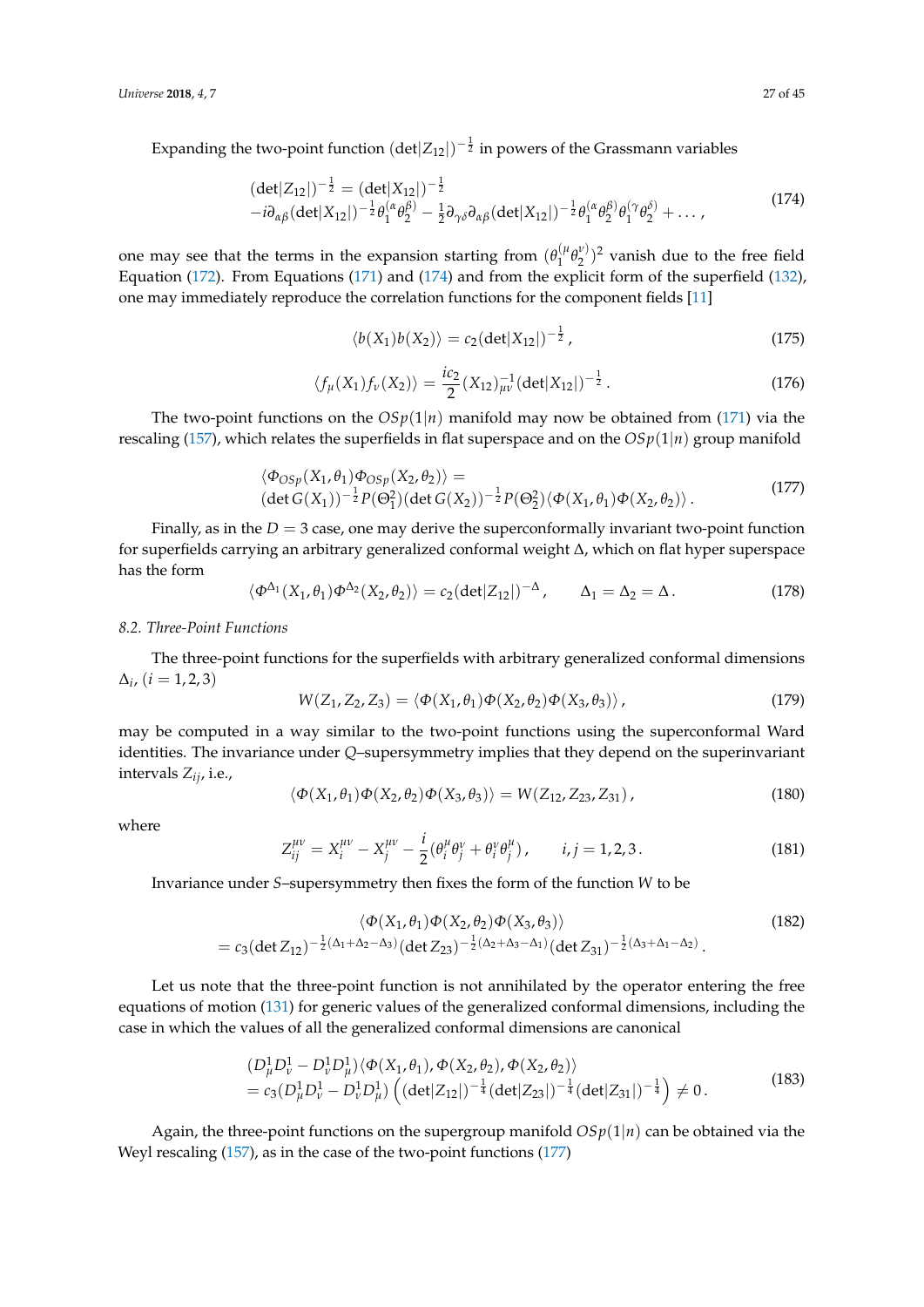Expanding the two-point function $(\det|Z_{12}|)^{-\frac{1}{2}}$ in powers of the Grassmann variables

$$
\begin{aligned}
&(\det|Z_{12}|)^{-\frac{1}{2}} = (\det|X_{12}|)^{-\frac{1}{2}} \\
&-i\partial_{\alpha\beta}(\det|X_{12}|)^{-\frac{1}{2}}\theta_1^{(\alpha}\theta_2^{\beta)} - \frac{1}{2}\partial_{\gamma\delta}\partial_{\alpha\beta}(\det|X_{12}|)^{-\frac{1}{2}}\theta_1^{(\alpha}\theta_2^{\beta)}\theta_1^{(\gamma}\theta_2^{\delta)} + \dots ,
\end{aligned}
\tag{174}
$$

one may see that the terms in the expansion starting from $(\theta_1^{(\mu}\theta_2^{\nu)})^2$ vanish due to the free field Equation (172). From Equations (171) and (174) and from the explicit form of the superfield (132), one may immediately reproduce the correlation functions for the component fields [11]

$$
\langle b(X_1)b(X_2)\rangle = c_2(\det|X_{12}|)^{-\frac{1}{2}} ,
\tag{175}
$$

$$
\langle f_\mu(X_1)f_\nu(X_2)\rangle = \frac{ic_2}{2}(X_{12})^{-1}_{\mu\nu}(\det|X_{12}|)^{-\frac{1}{2}} .
\tag{176}
$$

The two-point functions on the $OSp(1|n)$ manifold may now be obtained from (171) via the rescaling (157), which relates the superfields in flat superspace and on the $OSp(1|n)$ group manifold

$$
\begin{aligned}
&\langle \Phi_{OSp}(X_1,\theta_1)\Phi_{OSp}(X_2,\theta_2)\rangle = \\
&(\det G(X_1))^{-\frac{1}{2}}P(\Theta_1^2)(\det G(X_2))^{-\frac{1}{2}}P(\Theta_2^2)\langle \Phi(X_1,\theta_1)\Phi(X_2,\theta_2)\rangle .
\end{aligned}
\tag{177}
$$

Finally, as in the $D=3$ case, one may derive the superconformally invariant two-point function for superfields carrying an arbitrary generalized conformal weight $\Delta$, which on flat hyper superspace has the form

$$
\langle \Phi^{\Delta_1}(X_1,\theta_1)\Phi^{\Delta_2}(X_2,\theta_2)\rangle = c_2(\det|Z_{12}|)^{-\Delta} , \qquad \Delta_1=\Delta_2=\Delta .
\tag{178}
$$

### 8.2. Three-Point Functions

The three-point functions for the superfields with arbitrary generalized conformal dimensions $\Delta_i$, $(i=1,2,3)$

$$
W(Z_1,Z_2,Z_3) = \langle \Phi(X_1,\theta_1)\Phi(X_2,\theta_2)\Phi(X_3,\theta_3)\rangle ,
\tag{179}
$$

may be computed in a way similar to the two-point functions using the superconformal Ward identities. The invariance under $Q$–supersymmetry implies that they depend on the superinvariant intervals $Z_{ij}$, i.e.,

$$
\langle \Phi(X_1,\theta_1)\Phi(X_2,\theta_2)\Phi(X_3,\theta_3)\rangle = W(Z_{12},Z_{23},Z_{31}) ,
\tag{180}
$$

where

$$
Z_{ij}^{\mu\nu} = X_i^{\mu\nu} - X_j^{\mu\nu} - \frac{i}{2}(\theta_i^\mu\theta_j^\nu + \theta_i^\nu\theta_j^\mu) , \qquad i,j=1,2,3 .
\tag{181}
$$

Invariance under $S$–supersymmetry then fixes the form of the function $W$ to be

$$
\begin{aligned}
&\langle \Phi(X_1,\theta_1)\Phi(X_2,\theta_2)\Phi(X_3,\theta_3)\rangle \\
&= c_3(\det Z_{12})^{-\frac{1}{2}(\Delta_1+\Delta_2-\Delta_3)}(\det Z_{23})^{-\frac{1}{2}(\Delta_2+\Delta_3-\Delta_1)}(\det Z_{31})^{-\frac{1}{2}(\Delta_3+\Delta_1-\Delta_2)} .
\end{aligned}
\tag{182}
$$

Let us note that the three-point function is not annihilated by the operator entering the free equations of motion (131) for generic values of the generalized conformal dimensions, including the case in which the values of all the generalized conformal dimensions are canonical

$$
\begin{aligned}
&(D^1_\mu D^1_\nu - D^1_\nu D^1_\mu)\langle \Phi(X_1,\theta_1),\Phi(X_2,\theta_2),\Phi(X_2,\theta_2)\rangle \\
&= c_3(D^1_\mu D^1_\nu - D^1_\nu D^1_\mu)\left((\det|Z_{12}|)^{-\frac{1}{4}}(\det|Z_{23}|)^{-\frac{1}{4}}(\det|Z_{31}|)^{-\frac{1}{4}}\right) \neq 0 .
\end{aligned}
\tag{183}
$$

Again, the three-point functions on the supergroup manifold $OSp(1|n)$ can be obtained via the Weyl rescaling (157), as in the case of the two-point functions (177)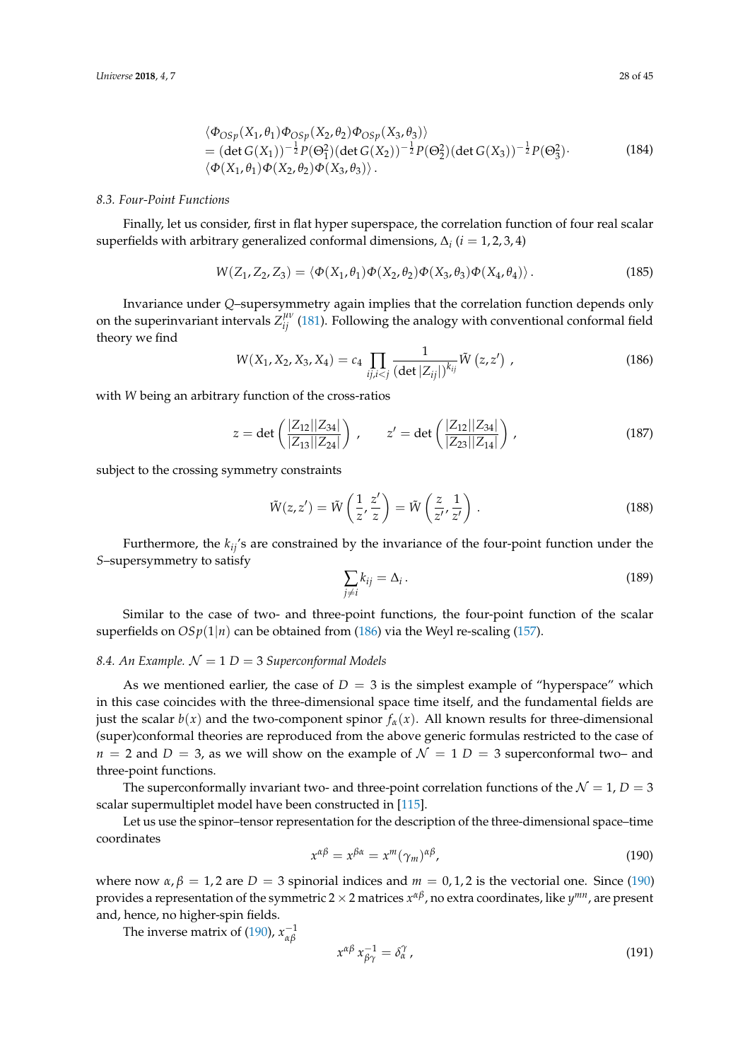$$
\begin{aligned}
&\langle \Phi_{OSp}(X_1,\theta_1)\Phi_{OSp}(X_2,\theta_2)\Phi_{OSp}(X_3,\theta_3)\rangle \\
&= (\det G(X_1))^{-\frac{1}{2}} P(\Theta_1^2)(\det G(X_2))^{-\frac{1}{2}} P(\Theta_2^2)(\det G(X_3))^{-\frac{1}{2}} P(\Theta_3^2)\cdot \\
&\langle \Phi(X_1,\theta_1)\Phi(X_2,\theta_2)\Phi(X_3,\theta_3)\rangle \,.
\end{aligned}
\tag{184}
$$

### 8.3. Four-Point Functions

Finally, let us consider, first in flat hyper superspace, the correlation function of four real scalar superfields with arbitrary generalized conformal dimensions, $\Delta_i$ $(i = 1,2,3,4)$

$$
W(Z_1, Z_2, Z_3) = \langle \Phi(X_1,\theta_1)\Phi(X_2,\theta_2)\Phi(X_3,\theta_3)\Phi(X_4,\theta_4)\rangle \,. \tag{185}
$$

Invariance under $Q$–supersymmetry again implies that the correlation function depends only on the superinvariant intervals $Z^{\mu\nu}_{ij}$ (181). Following the analogy with conventional conformal field theory we find

$$
W(X_1, X_2, X_3, X_4) = c_4 \prod_{ij, i<j} \frac{1}{(\det |Z_{ij}|)^{k_{ij}}} \tilde{W}\left(z, z'\right) \,, \tag{186}
$$

with $W$ being an arbitrary function of the cross-ratios

$$
z = \det\left(\frac{|Z_{12}||Z_{34}|}{|Z_{13}||Z_{24}|}\right) \,, \qquad z' = \det\left(\frac{|Z_{12}||Z_{34}|}{|Z_{23}||Z_{14}|}\right) \,, \tag{187}
$$

subject to the crossing symmetry constraints

$$
\tilde{W}(z,z') = \tilde{W}\left(\frac{1}{z}, \frac{z'}{z}\right) = \tilde{W}\left(\frac{z}{z'}, \frac{1}{z'}\right) \,. \tag{188}
$$

Furthermore, the $k_{ij}$'s are constrained by the invariance of the four-point function under the $S$–supersymmetry to satisfy

$$
\sum_{j\neq i} k_{ij} = \Delta_i \,. \tag{189}
$$

Similar to the case of two- and three-point functions, the four-point function of the scalar superfields on $OSp(1|n)$ can be obtained from (186) via the Weyl re-scaling (157).

### 8.4. An Example. $\mathcal{N} = 1$ $D = 3$ Superconformal Models

As we mentioned earlier, the case of $D = 3$ is the simplest example of "hyperspace" which in this case coincides with the three-dimensional space time itself, and the fundamental fields are just the scalar $b(x)$ and the two-component spinor $f_\alpha(x)$. All known results for three-dimensional (super)conformal theories are reproduced from the above generic formulas restricted to the case of $n = 2$ and $D = 3$, as we will show on the example of $\mathcal{N} = 1$ $D = 3$ superconformal two– and three-point functions.

The superconformally invariant two- and three-point correlation functions of the $\mathcal{N} = 1$, $D = 3$ scalar supermultiplet model have been constructed in [115].

Let us use the spinor–tensor representation for the description of the three-dimensional space–time coordinates

$$
x^{\alpha\beta} = x^{\beta\alpha} = x^m (\gamma_m)^{\alpha\beta}, \tag{190}
$$

where now $\alpha, \beta = 1,2$ are $D = 3$ spinorial indices and $m = 0,1,2$ is the vectorial one. Since (190) provides a representation of the symmetric $2\times 2$ matrices $x^{\alpha\beta}$, no extra coordinates, like $y^{mn}$, are present and, hence, no higher-spin fields.

The inverse matrix of (190), $x^{-1}_{\alpha\beta}$

$$
x^{\alpha\beta} x^{-1}_{\beta\gamma} = \delta_\alpha^\gamma \,, \tag{191}
$$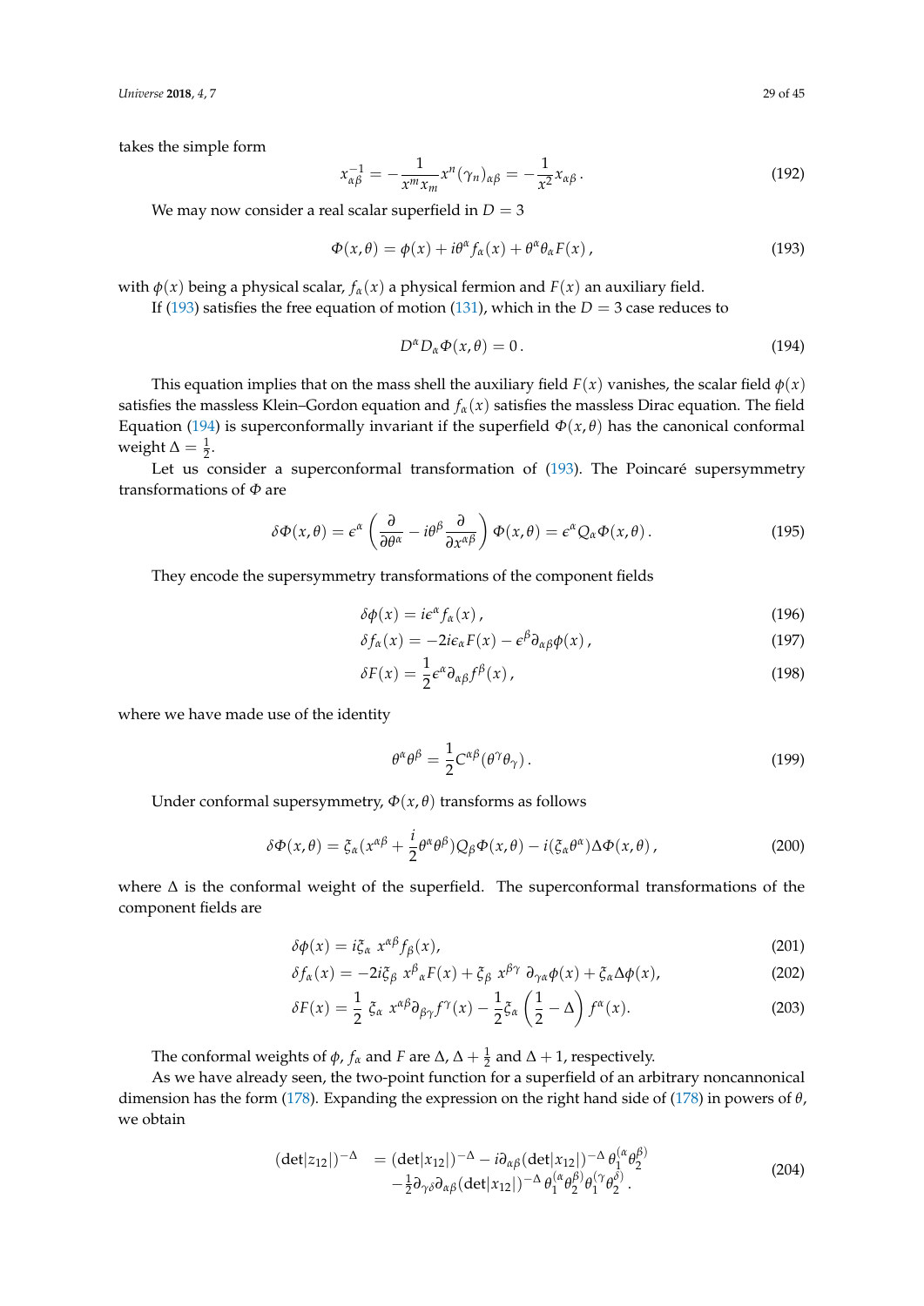takes the simple form

$$x^{-1}_{\alpha\beta} = -\frac{1}{x^m x_m} x^n (\gamma_n)_{\alpha\beta} = -\frac{1}{x^2} x_{\alpha\beta} \,. \tag{192}$$

We may now consider a real scalar superfield in $D = 3$

$$\Phi(x,\theta) = \phi(x) + i\theta^\alpha f_\alpha(x) + \theta^\alpha \theta_\alpha F(x) \,, \tag{193}$$

with $\phi(x)$ being a physical scalar, $f_\alpha(x)$ a physical fermion and $F(x)$ an auxiliary field.

If (193) satisfies the free equation of motion (131), which in the $D = 3$ case reduces to

$$D^\alpha D_\alpha \Phi(x,\theta) = 0 \,. \tag{194}$$

This equation implies that on the mass shell the auxiliary field $F(x)$ vanishes, the scalar field $\phi(x)$ satisfies the massless Klein–Gordon equation and $f_\alpha(x)$ satisfies the massless Dirac equation. The field Equation (194) is superconformally invariant if the superfield $\Phi(x,\theta)$ has the canonical conformal weight $\Delta = \frac{1}{2}$.

Let us consider a superconformal transformation of (193). The Poincaré supersymmetry transformations of $\Phi$ are

$$\delta\Phi(x,\theta) = \epsilon^\alpha \left( \frac{\partial}{\partial\theta^\alpha} - i\theta^\beta \frac{\partial}{\partial x^{\alpha\beta}} \right) \Phi(x,\theta) = \epsilon^\alpha Q_\alpha \Phi(x,\theta) \,. \tag{195}$$

They encode the supersymmetry transformations of the component fields

$$\delta\phi(x) = i\epsilon^\alpha f_\alpha(x) \,, \tag{196}$$

$$\delta f_\alpha(x) = -2i\epsilon_\alpha F(x) - \epsilon^\beta \partial_{\alpha\beta}\phi(x) \,, \tag{197}$$

$$\delta F(x) = \frac{1}{2}\epsilon^\alpha \partial_{\alpha\beta} f^\beta(x) \,, \tag{198}$$

where we have made use of the identity

$$\theta^\alpha \theta^\beta = \frac{1}{2} C^{\alpha\beta} (\theta^\gamma \theta_\gamma) \,. \tag{199}$$

Under conformal supersymmetry, $\Phi(x,\theta)$ transforms as follows

$$\delta\Phi(x,\theta) = \xi_\alpha (x^{\alpha\beta} + \frac{i}{2}\theta^\alpha\theta^\beta) Q_\beta \Phi(x,\theta) - i(\xi_\alpha \theta^\alpha)\Delta\Phi(x,\theta) \,, \tag{200}$$

where $\Delta$ is the conformal weight of the superfield. The superconformal transformations of the component fields are

$$\delta\phi(x) = i\xi_\alpha \; x^{\alpha\beta} f_\beta(x), \tag{201}$$

$$\delta f_\alpha(x) = -2i\xi_\beta \; x^\beta{}_\alpha F(x) + \xi_\beta \; x^{\beta\gamma} \; \partial_{\gamma\alpha}\phi(x) + \xi_\alpha \Delta\phi(x), \tag{202}$$

$$\delta F(x) = \frac{1}{2} \; \xi_\alpha \; x^{\alpha\beta} \partial_{\beta\gamma} f^\gamma(x) - \frac{1}{2}\xi_\alpha \left( \frac{1}{2} - \Delta \right) f^\alpha(x). \tag{203}$$

The conformal weights of $\phi$, $f_\alpha$ and $F$ are $\Delta$, $\Delta + \frac{1}{2}$ and $\Delta + 1$, respectively.

As we have already seen, the two-point function for a superfield of an arbitrary noncannonical dimension has the form (178). Expanding the expression on the right hand side of (178) in powers of $\theta$, we obtain

$$\begin{aligned} (\det|z_{12}|)^{-\Delta} \;\; &= (\det|x_{12}|)^{-\Delta} - i\partial_{\alpha\beta} (\det|x_{12}|)^{-\Delta} \, \theta_1^{(\alpha} \theta_2^{\beta)} \\ &\quad - \tfrac{1}{2} \partial_{\gamma\delta} \partial_{\alpha\beta} (\det|x_{12}|)^{-\Delta} \, \theta_1^{(\alpha} \theta_2^{\beta)} \theta_1^{(\gamma} \theta_2^{\delta)} \,. \end{aligned} \tag{204}$$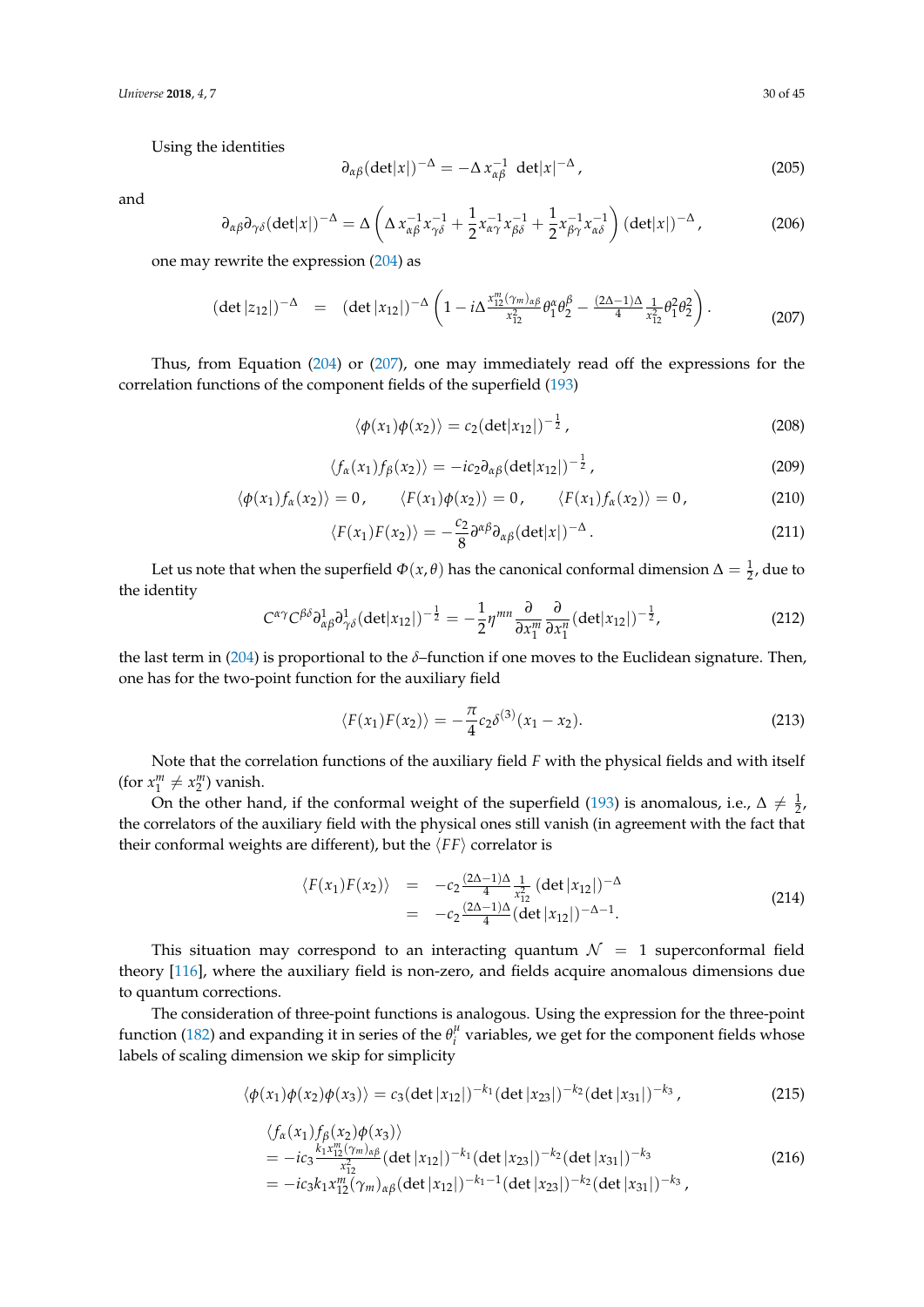Using the identities

$$\partial_{\alpha\beta}(\det|x|)^{-\Delta} = -\Delta\, x^{-1}_{\alpha\beta}\ \det|x|^{-\Delta}\,, \tag{205}$$

and

$$\partial_{\alpha\beta}\partial_{\gamma\delta}(\det|x|)^{-\Delta} = \Delta\left(\Delta\, x^{-1}_{\alpha\beta}x^{-1}_{\gamma\delta} + \frac{1}{2}x^{-1}_{\alpha\gamma}x^{-1}_{\beta\delta} + \frac{1}{2}x^{-1}_{\beta\gamma}x^{-1}_{\alpha\delta}\right)(\det|x|)^{-\Delta}\,, \tag{206}$$

one may rewrite the expression (204) as

$$(\det|z_{12}|)^{-\Delta} = (\det|x_{12}|)^{-\Delta}\left(1 - i\Delta\frac{x^m_{12}(\gamma_m)_{\alpha\beta}}{x^2_{12}}\theta^\alpha_1\theta^\beta_2 - \frac{(2\Delta-1)\Delta}{4}\frac{1}{x^2_{12}}\theta^2_1\theta^2_2\right). \tag{207}$$

Thus, from Equation (204) or (207), one may immediately read off the expressions for the correlation functions of the component fields of the superfield (193)

$$\langle\phi(x_1)\phi(x_2)\rangle = c_2(\det|x_{12}|)^{-\frac{1}{2}}\,, \tag{208}$$

$$\langle f_\alpha(x_1)f_\beta(x_2)\rangle = -ic_2\partial_{\alpha\beta}(\det|x_{12}|)^{-\frac{1}{2}}\,, \tag{209}$$

$$\langle\phi(x_1)f_\alpha(x_2)\rangle = 0\,, \qquad \langle F(x_1)\phi(x_2)\rangle = 0\,, \qquad \langle F(x_1)f_\alpha(x_2)\rangle = 0\,, \tag{210}$$

$$\langle F(x_1)F(x_2)\rangle = -\frac{c_2}{8}\partial^{\alpha\beta}\partial_{\alpha\beta}(\det|x|)^{-\Delta}\,. \tag{211}$$

Let us note that when the superfield $\Phi(x,\theta)$ has the canonical conformal dimension $\Delta = \frac{1}{2}$, due to the identity

$$C^{\alpha\gamma}C^{\beta\delta}\partial^1_{\alpha\beta}\partial^1_{\gamma\delta}(\det|x_{12}|)^{-\frac{1}{2}} = -\frac{1}{2}\eta^{mn}\frac{\partial}{\partial x^m_1}\frac{\partial}{\partial x^n_1}(\det|x_{12}|)^{-\frac{1}{2}}, \tag{212}$$

the last term in (204) is proportional to the $\delta$–function if one moves to the Euclidean signature. Then, one has for the two-point function for the auxiliary field

$$\langle F(x_1)F(x_2)\rangle = -\frac{\pi}{4}c_2\delta^{(3)}(x_1 - x_2). \tag{213}$$

Note that the correlation functions of the auxiliary field $F$ with the physical fields and with itself (for $x^m_1 \neq x^m_2$) vanish.

On the other hand, if the conformal weight of the superfield (193) is anomalous, i.e., $\Delta \neq \frac{1}{2}$, the correlators of the auxiliary field with the physical ones still vanish (in agreement with the fact that their conformal weights are different), but the $\langle FF\rangle$ correlator is

$$\begin{aligned}\langle F(x_1)F(x_2)\rangle &= -c_2\frac{(2\Delta-1)\Delta}{4}\frac{1}{x^2_{12}}(\det|x_{12}|)^{-\Delta}\\ &= -c_2\frac{(2\Delta-1)\Delta}{4}(\det|x_{12}|)^{-\Delta-1}.\end{aligned} \tag{214}$$

This situation may correspond to an interacting quantum $\mathcal{N} = 1$ superconformal field theory [116], where the auxiliary field is non-zero, and fields acquire anomalous dimensions due to quantum corrections.

The consideration of three-point functions is analogous. Using the expression for the three-point function (182) and expanding it in series of the $\theta^\mu_i$ variables, we get for the component fields whose labels of scaling dimension we skip for simplicity

$$\langle\phi(x_1)\phi(x_2)\phi(x_3)\rangle = c_3(\det|x_{12}|)^{-k_1}(\det|x_{23}|)^{-k_2}(\det|x_{31}|)^{-k_3}\,, \tag{215}$$

$$\begin{aligned}&\langle f_\alpha(x_1)f_\beta(x_2)\phi(x_3)\rangle\\ &= -ic_3\frac{k_1 x^m_{12}(\gamma_m)_{\alpha\beta}}{x^2_{12}}(\det|x_{12}|)^{-k_1}(\det|x_{23}|)^{-k_2}(\det|x_{31}|)^{-k_3}\\ &= -ic_3k_1x^m_{12}(\gamma_m)_{\alpha\beta}(\det|x_{12}|)^{-k_1-1}(\det|x_{23}|)^{-k_2}(\det|x_{31}|)^{-k_3}\,,\end{aligned} \tag{216}$$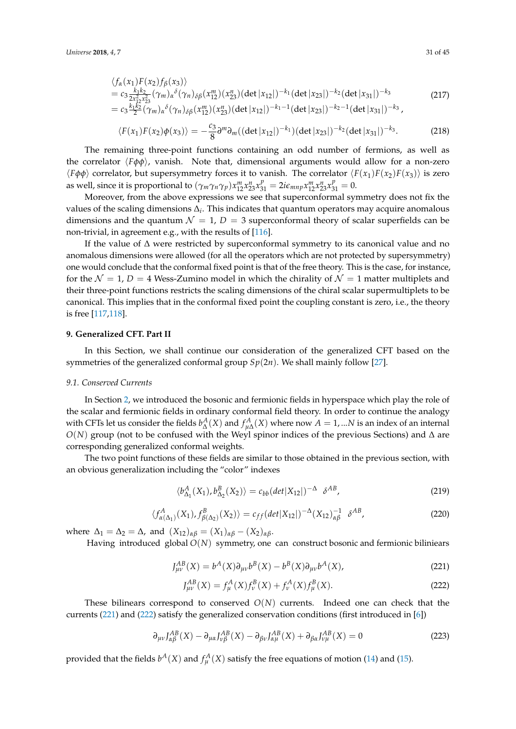$$
\begin{aligned}
&\langle f_\alpha(x_1) F(x_2) f_\beta(x_3)\rangle \\
&= c_3 \frac{k_1 k_2}{2 x_{12}^2 x_{23}^2} (\gamma_m)_\alpha{}^\delta (\gamma_n)_{\delta\beta} (x_{12}^m)(x_{23}^n) (\det|x_{12}|)^{-k_1} (\det|x_{23}|)^{-k_2} (\det|x_{31}|)^{-k_3} \\
&= c_3 \frac{k_1 k_2}{2} (\gamma_m)_\alpha{}^\delta (\gamma_n)_{\delta\beta} (x_{12}^m)(x_{23}^n) (\det|x_{12}|)^{-k_1-1} (\det|x_{23}|)^{-k_2-1} (\det|x_{31}|)^{-k_3},
\end{aligned}
\tag{217}
$$

$$
\langle F(x_1) F(x_2) \phi(x_3)\rangle = -\frac{c_3}{8} \partial^m \partial_m ((\det|x_{12}|)^{-k_1}) (\det|x_{23}|)^{-k_2} (\det|x_{31}|)^{-k_3}. \tag{218}
$$

The remaining three-point functions containing an odd number of fermions, as well as the correlator $\langle F\phi\phi\rangle$, vanish. Note that, dimensional arguments would allow for a non-zero $\langle F\phi\phi\rangle$ correlator, but supersymmetry forces it to vanish. The correlator $\langle F(x_1)F(x_2)F(x_3)\rangle$ is zero as well, since it is proportional to $(\gamma_m\gamma_n\gamma_p)x_{12}^m x_{23}^n x_{31}^p = 2i\epsilon_{mnp}x_{12}^m x_{23}^n x_{31}^p = 0$.

Moreover, from the above expressions we see that superconformal symmetry does not fix the values of the scaling dimensions $\Delta_i$. This indicates that quantum operators may acquire anomalous dimensions and the quantum $\mathcal{N}=1$, $D=3$ superconformal theory of scalar superfields can be non-trivial, in agreement e.g., with the results of [116].

If the value of $\Delta$ were restricted by superconformal symmetry to its canonical value and no anomalous dimensions were allowed (for all the operators which are not protected by supersymmetry) one would conclude that the conformal fixed point is that of the free theory. This is the case, for instance, for the $\mathcal{N}=1$, $D=4$ Wess-Zumino model in which the chirality of $\mathcal{N}=1$ matter multiplets and their three-point functions restricts the scaling dimensions of the chiral scalar supermultiplets to be canonical. This implies that in the conformal fixed point the coupling constant is zero, i.e., the theory is free [117,118].

## 9. Generalized CFT. Part II

In this Section, we shall continue our consideration of the generalized CFT based on the symmetries of the generalized conformal group $Sp(2n)$. We shall mainly follow [27].

### 9.1. Conserved Currents

In Section 2, we introduced the bosonic and fermionic fields in hyperspace which play the role of the scalar and fermionic fields in ordinary conformal field theory. In order to continue the analogy with CFTs let us consider the fields $b^A_\Delta(X)$ and $f^A_{\mu\Delta}(X)$ where now $A=1,\dots N$ is an index of an internal $O(N)$ group (not to be confused with the Weyl spinor indices of the previous Sections) and $\Delta$ are corresponding generalized conformal weights.

The two point functions of these fields are similar to those obtained in the previous section, with an obvious generalization including the "color" indexes

$$
\langle b^A_{\Delta_1}(X_1), b^B_{\Delta_2}(X_2)\rangle = c_{bb}(det|X_{12}|)^{-\Delta}\ \ \delta^{AB}, \tag{219}
$$

$$
\langle f^A_{\alpha(\Delta_1)}(X_1), f^B_{\beta(\Delta_2)}(X_2)\rangle = c_{ff}(det|X_{12}|)^{-\Delta}(X_{12})^{-1}_{\alpha\beta}\ \ \delta^{AB}, \tag{220}
$$

where $\Delta_1=\Delta_2=\Delta$, and $(X_{12})_{\alpha\beta}=(X_1)_{\alpha\beta}-(X_2)_{\alpha\beta}$.

Having introduced global $O(N)$ symmetry, one can construct bosonic and fermionic bilinears

$$
J^{AB}_{\mu\nu}(X) = b^A(X)\partial_{\mu\nu}b^B(X) - b^B(X)\partial_{\mu\nu}b^A(X), \tag{221}
$$

$$
J^{AB}_{\mu\nu}(X) = f^A_\mu(X)f^B_\nu(X) + f^A_\nu(X)f^B_\mu(X). \tag{222}
$$

These bilinears correspond to conserved $O(N)$ currents. Indeed one can check that the currents (221) and (222) satisfy the generalized conservation conditions (first introduced in [6])

$$
\partial_{\mu\nu}J^{AB}_{\alpha\beta}(X) - \partial_{\mu\alpha}J^{AB}_{\nu\beta}(X) - \partial_{\beta\nu}J^{AB}_{\alpha\mu}(X) + \partial_{\beta\alpha}J^{AB}_{\nu\mu}(X) = 0 \tag{223}
$$

provided that the fields $b^A(X)$ and $f^A_\mu(X)$ satisfy the free equations of motion (14) and (15).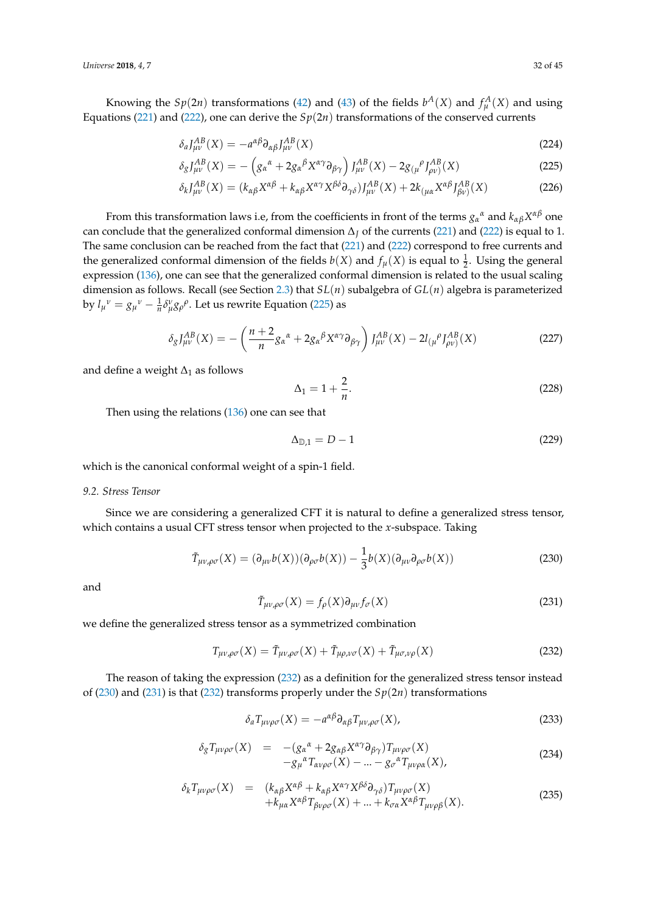Knowing the $Sp(2n)$ transformations (42) and (43) of the fields $b^A(X)$ and $f^A_\mu(X)$ and using Equations (221) and (222), one can derive the $Sp(2n)$ transformations of the conserved currents

$$\delta_a J^{AB}_{\mu\nu}(X) = -a^{\alpha\beta}\partial_{\alpha\beta} J^{AB}_{\mu\nu}(X) \tag{224}$$

$$\delta_g J^{AB}_{\mu\nu}(X) = -\left(g_\alpha{}^\alpha + 2g_\alpha{}^\beta X^{\alpha\gamma}\partial_{\beta\gamma}\right) J^{AB}_{\mu\nu}(X) - 2g_{(\mu}{}^\rho J^{AB}_{\rho\nu)}(X) \tag{225}$$

$$\delta_k J^{AB}_{\mu\nu}(X) = (k_{\alpha\beta}X^{\alpha\beta} + k_{\alpha\beta}X^{\alpha\gamma}X^{\beta\delta}\partial_{\gamma\delta}) J^{AB}_{\mu\nu}(X) + 2k_{(\mu\alpha}X^{\alpha\beta}J^{AB}_{\beta\nu)}(X) \tag{226}$$

From this transformation laws i.e, from the coefficients in front of the terms $g_\alpha{}^\alpha$ and $k_{\alpha\beta}X^{\alpha\beta}$ one can conclude that the generalized conformal dimension $\Delta_J$ of the currents (221) and (222) is equal to 1. The same conclusion can be reached from the fact that (221) and (222) correspond to free currents and the generalized conformal dimension of the fields $b(X)$ and $f_\mu(X)$ is equal to $\frac{1}{2}$. Using the general expression (136), one can see that the generalized conformal dimension is related to the usual scaling dimension as follows. Recall (see Section 2.3) that $SL(n)$ subalgebra of $GL(n)$ algebra is parameterized by $l_\mu{}^\nu = g_\mu{}^\nu - \frac{1}{n}\delta^\nu_\mu g_\rho{}^\rho$. Let us rewrite Equation (225) as

$$\delta_g J^{AB}_{\mu\nu}(X) = -\left(\frac{n+2}{n} g_\alpha{}^\alpha + 2g_\alpha{}^\beta X^{\alpha\gamma}\partial_{\beta\gamma}\right) J^{AB}_{\mu\nu}(X) - 2l_{(\mu}{}^\rho J^{AB}_{\rho\nu)}(X) \tag{227}$$

and define a weight $\Delta_1$ as follows

$$\Delta_1 = 1 + \frac{2}{n}. \tag{228}$$

Then using the relations (136) one can see that

$$\Delta_{\mathbb{D},1} = D - 1 \tag{229}$$

which is the canonical conformal weight of a spin-1 field.

### 9.2. Stress Tensor

Since we are considering a generalized CFT it is natural to define a generalized stress tensor, which contains a usual CFT stress tensor when projected to the $x$-subspace. Taking

$$\tilde{T}_{\mu\nu,\rho\sigma}(X) = (\partial_{\mu\nu}b(X))(\partial_{\rho\sigma}b(X)) - \frac{1}{3}b(X)(\partial_{\mu\nu}\partial_{\rho\sigma}b(X)) \tag{230}$$

and

$$\tilde{T}_{\mu\nu,\rho\sigma}(X) = f_\rho(X)\partial_{\mu\nu}f_\sigma(X) \tag{231}$$

we define the generalized stress tensor as a symmetrized combination

$$T_{\mu\nu,\rho\sigma}(X) = \tilde{T}_{\mu\nu,\rho\sigma}(X) + \tilde{T}_{\mu\rho,\nu\sigma}(X) + \tilde{T}_{\mu\sigma,\nu\rho}(X) \tag{232}$$

The reason of taking the expression (232) as a definition for the generalized stress tensor instead of (230) and (231) is that (232) transforms properly under the $Sp(2n)$ transformations

$$\delta_a T_{\mu\nu\rho\sigma}(X) = -a^{\alpha\beta}\partial_{\alpha\beta}T_{\mu\nu,\rho\sigma}(X), \tag{233}$$

$$\begin{aligned}\delta_g T_{\mu\nu\rho\sigma}(X) &= -(g_\alpha{}^\alpha + 2g_{\alpha\beta}X^{\alpha\gamma}\partial_{\beta\gamma})T_{\mu\nu\rho\sigma}(X) \\ &\quad - g_\mu{}^\alpha T_{\alpha\nu\rho\sigma}(X) - \ldots - g_\sigma{}^\alpha T_{\mu\nu\rho\alpha}(X),\end{aligned} \tag{234}$$

$$\begin{aligned}\delta_k T_{\mu\nu\rho\sigma}(X) &= (k_{\alpha\beta}X^{\alpha\beta} + k_{\alpha\beta}X^{\alpha\gamma}X^{\beta\delta}\partial_{\gamma\delta})T_{\mu\nu\rho\sigma}(X) \\ &\quad + k_{\mu\alpha}X^{\alpha\beta}T_{\beta\nu\rho\sigma}(X) + \ldots + k_{\sigma\alpha}X^{\alpha\beta}T_{\mu\nu\rho\beta}(X).\end{aligned} \tag{235}$$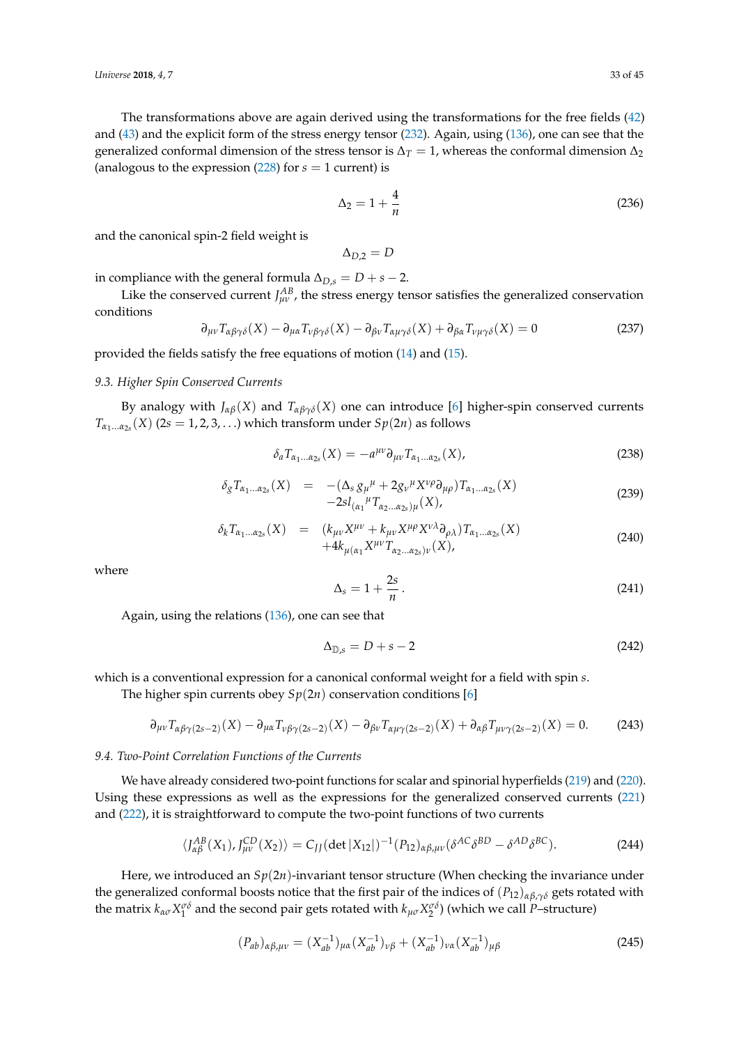The transformations above are again derived using the transformations for the free fields (42) and (43) and the explicit form of the stress energy tensor (232). Again, using (136), one can see that the generalized conformal dimension of the stress tensor is $\Delta_T = 1$, whereas the conformal dimension $\Delta_2$ (analogous to the expression (228) for $s = 1$ current) is

$$\Delta_2 = 1 + \frac{4}{n} \tag{236}$$

and the canonical spin-2 field weight is

$$\Delta_{D,2} = D$$

in compliance with the general formula $\Delta_{D,s} = D + s - 2$.

Like the conserved current $J^{AB}_{\mu\nu}$, the stress energy tensor satisfies the generalized conservation conditions

$$\partial_{\mu\nu} T_{\alpha\beta\gamma\delta}(X) - \partial_{\mu\alpha} T_{\nu\beta\gamma\delta}(X) - \partial_{\beta\nu} T_{\alpha\mu\gamma\delta}(X) + \partial_{\beta\alpha} T_{\nu\mu\gamma\delta}(X) = 0 \tag{237}$$

provided the fields satisfy the free equations of motion (14) and (15).

### 9.3. Higher Spin Conserved Currents

By analogy with $J_{\alpha\beta}(X)$ and $T_{\alpha\beta\gamma\delta}(X)$ one can introduce [6] higher-spin conserved currents $T_{\alpha_1\ldots\alpha_{2s}}(X)$ $(2s = 1, 2, 3, \ldots)$ which transform under $Sp(2n)$ as follows

$$\delta_a T_{\alpha_1\ldots\alpha_{2s}}(X) = -a^{\mu\nu}\partial_{\mu\nu} T_{\alpha_1\ldots\alpha_{2s}}(X), \tag{238}$$

$$\begin{aligned} \delta_g T_{\alpha_1\ldots\alpha_{2s}}(X) &= -(\Delta_s\, g_\mu{}^\mu + 2 g_\nu{}^\mu X^{\nu\rho}\partial_{\mu\rho}) T_{\alpha_1\ldots\alpha_{2s}}(X) \\ &\quad -2s\, l_{(\alpha_1}{}^\mu T_{\alpha_2\ldots\alpha_{2s})\mu}(X), \end{aligned} \tag{239}$$

$$\begin{aligned} \delta_k T_{\alpha_1\ldots\alpha_{2s}}(X) &= (k_{\mu\nu}X^{\mu\nu} + k_{\mu\nu}X^{\mu\rho}X^{\nu\lambda}\partial_{\rho\lambda}) T_{\alpha_1\ldots\alpha_{2s}}(X) \\ &\quad +4 k_{\mu(\alpha_1} X^{\mu\nu} T_{\alpha_2\ldots\alpha_{2s})\nu}(X), \end{aligned} \tag{240}$$

where

$$\Delta_s = 1 + \frac{2s}{n}\,. \tag{241}$$

Again, using the relations (136), one can see that

$$\Delta_{\mathbb{D},s} = D + s - 2 \tag{242}$$

which is a conventional expression for a canonical conformal weight for a field with spin $s$.

The higher spin currents obey $Sp(2n)$ conservation conditions [6]

$$\partial_{\mu\nu} T_{\alpha\beta\gamma(2s-2)}(X) - \partial_{\mu\alpha} T_{\nu\beta\gamma(2s-2)}(X) - \partial_{\beta\nu} T_{\alpha\mu\gamma(2s-2)}(X) + \partial_{\alpha\beta} T_{\mu\nu\gamma(2s-2)}(X) = 0. \tag{243}$$

### 9.4. Two-Point Correlation Functions of the Currents

We have already considered two-point functions for scalar and spinorial hyperfields (219) and (220). Using these expressions as well as the expressions for the generalized conserved currents (221) and (222), it is straightforward to compute the two-point functions of two currents

$$\langle J^{AB}_{\alpha\beta}(X_1), J^{CD}_{\mu\nu}(X_2)\rangle = C_{JJ}(\det|X_{12}|)^{-1}(P_{12})_{\alpha\beta,\mu\nu}(\delta^{AC}\delta^{BD} - \delta^{AD}\delta^{BC}). \tag{244}$$

Here, we introduced an $Sp(2n)$-invariant tensor structure (When checking the invariance under the generalized conformal boosts notice that the first pair of the indices of $(P_{12})_{\alpha\beta,\gamma\delta}$ gets rotated with the matrix $k_{\alpha\sigma}X_1^{\sigma\delta}$ and the second pair gets rotated with $k_{\mu\sigma}X_2^{\sigma\delta}$) (which we call $P$–structure)

$$(P_{ab})_{\alpha\beta,\mu\nu} = (X^{-1}_{ab})_{\mu\alpha}(X^{-1}_{ab})_{\nu\beta} + (X^{-1}_{ab})_{\nu\alpha}(X^{-1}_{ab})_{\mu\beta} \tag{245}$$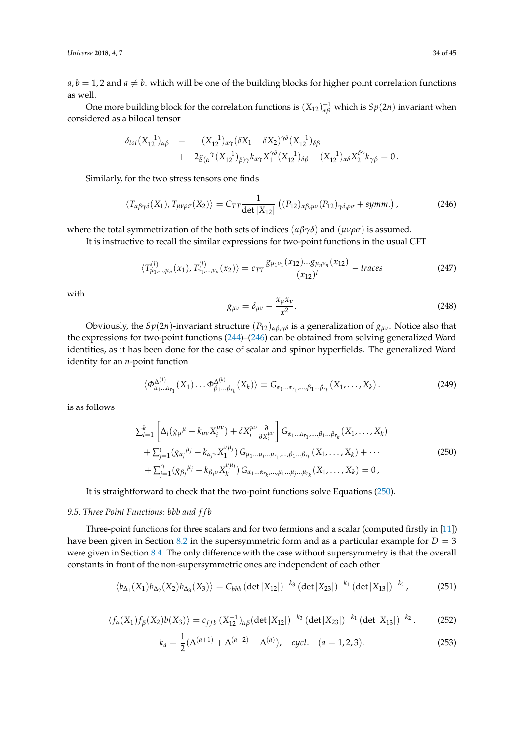$a, b = 1, 2$ and $a \neq b$. which will be one of the building blocks for higher point correlation functions as well.

One more building block for the correlation functions is $(X_{12})^{-1}_{\alpha\beta}$ which is $Sp(2n)$ invariant when considered as a bilocal tensor

$$
\begin{aligned}
\delta_{tot}(X_{12}^{-1})_{\alpha\beta} &= -(X_{12}^{-1})_{\alpha\gamma}(\delta X_1 - \delta X_2)^{\gamma\delta}(X_{12}^{-1})_{\delta\beta} \\
&+ 2g_{(\alpha}{}^{\gamma}(X_{12}^{-1})_{\beta)\gamma}k_{\alpha\gamma}X_1^{\gamma\delta}(X_{12}^{-1})_{\delta\beta} - (X_{12}^{-1})_{\alpha\delta}X_2^{\delta\gamma}k_{\gamma\beta} = 0\,.
\end{aligned}
$$

Similarly, for the two stress tensors one finds

$$
\langle T_{\alpha\beta\gamma\delta}(X_1), T_{\mu\nu\rho\sigma}(X_2)\rangle = C_{TT}\frac{1}{\det|X_{12}|}\left((P_{12})_{\alpha\beta,\mu\nu}(P_{12})_{\gamma\delta,\rho\sigma} + symm.\right), \tag{246}
$$

where the total symmetrization of the both sets of indices $(\alpha\beta\gamma\delta)$ and $(\mu\nu\rho\sigma)$ is assumed.

It is instructive to recall the similar expressions for two-point functions in the usual CFT

$$
\langle T^{(l)}_{\mu_1,\ldots,\mu_n}(x_1), T^{(l)}_{\nu_1,\ldots,\nu_n}(x_2)\rangle = c_{TT}\frac{g_{\mu_1\nu_1}(x_{12})\ldots g_{\mu_n\nu_n}(x_{12})}{(x_{12})^l} - traces \tag{247}
$$

with

$$
g_{\mu\nu} = \delta_{\mu\nu} - \frac{x_\mu x_\nu}{x^2}. \tag{248}
$$

Obviously, the $Sp(2n)$-invariant structure $(P_{12})_{\alpha\beta,\gamma\delta}$ is a generalization of $g_{\mu\nu}$. Notice also that the expressions for two-point functions (244)–(246) can be obtained from solving generalized Ward identities, as it has been done for the case of scalar and spinor hyperfields. The generalized Ward identity for an $n$-point function

$$
\langle \Phi^{\Delta^{(1)}}_{\alpha_1\ldots\alpha_{r_1}}(X_1)\ldots\Phi^{\Delta^{(k)}}_{\beta_1\ldots\beta_{r_k}}(X_k)\rangle \equiv G_{\alpha_1\ldots\alpha_{r_1},\ldots,\beta_1\ldots\beta_{r_k}}(X_1,\ldots,X_k)\,. \tag{249}
$$

is as follows

$$
\begin{aligned}
&\textstyle\sum_{i=1}^k\left[\Delta_i(g_\mu{}^\mu - k_{\mu\nu}X_i^{\mu\nu}) + \delta X_i^{\mu\nu}\frac{\partial}{\partial X_i^{\mu\nu}}\right]G_{\alpha_1\ldots\alpha_{r_1},\ldots,\beta_1\ldots\beta_{r_k}}(X_1,\ldots,X_k) \\
&+\textstyle\sum_{j=1}^{1}(g_{\alpha_j}{}^{\mu_j} - k_{\alpha_j\nu}X_1^{\nu\mu_j})\,G_{\mu_1\ldots\mu_j\ldots\mu_{r_1},\ldots,\beta_1\ldots\beta_{r_k}}(X_1,\ldots,X_k) + \cdots \\
&+\textstyle\sum_{j=1}^{r_k}(g_{\beta_j}{}^{\mu_j} - k_{\beta_j\nu}X_k^{\nu\mu_j})\,G_{\alpha_1\ldots\alpha_{r_k},\ldots,\mu_1\ldots\mu_j\ldots\mu_{r_k}}(X_1,\ldots,X_k) = 0\,,
\end{aligned} \tag{250}
$$

It is straightforward to check that the two-point functions solve Equations (250).

### 9.5. Three Point Functions: bbb and ffb

Three-point functions for three scalars and for two fermions and a scalar (computed firstly in [11]) have been given in Section 8.2 in the supersymmetric form and as a particular example for $D = 3$ were given in Section 8.4. The only difference with the case without supersymmetry is that the overall constants in front of the non-supersymmetric ones are independent of each other

$$
\langle b_{\Delta_1}(X_1)b_{\Delta_2}(X_2)b_{\Delta_3}(X_3)\rangle = C_{bbb}\,(\det|X_{12}|)^{-k_3}\,(\det|X_{23}|)^{-k_1}\,(\det|X_{13}|)^{-k_2}\,, \tag{251}
$$

$$
\langle f_\alpha(X_1)f_\beta(X_2)b(X_3)\rangle = c_{ffb}\,(X_{12}^{-1})_{\alpha\beta}(\det|X_{12}|)^{-k_3}\,(\det|X_{23}|)^{-k_1}\,(\det|X_{13}|)^{-k_2}\,. \tag{252}
$$

$$
k_a = \frac{1}{2}(\Delta^{(a+1)} + \Delta^{(a+2)} - \Delta^{(a)}), \quad cycl. \quad (a = 1,2,3). \tag{253}
$$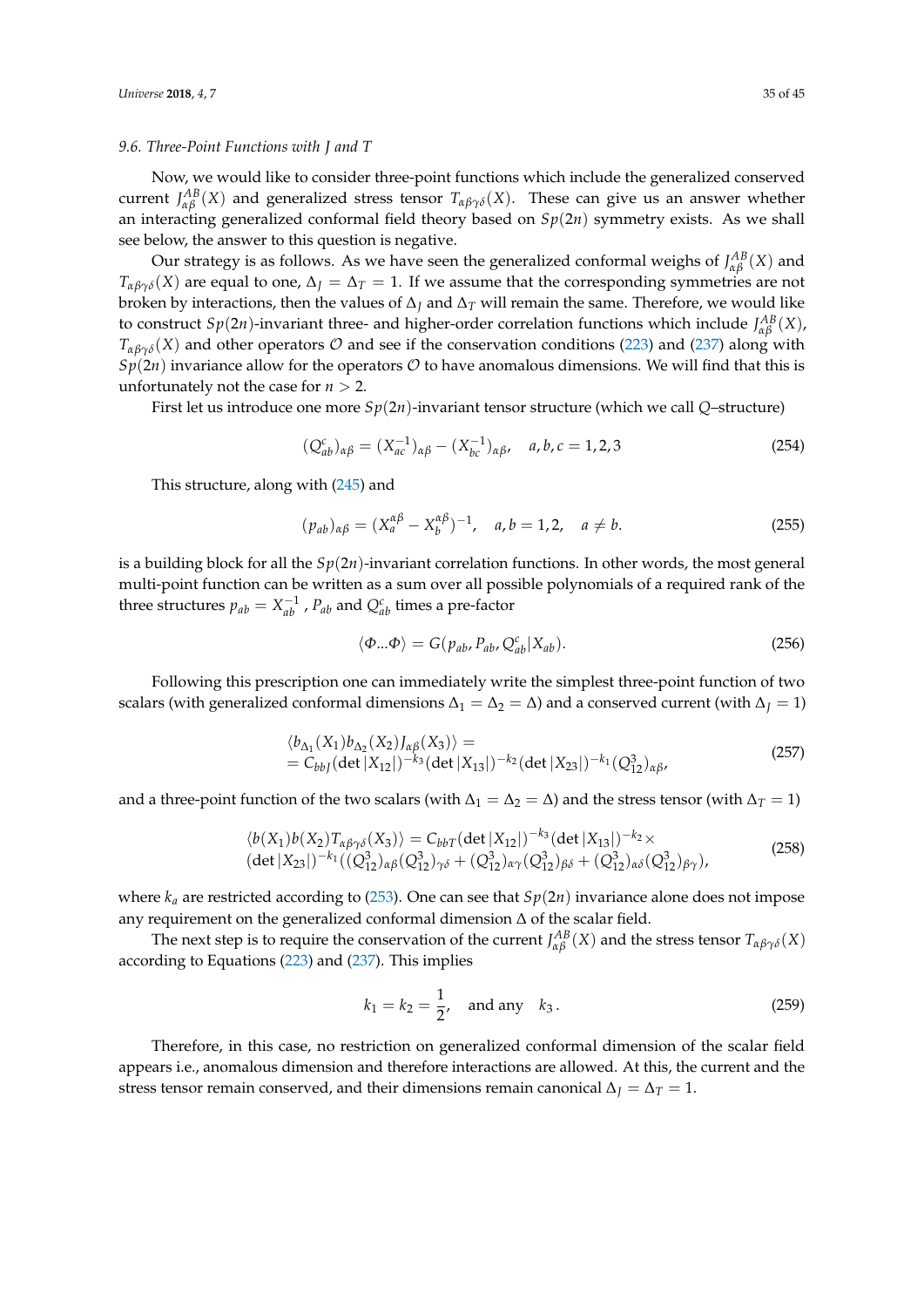### 9.6. Three-Point Functions with J and T

Now, we would like to consider three-point functions which include the generalized conserved current $J^{AB}_{\alpha\beta}(X)$ and generalized stress tensor $T_{\alpha\beta\gamma\delta}(X)$. These can give us an answer whether an interacting generalized conformal field theory based on $Sp(2n)$ symmetry exists. As we shall see below, the answer to this question is negative.

Our strategy is as follows. As we have seen the generalized conformal weighs of $J^{AB}_{\alpha\beta}(X)$ and $T_{\alpha\beta\gamma\delta}(X)$ are equal to one, $\Delta_J = \Delta_T = 1$. If we assume that the corresponding symmetries are not broken by interactions, then the values of $\Delta_J$ and $\Delta_T$ will remain the same. Therefore, we would like to construct $Sp(2n)$-invariant three- and higher-order correlation functions which include $J^{AB}_{\alpha\beta}(X)$, $T_{\alpha\beta\gamma\delta}(X)$ and other operators $\mathcal{O}$ and see if the conservation conditions (223) and (237) along with $Sp(2n)$ invariance allow for the operators $\mathcal{O}$ to have anomalous dimensions. We will find that this is unfortunately not the case for $n > 2$.

First let us introduce one more $Sp(2n)$-invariant tensor structure (which we call $Q$–structure)

$$(Q^c_{ab})_{\alpha\beta} = (X^{-1}_{ac})_{\alpha\beta} - (X^{-1}_{bc})_{\alpha\beta}, \quad a, b, c = 1, 2, 3 \tag{254}$$

This structure, along with (245) and

$$(p_{ab})_{\alpha\beta} = (X^{\alpha\beta}_a - X^{\alpha\beta}_b)^{-1}, \quad a, b = 1, 2, \quad a \neq b. \tag{255}$$

is a building block for all the $Sp(2n)$-invariant correlation functions. In other words, the most general multi-point function can be written as a sum over all possible polynomials of a required rank of the three structures $p_{ab} = X^{-1}_{ab}$ , $P_{ab}$ and $Q^c_{ab}$ times a pre-factor

$$\langle \Phi ... \Phi \rangle = G(p_{ab}, P_{ab}, Q^c_{ab} | X_{ab}). \tag{256}$$

Following this prescription one can immediately write the simplest three-point function of two scalars (with generalized conformal dimensions $\Delta_1 = \Delta_2 = \Delta$) and a conserved current (with $\Delta_J = 1$)

$$\begin{aligned} &\langle b_{\Delta_1}(X_1) b_{\Delta_2}(X_2) J_{\alpha\beta}(X_3) \rangle = \\ &= C_{bbJ} (\det |X_{12}|)^{-k_3} (\det |X_{13}|)^{-k_2} (\det |X_{23}|)^{-k_1} (Q^3_{12})_{\alpha\beta}, \end{aligned} \tag{257}$$

and a three-point function of the two scalars (with $\Delta_1 = \Delta_2 = \Delta$) and the stress tensor (with $\Delta_T = 1$)

$$\begin{aligned} &\langle b(X_1) b(X_2) T_{\alpha\beta\gamma\delta}(X_3) \rangle = C_{bbT} (\det |X_{12}|)^{-k_3} (\det |X_{13}|)^{-k_2} \times \\ &(\det |X_{23}|)^{-k_1} ((Q^3_{12})_{\alpha\beta} (Q^3_{12})_{\gamma\delta} + (Q^3_{12})_{\alpha\gamma} (Q^3_{12})_{\beta\delta} + (Q^3_{12})_{\alpha\delta} (Q^3_{12})_{\beta\gamma}), \end{aligned} \tag{258}$$

where $k_a$ are restricted according to (253). One can see that $Sp(2n)$ invariance alone does not impose any requirement on the generalized conformal dimension $\Delta$ of the scalar field.

The next step is to require the conservation of the current $J^{AB}_{\alpha\beta}(X)$ and the stress tensor $T_{\alpha\beta\gamma\delta}(X)$ according to Equations (223) and (237). This implies

$$k_1 = k_2 = \frac{1}{2}, \quad \text{and any} \quad k_3\,. \tag{259}$$

Therefore, in this case, no restriction on generalized conformal dimension of the scalar field appears i.e., anomalous dimension and therefore interactions are allowed. At this, the current and the stress tensor remain conserved, and their dimensions remain canonical $\Delta_J = \Delta_T = 1$.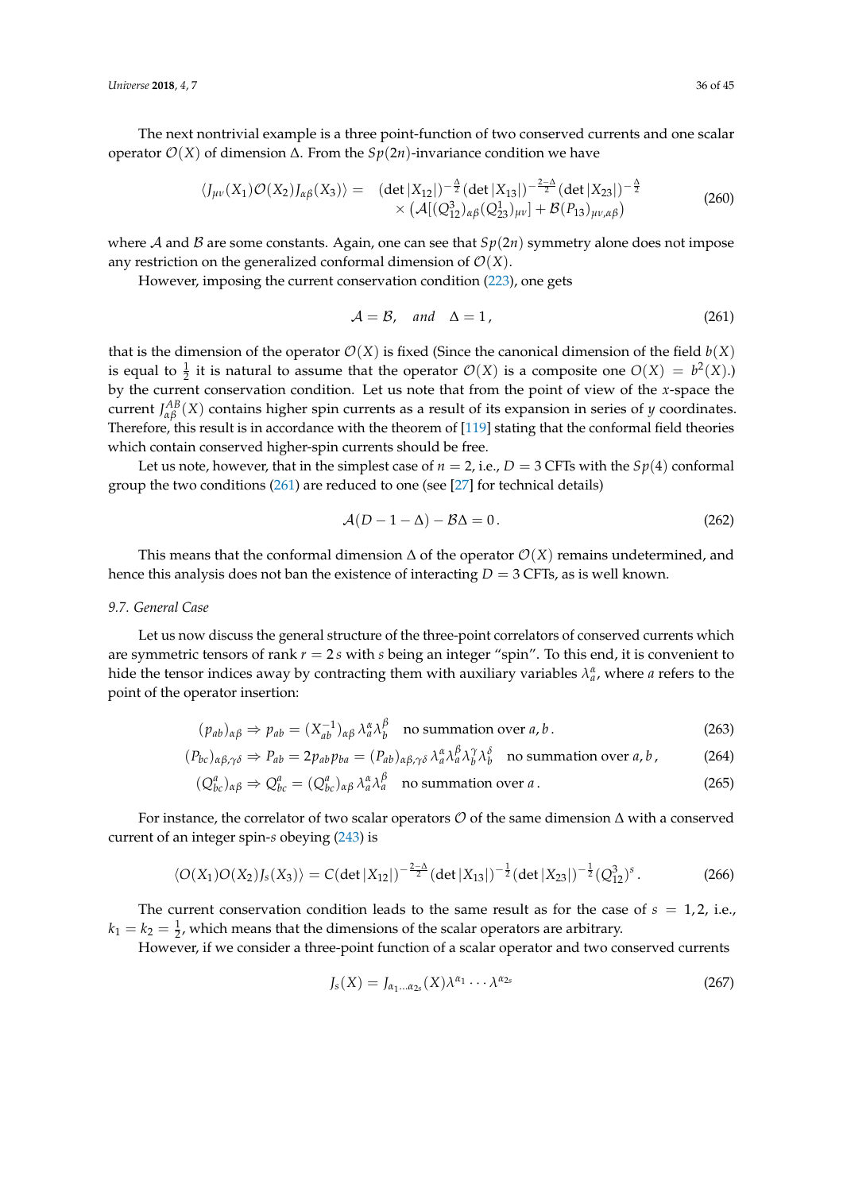The next nontrivial example is a three point-function of two conserved currents and one scalar operator $\mathcal{O}(X)$ of dimension $\Delta$. From the $Sp(2n)$-invariance condition we have

$$
\begin{aligned}
\langle J_{\mu\nu}(X_1)\mathcal{O}(X_2)J_{\alpha\beta}(X_3)\rangle = \quad & (\det|X_{12}|)^{-\frac{\Delta}{2}}(\det|X_{13}|)^{-\frac{2-\Delta}{2}}(\det|X_{23}|)^{-\frac{\Delta}{2}} \\
& \times \left(\mathcal{A}[(Q^3_{12})_{\alpha\beta}(Q^1_{23})_{\mu\nu}] + \mathcal{B}(P_{13})_{\mu\nu,\alpha\beta}\right)
\end{aligned}
\tag{260}
$$

where $\mathcal{A}$ and $\mathcal{B}$ are some constants. Again, one can see that $Sp(2n)$ symmetry alone does not impose any restriction on the generalized conformal dimension of $\mathcal{O}(X)$.

However, imposing the current conservation condition (223), one gets

$$
\mathcal{A} = \mathcal{B}, \quad \textit{and} \quad \Delta = 1\,, \tag{261}
$$

that is the dimension of the operator $\mathcal{O}(X)$ is fixed (Since the canonical dimension of the field $b(X)$ is equal to $\frac{1}{2}$ it is natural to assume that the operator $\mathcal{O}(X)$ is a composite one $O(X) = b^2(X)$.) by the current conservation condition. Let us note that from the point of view of the $x$-space the current $J^{AB}_{\alpha\beta}(X)$ contains higher spin currents as a result of its expansion in series of $y$ coordinates. Therefore, this result is in accordance with the theorem of [119] stating that the conformal field theories which contain conserved higher-spin currents should be free.

Let us note, however, that in the simplest case of $n = 2$, i.e., $D = 3$ CFTs with the $Sp(4)$ conformal group the two conditions (261) are reduced to one (see [27] for technical details)

$$
\mathcal{A}(D - 1 - \Delta) - \mathcal{B}\Delta = 0\,. \tag{262}
$$

This means that the conformal dimension $\Delta$ of the operator $\mathcal{O}(X)$ remains undetermined, and hence this analysis does not ban the existence of interacting $D = 3$ CFTs, as is well known.

### 9.7. General Case

Let us now discuss the general structure of the three-point correlators of conserved currents which are symmetric tensors of rank $r = 2s$ with $s$ being an integer "spin". To this end, it is convenient to hide the tensor indices away by contracting them with auxiliary variables $\lambda^\alpha_a$, where $a$ refers to the point of the operator insertion:

$$
(p_{ab})_{\alpha\beta} \Rightarrow p_{ab} = (X^{-1}_{ab})_{\alpha\beta}\,\lambda^\alpha_a\lambda^\beta_b \quad \text{no summation over } a, b\,. \tag{263}
$$

$$
(P_{bc})_{\alpha\beta,\gamma\delta} \Rightarrow P_{ab} = 2p_{ab}p_{ba} = (P_{ab})_{\alpha\beta,\gamma\delta}\,\lambda^\alpha_a\lambda^\beta_a\lambda^\gamma_b\lambda^\delta_b \quad \text{no summation over } a, b\,, \tag{264}
$$

$$
(Q^a_{bc})_{\alpha\beta} \Rightarrow Q^a_{bc} = (Q^a_{bc})_{\alpha\beta}\,\lambda^\alpha_a\lambda^\beta_a \quad \text{no summation over } a\,. \tag{265}
$$

For instance, the correlator of two scalar operators $\mathcal{O}$ of the same dimension $\Delta$ with a conserved current of an integer spin-$s$ obeying (243) is

$$
\langle O(X_1)O(X_2)J_s(X_3)\rangle = C(\det|X_{12}|)^{-\frac{2-\Delta}{2}}(\det|X_{13}|)^{-\frac{1}{2}}(\det|X_{23}|)^{-\frac{1}{2}}(Q^3_{12})^s\,. \tag{266}
$$

The current conservation condition leads to the same result as for the case of $s = 1, 2$, i.e., $k_1 = k_2 = \frac{1}{2}$, which means that the dimensions of the scalar operators are arbitrary.

However, if we consider a three-point function of a scalar operator and two conserved currents

$$
J_s(X) = J_{\alpha_1\ldots\alpha_{2s}}(X)\lambda^{\alpha_1}\cdots\lambda^{\alpha_{2s}} \tag{267}
$$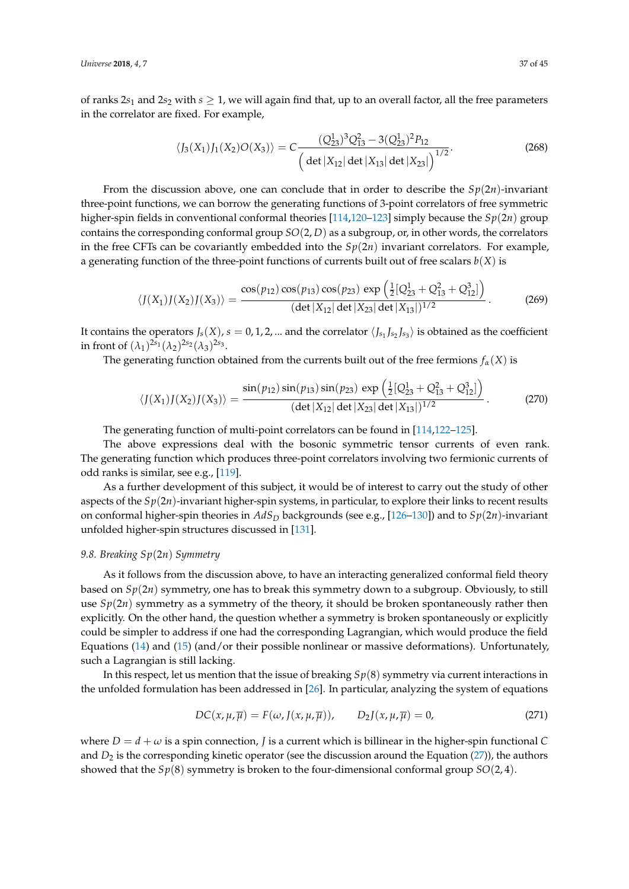of ranks $2s_1$ and $2s_2$ with $s \geq 1$, we will again find that, up to an overall factor, all the free parameters in the correlator are fixed. For example,

$$\langle J_3(X_1) J_1(X_2) O(X_3) \rangle = C \frac{(Q^1_{23})^3 Q^2_{13} - 3(Q^1_{23})^2 P_{12}}{\Big(\det|X_{12}| \det|X_{13}| \det|X_{23}|\Big)^{1/2}}. \tag{268}$$

From the discussion above, one can conclude that in order to describe the $Sp(2n)$-invariant three-point functions, we can borrow the generating functions of 3-point correlators of free symmetric higher-spin fields in conventional conformal theories [114,120–123] simply because the $Sp(2n)$ group contains the corresponding conformal group $SO(2,D)$ as a subgroup, or, in other words, the correlators in the free CFTs can be covariantly embedded into the $Sp(2n)$ invariant correlators. For example, a generating function of the three-point functions of currents built out of free scalars $b(X)$ is

$$\langle J(X_1) J(X_2) J(X_3) \rangle = \frac{\cos(p_{12})\cos(p_{13})\cos(p_{23})\, \exp\left(\frac{1}{2}[Q^1_{23} + Q^2_{13} + Q^3_{12}]\right)}{(\det|X_{12}| \det|X_{23}| \det|X_{13}|)^{1/2}}. \tag{269}$$

It contains the operators $J_s(X)$, $s = 0, 1, 2, \ldots$ and the correlator $\langle J_{s_1} J_{s_2} J_{s_3} \rangle$ is obtained as the coefficient in front of $(\lambda_1)^{2s_1}(\lambda_2)^{2s_2}(\lambda_3)^{2s_3}$.

The generating function obtained from the currents built out of the free fermions $f_\alpha(X)$ is

$$\langle J(X_1) J(X_2) J(X_3) \rangle = \frac{\sin(p_{12})\sin(p_{13})\sin(p_{23})\, \exp\left(\frac{1}{2}[Q^1_{23} + Q^2_{13} + Q^3_{12}]\right)}{(\det|X_{12}| \det|X_{23}| \det|X_{13}|)^{1/2}}. \tag{270}$$

The generating function of multi-point correlators can be found in [114,122–125].

The above expressions deal with the bosonic symmetric tensor currents of even rank. The generating function which produces three-point correlators involving two fermionic currents of odd ranks is similar, see e.g., [119].

As a further development of this subject, it would be of interest to carry out the study of other aspects of the $Sp(2n)$-invariant higher-spin systems, in particular, to explore their links to recent results on conformal higher-spin theories in $AdS_D$ backgrounds (see e.g., [126–130]) and to $Sp(2n)$-invariant unfolded higher-spin structures discussed in [131].

### 9.8. Breaking $Sp(2n)$ Symmetry

As it follows from the discussion above, to have an interacting generalized conformal field theory based on $Sp(2n)$ symmetry, one has to break this symmetry down to a subgroup. Obviously, to still use $Sp(2n)$ symmetry as a symmetry of the theory, it should be broken spontaneously rather then explicitly. On the other hand, the question whether a symmetry is broken spontaneously or explicitly could be simpler to address if one had the corresponding Lagrangian, which would produce the field Equations (14) and (15) (and/or their possible nonlinear or massive deformations). Unfortunately, such a Lagrangian is still lacking.

In this respect, let us mention that the issue of breaking $Sp(8)$ symmetry via current interactions in the unfolded formulation has been addressed in [26]. In particular, analyzing the system of equations

$$DC(x,\mu,\overline{\mu}) = F(\omega, J(x,\mu,\overline{\mu})), \qquad D_2 J(x,\mu,\overline{\mu}) = 0, \tag{271}$$

where $D = d + \omega$ is a spin connection, $J$ is a current which is billinear in the higher-spin functional $C$ and $D_2$ is the corresponding kinetic operator (see the discussion around the Equation (27)), the authors showed that the $Sp(8)$ symmetry is broken to the four-dimensional conformal group $SO(2,4)$.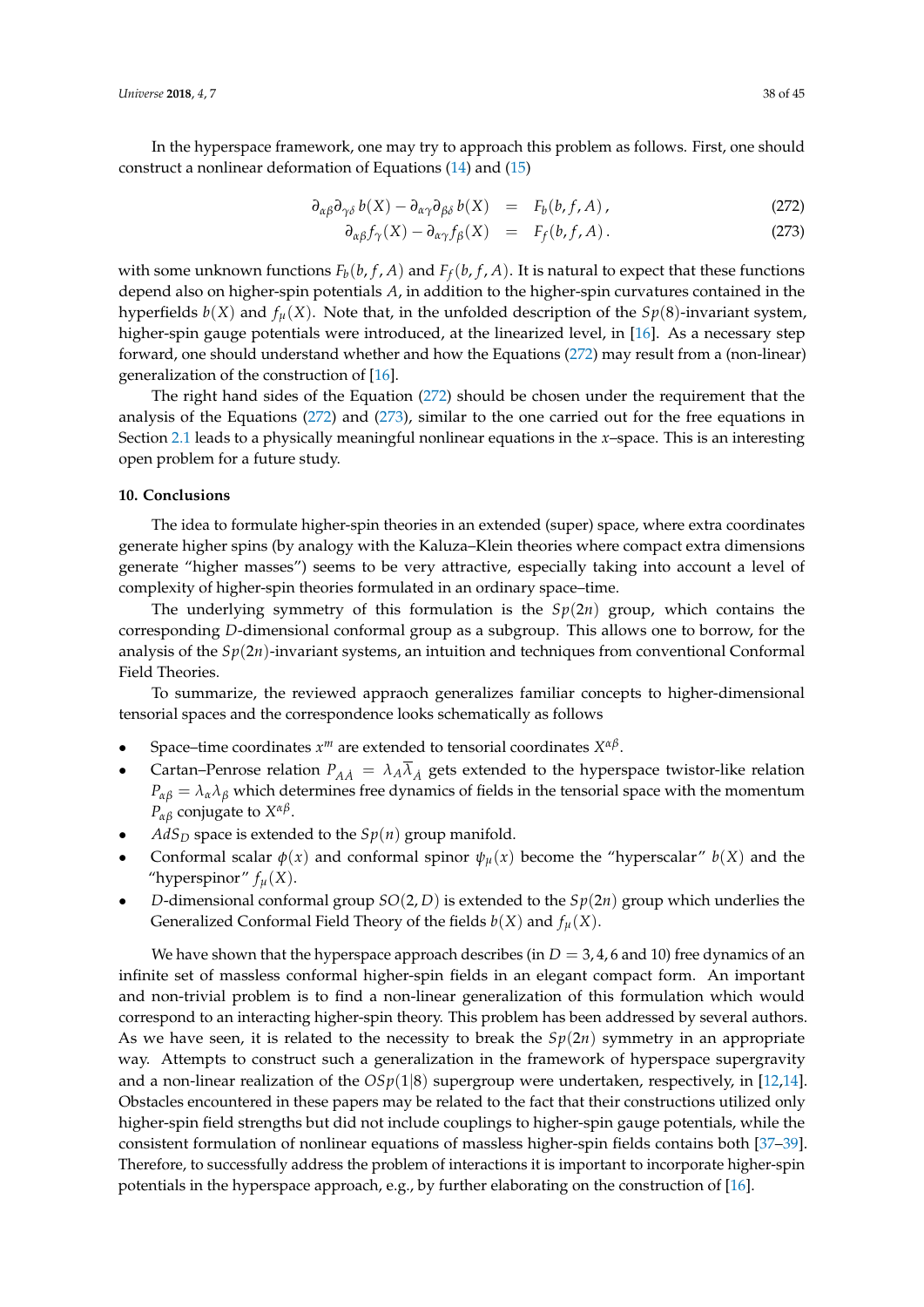In the hyperspace framework, one may try to approach this problem as follows. First, one should construct a nonlinear deformation of Equations (14) and (15)

$$\partial_{\alpha\beta}\partial_{\gamma\delta}\, b(X) - \partial_{\alpha\gamma}\partial_{\beta\delta}\, b(X) \;=\; F_b(b, f, A)\,, \tag{272}$$

$$\partial_{\alpha\beta} f_\gamma(X) - \partial_{\alpha\gamma} f_\beta(X) \;=\; F_f(b, f, A)\,. \tag{273}$$

with some unknown functions $F_b(b, f, A)$ and $F_f(b, f, A)$. It is natural to expect that these functions depend also on higher-spin potentials $A$, in addition to the higher-spin curvatures contained in the hyperfields $b(X)$ and $f_\mu(X)$. Note that, in the unfolded description of the $Sp(8)$-invariant system, higher-spin gauge potentials were introduced, at the linearized level, in [16]. As a necessary step forward, one should understand whether and how the Equations (272) may result from a (non-linear) generalization of the construction of [16].

The right hand sides of the Equation (272) should be chosen under the requirement that the analysis of the Equations (272) and (273), similar to the one carried out for the free equations in Section 2.1 leads to a physically meaningful nonlinear equations in the $x$–space. This is an interesting open problem for a future study.

## 10. Conclusions

The idea to formulate higher-spin theories in an extended (super) space, where extra coordinates generate higher spins (by analogy with the Kaluza–Klein theories where compact extra dimensions generate "higher masses") seems to be very attractive, especially taking into account a level of complexity of higher-spin theories formulated in an ordinary space–time.

The underlying symmetry of this formulation is the $Sp(2n)$ group, which contains the corresponding $D$-dimensional conformal group as a subgroup. This allows one to borrow, for the analysis of the $Sp(2n)$-invariant systems, an intuition and techniques from conventional Conformal Field Theories.

To summarize, the reviewed appraoch generalizes familiar concepts to higher-dimensional tensorial spaces and the correspondence looks schematically as follows

- Space–time coordinates $x^m$ are extended to tensorial coordinates $X^{\alpha\beta}$.
- Cartan–Penrose relation $P_{A\dot{A}} = \lambda_A \overline{\lambda}_{\dot{A}}$ gets extended to the hyperspace twistor-like relation $P_{\alpha\beta} = \lambda_\alpha \lambda_\beta$ which determines free dynamics of fields in the tensorial space with the momentum $P_{\alpha\beta}$ conjugate to $X^{\alpha\beta}$.
- $AdS_D$ space is extended to the $Sp(n)$ group manifold.
- Conformal scalar $\phi(x)$ and conformal spinor $\psi_\mu(x)$ become the "hyperscalar" $b(X)$ and the "hyperspinor" $f_\mu(X)$.
- $D$-dimensional conformal group $SO(2, D)$ is extended to the $Sp(2n)$ group which underlies the Generalized Conformal Field Theory of the fields $b(X)$ and $f_\mu(X)$.

We have shown that the hyperspace approach describes (in $D = 3, 4, 6$ and 10) free dynamics of an infinite set of massless conformal higher-spin fields in an elegant compact form. An important and non-trivial problem is to find a non-linear generalization of this formulation which would correspond to an interacting higher-spin theory. This problem has been addressed by several authors. As we have seen, it is related to the necessity to break the $Sp(2n)$ symmetry in an appropriate way. Attempts to construct such a generalization in the framework of hyperspace supergravity and a non-linear realization of the $OSp(1|8)$ supergroup were undertaken, respectively, in [12,14]. Obstacles encountered in these papers may be related to the fact that their constructions utilized only higher-spin field strengths but did not include couplings to higher-spin gauge potentials, while the consistent formulation of nonlinear equations of massless higher-spin fields contains both [37–39]. Therefore, to successfully address the problem of interactions it is important to incorporate higher-spin potentials in the hyperspace approach, e.g., by further elaborating on the construction of [16].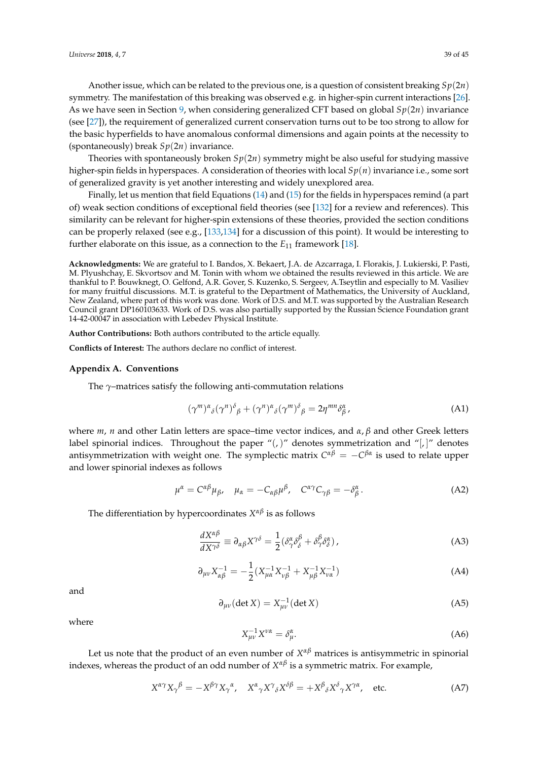Another issue, which can be related to the previous one, is a question of consistent breaking $Sp(2n)$ symmetry. The manifestation of this breaking was observed e.g. in higher-spin current interactions [26]. As we have seen in Section 9, when considering generalized CFT based on global $Sp(2n)$ invariance (see [27]), the requirement of generalized current conservation turns out to be too strong to allow for the basic hyperfields to have anomalous conformal dimensions and again points at the necessity to (spontaneously) break $Sp(2n)$ invariance.

Theories with spontaneously broken $Sp(2n)$ symmetry might be also useful for studying massive higher-spin fields in hyperspaces. A consideration of theories with local $Sp(n)$ invariance i.e., some sort of generalized gravity is yet another interesting and widely unexplored area.

Finally, let us mention that field Equations (14) and (15) for the fields in hyperspaces remind (a part of) weak section conditions of exceptional field theories (see [132] for a review and references). This similarity can be relevant for higher-spin extensions of these theories, provided the section conditions can be properly relaxed (see e.g., [133,134] for a discussion of this point). It would be interesting to further elaborate on this issue, as a connection to the $E_{11}$ framework [18].

**Acknowledgments:** We are grateful to I. Bandos, X. Bekaert, J.A. de Azcarraga, I. Florakis, J. Lukierski, P. Pasti, M. Plyushchay, E. Skvortsov and M. Tonin with whom we obtained the results reviewed in this article. We are thankful to P. Bouwknegt, O. Gelfond, A.R. Gover, S. Kuzenko, S. Sergeev, A.Tseytlin and especially to M. Vasiliev for many fruitful discussions. M.T. is grateful to the Department of Mathematics, the University of Auckland, New Zealand, where part of this work was done. Work of D.S. and M.T. was supported by the Australian Research Council grant DP160103633. Work of D.S. was also partially supported by the Russian Science Foundation grant 14-42-00047 in association with Lebedev Physical Institute.

**Author Contributions:** Both authors contributed to the article equally.

**Conflicts of Interest:** The authors declare no conflict of interest.

## Appendix A. Conventions

The $\gamma$–matrices satisfy the following anti-commutation relations

$$(\gamma^m)^\alpha{}_\delta(\gamma^n)^\delta{}_\beta + (\gamma^n)^\alpha{}_\delta(\gamma^m)^\delta{}_\beta = 2\eta^{mn}\delta^\alpha_\beta\,, \tag{A1}$$

where $m$, $n$ and other Latin letters are space–time vector indices, and $\alpha, \beta$ and other Greek letters label spinorial indices. Throughout the paper "$(,)$" denotes symmetrization and "$[,]$" denotes antisymmetrization with weight one. The symplectic matrix $C^{\alpha\beta} = -C^{\beta\alpha}$ is used to relate upper and lower spinorial indexes as follows

$$\mu^\alpha = C^{\alpha\beta}\mu_\beta, \quad \mu_\alpha = -C_{\alpha\beta}\mu^\beta, \quad C^{\alpha\gamma}C_{\gamma\beta} = -\delta^\alpha_\beta\,. \tag{A2}$$

The differentiation by hypercoordinates $X^{\alpha\beta}$ is as follows

$$\frac{dX^{\alpha\beta}}{dX^{\gamma\delta}} \equiv \partial_{\alpha\beta}X^{\gamma\delta} = \frac{1}{2}(\delta^\alpha_\gamma\delta^\beta_\delta + \delta^\beta_\gamma\delta^\alpha_\delta)\,, \tag{A3}$$

$$\partial_{\mu\nu}X^{-1}_{\alpha\beta} = -\frac{1}{2}(X^{-1}_{\mu\alpha}X^{-1}_{\nu\beta} + X^{-1}_{\mu\beta}X^{-1}_{\nu\alpha}) \tag{A4}$$

and

$$\partial_{\mu\nu}(\det X) = X^{-1}_{\mu\nu}(\det X) \tag{A5}$$

where

$$X^{-1}_{\mu\nu}X^{\nu\alpha} = \delta^\alpha_\mu. \tag{A6}$$

Let us note that the product of an even number of $X^{\alpha\beta}$ matrices is antisymmetric in spinorial indexes, whereas the product of an odd number of $X^{\alpha\beta}$ is a symmetric matrix. For example,

$$X^{\alpha\gamma}X_\gamma{}^\beta = -X^{\beta\gamma}X_\gamma{}^\alpha, \quad X^\alpha{}_\gamma X^\gamma{}_\delta X^{\delta\beta} = +X^\beta{}_\delta X^\delta{}_\gamma X^{\gamma\alpha}, \quad \text{etc.} \tag{A7}$$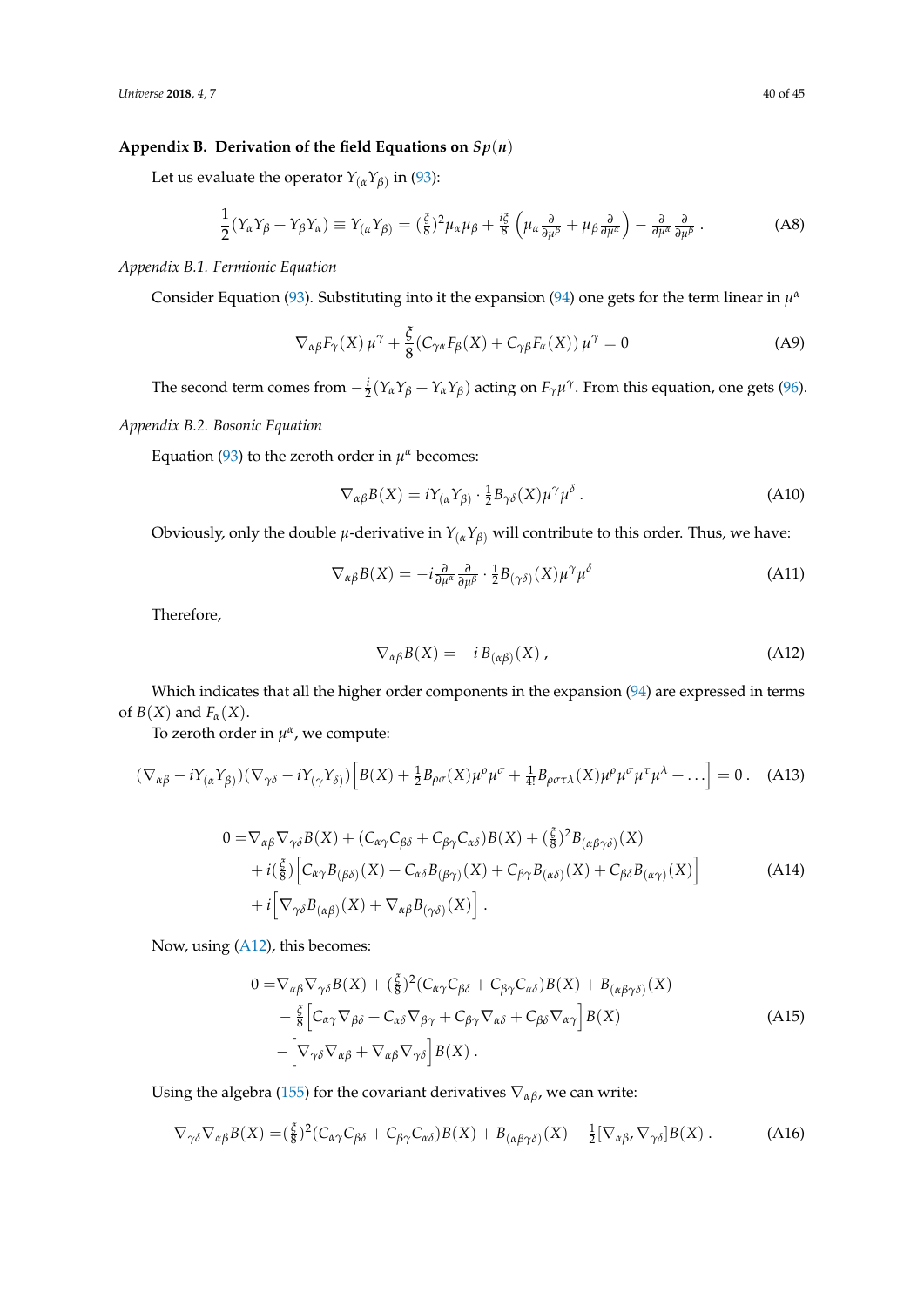## Appendix B. Derivation of the field Equations on $Sp(n)$

Let us evaluate the operator $Y_{(\alpha}Y_{\beta)}$ in (93):

$$\frac{1}{2}(Y_\alpha Y_\beta + Y_\beta Y_\alpha) \equiv Y_{(\alpha}Y_{\beta)} = (\tfrac{\xi}{8})^2\mu_\alpha\mu_\beta + \tfrac{i\xi}{8}\left(\mu_\alpha\tfrac{\partial}{\partial\mu^\beta} + \mu_\beta\tfrac{\partial}{\partial\mu^\alpha}\right) - \tfrac{\partial}{\partial\mu^\alpha}\tfrac{\partial}{\partial\mu^\beta}\,. \tag{A8}$$

### *Appendix B.1. Fermionic Equation*

Consider Equation (93). Substituting into it the expansion (94) one gets for the term linear in $\mu^\alpha$

$$\nabla_{\alpha\beta}F_\gamma(X)\,\mu^\gamma + \frac{\xi}{8}(C_{\gamma\alpha}F_\beta(X) + C_{\gamma\beta}F_\alpha(X))\,\mu^\gamma = 0 \tag{A9}$$

The second term comes from $-\frac{i}{2}(Y_\alpha Y_\beta + Y_\alpha Y_\beta)$ acting on $F_\gamma\mu^\gamma$. From this equation, one gets (96).

### *Appendix B.2. Bosonic Equation*

Equation (93) to the zeroth order in $\mu^\alpha$ becomes:

$$\nabla_{\alpha\beta}B(X) = iY_{(\alpha}Y_{\beta)}\cdot\tfrac{1}{2}B_{\gamma\delta}(X)\mu^\gamma\mu^\delta\,. \tag{A10}$$

Obviously, only the double $\mu$-derivative in $Y_{(\alpha}Y_{\beta)}$ will contribute to this order. Thus, we have:

$$\nabla_{\alpha\beta}B(X) = -i\tfrac{\partial}{\partial\mu^\alpha}\tfrac{\partial}{\partial\mu^\beta}\cdot\tfrac{1}{2}B_{(\gamma\delta)}(X)\mu^\gamma\mu^\delta \tag{A11}$$

Therefore,

$$\nabla_{\alpha\beta}B(X) = -i\,B_{(\alpha\beta)}(X)\,, \tag{A12}$$

Which indicates that all the higher order components in the expansion (94) are expressed in terms of $B(X)$ and $F_\alpha(X)$.

To zeroth order in $\mu^\alpha$, we compute:

$$(\nabla_{\alpha\beta} - iY_{(\alpha}Y_{\beta)})(\nabla_{\gamma\delta} - iY_{(\gamma}Y_{\delta)})\Big[B(X) + \tfrac{1}{2}B_{\rho\sigma}(X)\mu^\rho\mu^\sigma + \tfrac{1}{4!}B_{\rho\sigma\tau\lambda}(X)\mu^\rho\mu^\sigma\mu^\tau\mu^\lambda + \ldots\Big] = 0\,. \tag{A13}$$

$$\begin{aligned}0 =& \nabla_{\alpha\beta}\nabla_{\gamma\delta}B(X) + (C_{\alpha\gamma}C_{\beta\delta} + C_{\beta\gamma}C_{\alpha\delta})B(X) + (\tfrac{\xi}{8})^2 B_{(\alpha\beta\gamma\delta)}(X)\\ &+ i(\tfrac{\xi}{8})\Big[C_{\alpha\gamma}B_{(\beta\delta)}(X) + C_{\alpha\delta}B_{(\beta\gamma)}(X) + C_{\beta\gamma}B_{(\alpha\delta)}(X) + C_{\beta\delta}B_{(\alpha\gamma)}(X)\Big]\\ &+ i\Big[\nabla_{\gamma\delta}B_{(\alpha\beta)}(X) + \nabla_{\alpha\beta}B_{(\gamma\delta)}(X)\Big]\,.\end{aligned} \tag{A14}$$

Now, using (A12), this becomes:

$$\begin{aligned}0 =& \nabla_{\alpha\beta}\nabla_{\gamma\delta}B(X) + (\tfrac{\xi}{8})^2(C_{\alpha\gamma}C_{\beta\delta} + C_{\beta\gamma}C_{\alpha\delta})B(X) + B_{(\alpha\beta\gamma\delta)}(X)\\ &- \tfrac{\xi}{8}\Big[C_{\alpha\gamma}\nabla_{\beta\delta} + C_{\alpha\delta}\nabla_{\beta\gamma} + C_{\beta\gamma}\nabla_{\alpha\delta} + C_{\beta\delta}\nabla_{\alpha\gamma}\Big]B(X)\\ &- \Big[\nabla_{\gamma\delta}\nabla_{\alpha\beta} + \nabla_{\alpha\beta}\nabla_{\gamma\delta}\Big]B(X)\,.\end{aligned} \tag{A15}$$

Using the algebra (155) for the covariant derivatives $\nabla_{\alpha\beta}$, we can write:

$$\nabla_{\gamma\delta}\nabla_{\alpha\beta}B(X) = (\tfrac{\xi}{8})^2(C_{\alpha\gamma}C_{\beta\delta} + C_{\beta\gamma}C_{\alpha\delta})B(X) + B_{(\alpha\beta\gamma\delta)}(X) - \tfrac{1}{2}[\nabla_{\alpha\beta}, \nabla_{\gamma\delta}]B(X)\,. \tag{A16}$$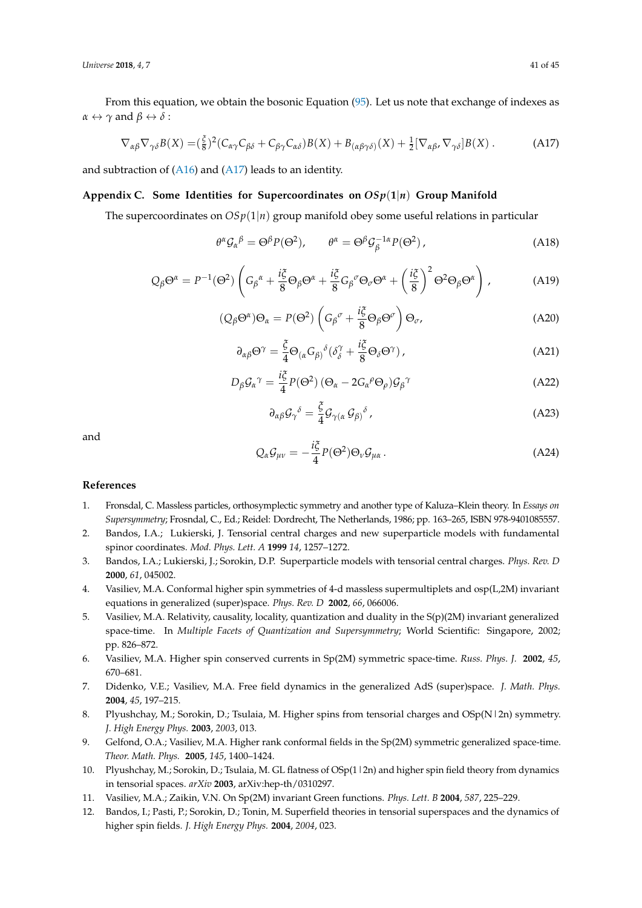From this equation, we obtain the bosonic Equation (95). Let us note that exchange of indexes as $\alpha \leftrightarrow \gamma$ and $\beta \leftrightarrow \delta$ :

$$\nabla_{\alpha\beta}\nabla_{\gamma\delta}B(X) = (\tfrac{\xi}{8})^2(C_{\alpha\gamma}C_{\beta\delta} + C_{\beta\gamma}C_{\alpha\delta})B(X) + B_{(\alpha\beta\gamma\delta)}(X) + \tfrac{1}{2}[\nabla_{\alpha\beta}, \nabla_{\gamma\delta}]B(X)\,. \tag{A17}$$

and subtraction of (A16) and (A17) leads to an identity.

## Appendix C. Some Identities for Supercoordinates on $OSp(1|n)$ Group Manifold

The supercoordinates on $OSp(1|n)$ group manifold obey some useful relations in particular

$$\theta^\alpha \mathcal{G}_\alpha{}^\beta = \Theta^\beta P(\Theta^2), \qquad \theta^\alpha = \Theta^\beta \mathcal{G}^{-1\alpha}_\beta P(\Theta^2)\,, \tag{A18}$$

$$Q_\beta \Theta^\alpha = P^{-1}(\Theta^2)\left(G_\beta{}^\alpha + \frac{i\xi}{8}\Theta_\beta\Theta^\alpha + \frac{i\xi}{8}G_\beta{}^\sigma\Theta_\sigma\Theta^\alpha + \left(\frac{i\xi}{8}\right)^2\Theta^2\Theta_\beta\Theta^\alpha\right), \tag{A19}$$

$$(Q_\beta\Theta^\alpha)\Theta_\alpha = P(\Theta^2)\left(G_\beta{}^\sigma + \frac{i\xi}{8}\Theta_\beta\Theta^\sigma\right)\Theta_\sigma, \tag{A20}$$

$$\partial_{\alpha\beta}\Theta^\gamma = \frac{\xi}{4}\Theta_{(\alpha}G_{\beta)}{}^\delta(\delta^\gamma_\delta + \frac{i\xi}{8}\Theta_\delta\Theta^\gamma)\,, \tag{A21}$$

$$D_\beta \mathcal{G}_\alpha{}^\gamma = \frac{i\xi}{4}P(\Theta^2)\,(\Theta_\alpha - 2G_\alpha{}^\rho\Theta_\rho)\mathcal{G}_\beta{}^\gamma \tag{A22}$$

$$\partial_{\alpha\beta}\mathcal{G}_\gamma{}^\delta = \frac{\xi}{4}\mathcal{G}_{\gamma(\alpha}\,\mathcal{G}_{\beta)}{}^\delta\,, \tag{A23}$$

and

$$Q_\alpha \mathcal{G}_{\mu\nu} = -\frac{i\xi}{4}P(\Theta^2)\Theta_\nu\mathcal{G}_{\mu\alpha}\,. \tag{A24}$$

## References

1. Fronsdal, C. Massless particles, orthosymplectic symmetry and another type of Kaluza–Klein theory. In *Essays on Supersymmetry*; Fronsdal, C., Ed.; Reidel: Dordrecht, The Netherlands, 1986; pp. 163–265, ISBN 978-9401085557.
2. Bandos, I.A.; Lukierski, J. Tensorial central charges and new superparticle models with fundamental spinor coordinates. *Mod. Phys. Lett. A* **1999** *14*, 1257–1272.
3. Bandos, I.A.; Lukierski, J.; Sorokin, D.P. Superparticle models with tensorial central charges. *Phys. Rev. D* **2000**, *61*, 045002.
4. Vasiliev, M.A. Conformal higher spin symmetries of 4-d massless supermultiplets and osp(L,2M) invariant equations in generalized (super)space. *Phys. Rev. D* **2002**, *66*, 066006.
5. Vasiliev, M.A. Relativity, causality, locality, quantization and duality in the S(p)(2M) invariant generalized space-time. In *Multiple Facets of Quantization and Supersymmetry*; World Scientific: Singapore, 2002; pp. 826–872.
6. Vasiliev, M.A. Higher spin conserved currents in Sp(2M) symmetric space-time. *Russ. Phys. J.* **2002**, *45*, 670–681.
7. Didenko, V.E.; Vasiliev, M.A. Free field dynamics in the generalized AdS (super)space. *J. Math. Phys.* **2004**, *45*, 197–215.
8. Plyushchay, M.; Sorokin, D.; Tsulaia, M. Higher spins from tensorial charges and OSp(N|2n) symmetry. *J. High Energy Phys.* **2003**, *2003*, 013.
9. Gelfond, O.A.; Vasiliev, M.A. Higher rank conformal fields in the Sp(2M) symmetric generalized space-time. *Theor. Math. Phys.* **2005**, *145*, 1400–1424.
10. Plyushchay, M.; Sorokin, D.; Tsulaia, M. GL flatness of OSp(1|2n) and higher spin field theory from dynamics in tensorial spaces. *arXiv* **2003**, arXiv:hep-th/0310297.
11. Vasiliev, M.A.; Zaikin, V.N. On Sp(2M) invariant Green functions. *Phys. Lett. B* **2004**, *587*, 225–229.
12. Bandos, I.; Pasti, P.; Sorokin, D.; Tonin, M. Superfield theories in tensorial superspaces and the dynamics of higher spin fields. *J. High Energy Phys.* **2004**, *2004*, 023.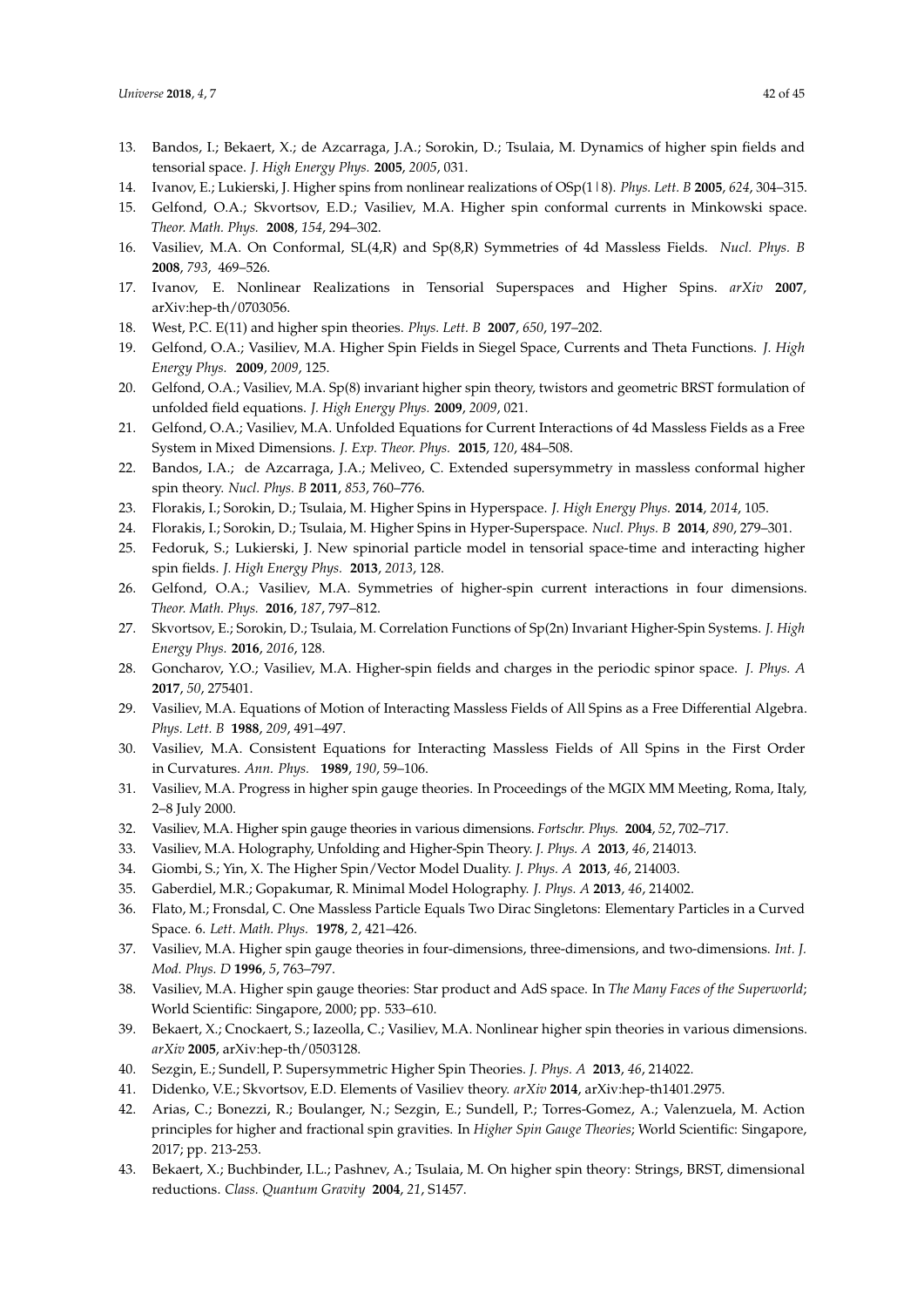13. Bandos, I.; Bekaert, X.; de Azcarraga, J.A.; Sorokin, D.; Tsulaia, M. Dynamics of higher spin fields and tensorial space. *J. High Energy Phys.* **2005**, *2005*, 031.
14. Ivanov, E.; Lukierski, J. Higher spins from nonlinear realizations of OSp(1|8). *Phys. Lett. B* **2005**, *624*, 304–315.
15. Gelfond, O.A.; Skvortsov, E.D.; Vasiliev, M.A. Higher spin conformal currents in Minkowski space. *Theor. Math. Phys.* **2008**, *154*, 294–302.
16. Vasiliev, M.A. On Conformal, SL(4,R) and Sp(8,R) Symmetries of 4d Massless Fields. *Nucl. Phys. B* **2008**, *793*, 469–526.
17. Ivanov, E. Nonlinear Realizations in Tensorial Superspaces and Higher Spins. *arXiv* **2007**, arXiv:hep-th/0703056.
18. West, P.C. E(11) and higher spin theories. *Phys. Lett. B* **2007**, *650*, 197–202.
19. Gelfond, O.A.; Vasiliev, M.A. Higher Spin Fields in Siegel Space, Currents and Theta Functions. *J. High Energy Phys.* **2009**, *2009*, 125.
20. Gelfond, O.A.; Vasiliev, M.A. Sp(8) invariant higher spin theory, twistors and geometric BRST formulation of unfolded field equations. *J. High Energy Phys.* **2009**, *2009*, 021.
21. Gelfond, O.A.; Vasiliev, M.A. Unfolded Equations for Current Interactions of 4d Massless Fields as a Free System in Mixed Dimensions. *J. Exp. Theor. Phys.* **2015**, *120*, 484–508.
22. Bandos, I.A.; de Azcarraga, J.A.; Meliveo, C. Extended supersymmetry in massless conformal higher spin theory. *Nucl. Phys. B* **2011**, *853*, 760–776.
23. Florakis, I.; Sorokin, D.; Tsulaia, M. Higher Spins in Hyperspace. *J. High Energy Phys.* **2014**, *2014*, 105.
24. Florakis, I.; Sorokin, D.; Tsulaia, M. Higher Spins in Hyper-Superspace. *Nucl. Phys. B* **2014**, *890*, 279–301.
25. Fedoruk, S.; Lukierski, J. New spinorial particle model in tensorial space-time and interacting higher spin fields. *J. High Energy Phys.* **2013**, *2013*, 128.
26. Gelfond, O.A.; Vasiliev, M.A. Symmetries of higher-spin current interactions in four dimensions. *Theor. Math. Phys.* **2016**, *187*, 797–812.
27. Skvortsov, E.; Sorokin, D.; Tsulaia, M. Correlation Functions of Sp(2n) Invariant Higher-Spin Systems. *J. High Energy Phys.* **2016**, *2016*, 128.
28. Goncharov, Y.O.; Vasiliev, M.A. Higher-spin fields and charges in the periodic spinor space. *J. Phys. A* **2017**, *50*, 275401.
29. Vasiliev, M.A. Equations of Motion of Interacting Massless Fields of All Spins as a Free Differential Algebra. *Phys. Lett. B* **1988**, *209*, 491–497.
30. Vasiliev, M.A. Consistent Equations for Interacting Massless Fields of All Spins in the First Order in Curvatures. *Ann. Phys.* **1989**, *190*, 59–106.
31. Vasiliev, M.A. Progress in higher spin gauge theories. In Proceedings of the MGIX MM Meeting, Roma, Italy, 2–8 July 2000.
32. Vasiliev, M.A. Higher spin gauge theories in various dimensions. *Fortschr. Phys.* **2004**, *52*, 702–717.
33. Vasiliev, M.A. Holography, Unfolding and Higher-Spin Theory. *J. Phys. A* **2013**, *46*, 214013.
34. Giombi, S.; Yin, X. The Higher Spin/Vector Model Duality. *J. Phys. A* **2013**, *46*, 214003.
35. Gaberdiel, M.R.; Gopakumar, R. Minimal Model Holography. *J. Phys. A* **2013**, *46*, 214002.
36. Flato, M.; Fronsdal, C. One Massless Particle Equals Two Dirac Singletons: Elementary Particles in a Curved Space. 6. *Lett. Math. Phys.* **1978**, *2*, 421–426.
37. Vasiliev, M.A. Higher spin gauge theories in four-dimensions, three-dimensions, and two-dimensions. *Int. J. Mod. Phys. D* **1996**, *5*, 763–797.
38. Vasiliev, M.A. Higher spin gauge theories: Star product and AdS space. In *The Many Faces of the Superworld*; World Scientific: Singapore, 2000; pp. 533–610.
39. Bekaert, X.; Cnockaert, S.; Iazeolla, C.; Vasiliev, M.A. Nonlinear higher spin theories in various dimensions. *arXiv* **2005**, arXiv:hep-th/0503128.
40. Sezgin, E.; Sundell, P. Supersymmetric Higher Spin Theories. *J. Phys. A* **2013**, *46*, 214022.
41. Didenko, V.E.; Skvortsov, E.D. Elements of Vasiliev theory. *arXiv* **2014**, arXiv:hep-th1401.2975.
42. Arias, C.; Bonezzi, R.; Boulanger, N.; Sezgin, E.; Sundell, P.; Torres-Gomez, A.; Valenzuela, M. Action principles for higher and fractional spin gravities. In *Higher Spin Gauge Theories*; World Scientific: Singapore, 2017; pp. 213-253.
43. Bekaert, X.; Buchbinder, I.L.; Pashnev, A.; Tsulaia, M. On higher spin theory: Strings, BRST, dimensional reductions. *Class. Quantum Gravity* **2004**, *21*, S1457.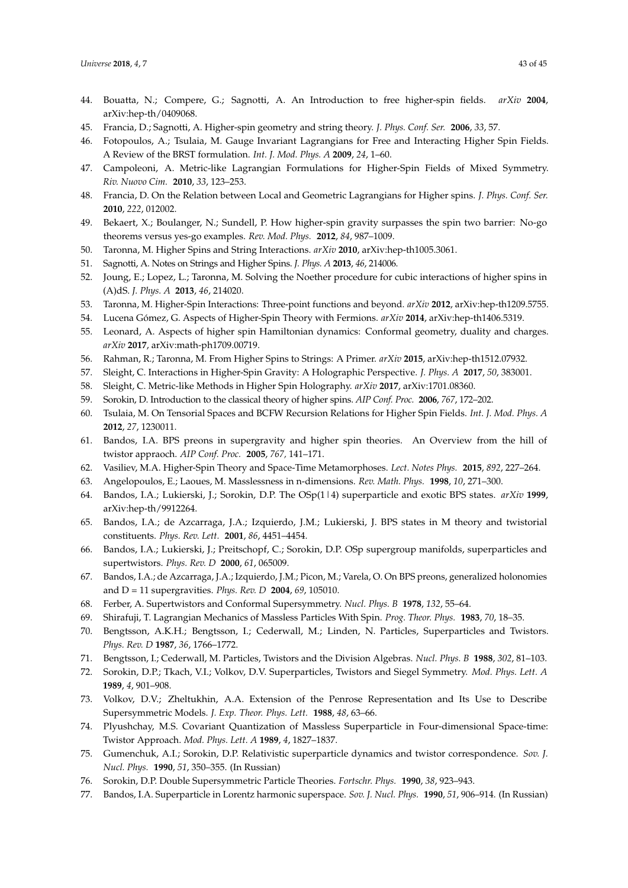44. Bouatta, N.; Compere, G.; Sagnotti, A. An Introduction to free higher-spin fields. *arXiv* **2004**, arXiv:hep-th/0409068.
45. Francia, D.; Sagnotti, A. Higher-spin geometry and string theory. *J. Phys. Conf. Ser.* **2006**, *33*, 57.
46. Fotopoulos, A.; Tsulaia, M. Gauge Invariant Lagrangians for Free and Interacting Higher Spin Fields. A Review of the BRST formulation. *Int. J. Mod. Phys. A* **2009**, *24*, 1–60.
47. Campoleoni, A. Metric-like Lagrangian Formulations for Higher-Spin Fields of Mixed Symmetry. *Riv. Nuovo Cim.* **2010**, *33*, 123–253.
48. Francia, D. On the Relation between Local and Geometric Lagrangians for Higher spins. *J. Phys. Conf. Ser.* **2010**, *222*, 012002.
49. Bekaert, X.; Boulanger, N.; Sundell, P. How higher-spin gravity surpasses the spin two barrier: No-go theorems versus yes-go examples. *Rev. Mod. Phys.* **2012**, *84*, 987–1009.
50. Taronna, M. Higher Spins and String Interactions. *arXiv* **2010**, arXiv:hep-th1005.3061.
51. Sagnotti, A. Notes on Strings and Higher Spins. *J. Phys. A* **2013**, *46*, 214006.
52. Joung, E.; Lopez, L.; Taronna, M. Solving the Noether procedure for cubic interactions of higher spins in (A)dS. *J. Phys. A* **2013**, *46*, 214020.
53. Taronna, M. Higher-Spin Interactions: Three-point functions and beyond. *arXiv* **2012**, arXiv:hep-th1209.5755.
54. Lucena Gómez, G. Aspects of Higher-Spin Theory with Fermions. *arXiv* **2014**, arXiv:hep-th1406.5319.
55. Leonard, A. Aspects of higher spin Hamiltonian dynamics: Conformal geometry, duality and charges. *arXiv* **2017**, arXiv:math-ph1709.00719.
56. Rahman, R.; Taronna, M. From Higher Spins to Strings: A Primer. *arXiv* **2015**, arXiv:hep-th1512.07932.
57. Sleight, C. Interactions in Higher-Spin Gravity: A Holographic Perspective. *J. Phys. A* **2017**, *50*, 383001.
58. Sleight, C. Metric-like Methods in Higher Spin Holography. *arXiv* **2017**, arXiv:1701.08360.
59. Sorokin, D. Introduction to the classical theory of higher spins. *AIP Conf. Proc.* **2006**, *767*, 172–202.
60. Tsulaia, M. On Tensorial Spaces and BCFW Recursion Relations for Higher Spin Fields. *Int. J. Mod. Phys. A* **2012**, *27*, 1230011.
61. Bandos, I.A. BPS preons in supergravity and higher spin theories. An Overview from the hill of twistor appraoch. *AIP Conf. Proc.* **2005**, *767*, 141–171.
62. Vasiliev, M.A. Higher-Spin Theory and Space-Time Metamorphoses. *Lect. Notes Phys.* **2015**, *892*, 227–264.
63. Angelopoulos, E.; Laoues, M. Masslessness in n-dimensions. *Rev. Math. Phys.* **1998**, *10*, 271–300.
64. Bandos, I.A.; Lukierski, J.; Sorokin, D.P. The OSp(1|4) superparticle and exotic BPS states. *arXiv* **1999**, arXiv:hep-th/9912264.
65. Bandos, I.A.; de Azcarraga, J.A.; Izquierdo, J.M.; Lukierski, J. BPS states in M theory and twistorial constituents. *Phys. Rev. Lett.* **2001**, *86*, 4451–4454.
66. Bandos, I.A.; Lukierski, J.; Preitschopf, C.; Sorokin, D.P. OSp supergroup manifolds, superparticles and supertwistors. *Phys. Rev. D* **2000**, *61*, 065009.
67. Bandos, I.A.; de Azcarraga, J.A.; Izquierdo, J.M.; Picon, M.; Varela, O. On BPS preons, generalized holonomies and D = 11 supergravities. *Phys. Rev. D* **2004**, *69*, 105010.
68. Ferber, A. Supertwistors and Conformal Supersymmetry. *Nucl. Phys. B* **1978**, *132*, 55–64.
69. Shirafuji, T. Lagrangian Mechanics of Massless Particles With Spin. *Prog. Theor. Phys.* **1983**, *70*, 18–35.
70. Bengtsson, A.K.H.; Bengtsson, I.; Cederwall, M.; Linden, N. Particles, Superparticles and Twistors. *Phys. Rev. D* **1987**, *36*, 1766–1772.
71. Bengtsson, I.; Cederwall, M. Particles, Twistors and the Division Algebras. *Nucl. Phys. B* **1988**, *302*, 81–103.
72. Sorokin, D.P.; Tkach, V.I.; Volkov, D.V. Superparticles, Twistors and Siegel Symmetry. *Mod. Phys. Lett. A* **1989**, *4*, 901–908.
73. Volkov, D.V.; Zheltukhin, A.A. Extension of the Penrose Representation and Its Use to Describe Supersymmetric Models. *J. Exp. Theor. Phys. Lett.* **1988**, *48*, 63–66.
74. Plyushchay, M.S. Covariant Quantization of Massless Superparticle in Four-dimensional Space-time: Twistor Approach. *Mod. Phys. Lett. A* **1989**, *4*, 1827–1837.
75. Gumenchuk, A.I.; Sorokin, D.P. Relativistic superparticle dynamics and twistor correspondence. *Sov. J. Nucl. Phys.* **1990**, *51*, 350–355. (In Russian)
76. Sorokin, D.P. Double Supersymmetric Particle Theories. *Fortschr. Phys.* **1990**, *38*, 923–943.
77. Bandos, I.A. Superparticle in Lorentz harmonic superspace. *Sov. J. Nucl. Phys.* **1990**, *51*, 906–914. (In Russian)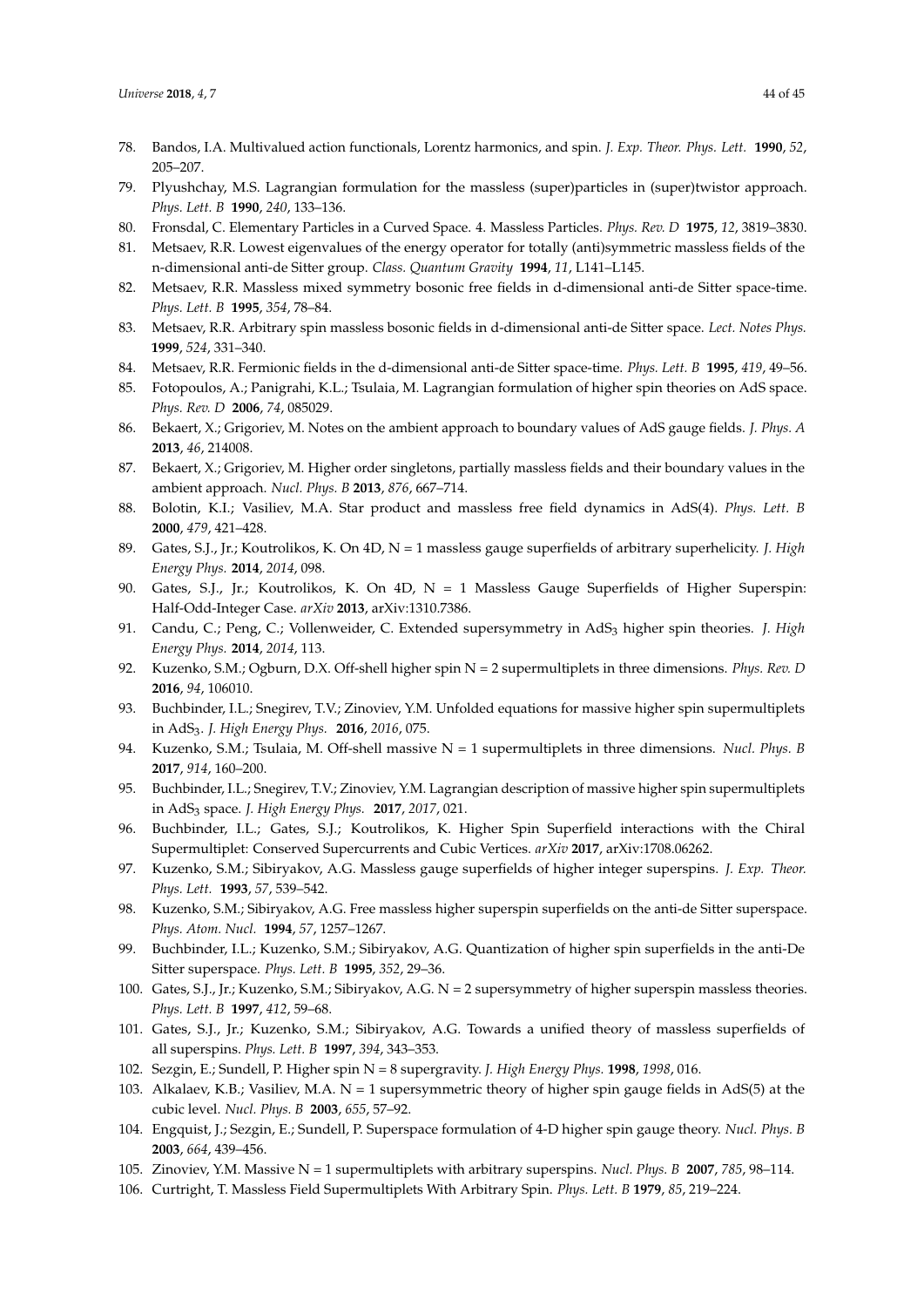78. Bandos, I.A. Multivalued action functionals, Lorentz harmonics, and spin. *J. Exp. Theor. Phys. Lett.* **1990**, *52*, 205–207.
79. Plyushchay, M.S. Lagrangian formulation for the massless (super)particles in (super)twistor approach. *Phys. Lett. B* **1990**, *240*, 133–136.
80. Fronsdal, C. Elementary Particles in a Curved Space. 4. Massless Particles. *Phys. Rev. D* **1975**, *12*, 3819–3830.
81. Metsaev, R.R. Lowest eigenvalues of the energy operator for totally (anti)symmetric massless fields of the n-dimensional anti-de Sitter group. *Class. Quantum Gravity* **1994**, *11*, L141–L145.
82. Metsaev, R.R. Massless mixed symmetry bosonic free fields in d-dimensional anti-de Sitter space-time. *Phys. Lett. B* **1995**, *354*, 78–84.
83. Metsaev, R.R. Arbitrary spin massless bosonic fields in d-dimensional anti-de Sitter space. *Lect. Notes Phys.* **1999**, *524*, 331–340.
84. Metsaev, R.R. Fermionic fields in the d-dimensional anti-de Sitter space-time. *Phys. Lett. B* **1995**, *419*, 49–56.
85. Fotopoulos, A.; Panigrahi, K.L.; Tsulaia, M. Lagrangian formulation of higher spin theories on AdS space. *Phys. Rev. D* **2006**, *74*, 085029.
86. Bekaert, X.; Grigoriev, M. Notes on the ambient approach to boundary values of AdS gauge fields. *J. Phys. A* **2013**, *46*, 214008.
87. Bekaert, X.; Grigoriev, M. Higher order singletons, partially massless fields and their boundary values in the ambient approach. *Nucl. Phys. B* **2013**, *876*, 667–714.
88. Bolotin, K.I.; Vasiliev, M.A. Star product and massless free field dynamics in AdS(4). *Phys. Lett. B* **2000**, *479*, 421–428.
89. Gates, S.J., Jr.; Koutrolikos, K. On 4D, N = 1 massless gauge superfields of arbitrary superhelicity. *J. High Energy Phys.* **2014**, *2014*, 098.
90. Gates, S.J., Jr.; Koutrolikos, K. On 4D, N = 1 Massless Gauge Superfields of Higher Superspin: Half-Odd-Integer Case. *arXiv* **2013**, arXiv:1310.7386.
91. Candu, C.; Peng, C.; Vollenweider, C. Extended supersymmetry in $AdS_3$ higher spin theories. *J. High Energy Phys.* **2014**, *2014*, 113.
92. Kuzenko, S.M.; Ogburn, D.X. Off-shell higher spin N = 2 supermultiplets in three dimensions. *Phys. Rev. D* **2016**, *94*, 106010.
93. Buchbinder, I.L.; Snegirev, T.V.; Zinoviev, Y.M. Unfolded equations for massive higher spin supermultiplets in $AdS_3$. *J. High Energy Phys.* **2016**, *2016*, 075.
94. Kuzenko, S.M.; Tsulaia, M. Off-shell massive N = 1 supermultiplets in three dimensions. *Nucl. Phys. B* **2017**, *914*, 160–200.
95. Buchbinder, I.L.; Snegirev, T.V.; Zinoviev, Y.M. Lagrangian description of massive higher spin supermultiplets in $AdS_3$ space. *J. High Energy Phys.* **2017**, *2017*, 021.
96. Buchbinder, I.L.; Gates, S.J.; Koutrolikos, K. Higher Spin Superfield interactions with the Chiral Supermultiplet: Conserved Supercurrents and Cubic Vertices. *arXiv* **2017**, arXiv:1708.06262.
97. Kuzenko, S.M.; Sibiryakov, A.G. Massless gauge superfields of higher integer superspins. *J. Exp. Theor. Phys. Lett.* **1993**, *57*, 539–542.
98. Kuzenko, S.M.; Sibiryakov, A.G. Free massless higher superspin superfields on the anti-de Sitter superspace. *Phys. Atom. Nucl.* **1994**, *57*, 1257–1267.
99. Buchbinder, I.L.; Kuzenko, S.M.; Sibiryakov, A.G. Quantization of higher spin superfields in the anti-De Sitter superspace. *Phys. Lett. B* **1995**, *352*, 29–36.
100. Gates, S.J., Jr.; Kuzenko, S.M.; Sibiryakov, A.G. N = 2 supersymmetry of higher superspin massless theories. *Phys. Lett. B* **1997**, *412*, 59–68.
101. Gates, S.J., Jr.; Kuzenko, S.M.; Sibiryakov, A.G. Towards a unified theory of massless superfields of all superspins. *Phys. Lett. B* **1997**, *394*, 343–353.
102. Sezgin, E.; Sundell, P. Higher spin N = 8 supergravity. *J. High Energy Phys.* **1998**, *1998*, 016.
103. Alkalaev, K.B.; Vasiliev, M.A. N = 1 supersymmetric theory of higher spin gauge fields in AdS(5) at the cubic level. *Nucl. Phys. B* **2003**, *655*, 57–92.
104. Engquist, J.; Sezgin, E.; Sundell, P. Superspace formulation of 4-D higher spin gauge theory. *Nucl. Phys. B* **2003**, *664*, 439–456.
105. Zinoviev, Y.M. Massive N = 1 supermultiplets with arbitrary superspins. *Nucl. Phys. B* **2007**, *785*, 98–114.
106. Curtright, T. Massless Field Supermultiplets With Arbitrary Spin. *Phys. Lett. B* **1979**, *85*, 219–224.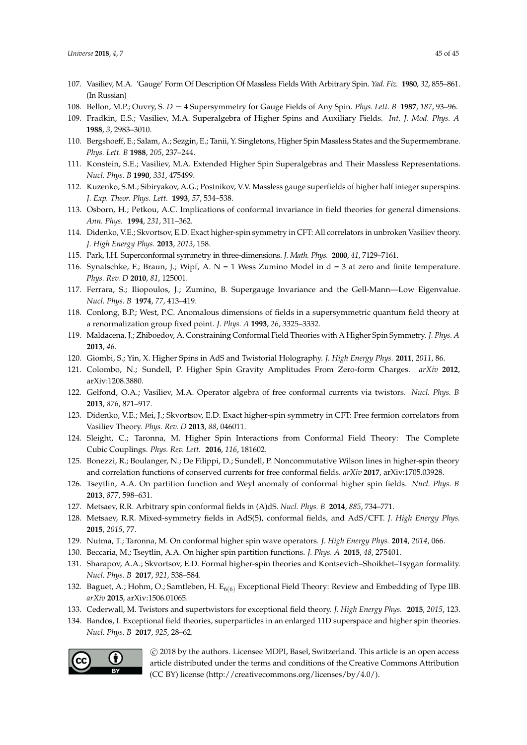107. Vasiliev, M.A. 'Gauge' Form Of Description Of Massless Fields With Arbitrary Spin. *Yad. Fiz.* **1980**, *32*, 855–861. (In Russian)
108. Bellon, M.P.; Ouvry, S. $D = 4$ Supersymmetry for Gauge Fields of Any Spin. *Phys. Lett. B* **1987**, *187*, 93–96.
109. Fradkin, E.S.; Vasiliev, M.A. Superalgebra of Higher Spins and Auxiliary Fields. *Int. J. Mod. Phys. A* **1988**, *3*, 2983–3010.
110. Bergshoeff, E.; Salam, A.; Sezgin, E.; Tanii, Y. Singletons, Higher Spin Massless States and the Supermembrane. *Phys. Lett. B* **1988**, *205*, 237–244.
111. Konstein, S.E.; Vasiliev, M.A. Extended Higher Spin Superalgebras and Their Massless Representations. *Nucl. Phys. B* **1990**, *331*, 475499.
112. Kuzenko, S.M.; Sibiryakov, A.G.; Postnikov, V.V. Massless gauge superfields of higher half integer superspins. *J. Exp. Theor. Phys. Lett.* **1993**, *57*, 534–538.
113. Osborn, H.; Petkou, A.C. Implications of conformal invariance in field theories for general dimensions. *Ann. Phys.* **1994**, *231*, 311–362.
114. Didenko, V.E.; Skvortsov, E.D. Exact higher-spin symmetry in CFT: All correlators in unbroken Vasiliev theory. *J. High Energy Phys.* **2013**, *2013*, 158.
115. Park, J.H. Superconformal symmetry in three-dimensions. *J. Math. Phys.* **2000**, *41*, 7129–7161.
116. Synatschke, F.; Braun, J.; Wipf, A. N = 1 Wess Zumino Model in d = 3 at zero and finite temperature. *Phys. Rev. D* **2010**, *81*, 125001.
117. Ferrara, S.; Iliopoulos, J.; Zumino, B. Supergauge Invariance and the Gell-Mann—Low Eigenvalue. *Nucl. Phys. B* **1974**, *77*, 413–419.
118. Conlong, B.P.; West, P.C. Anomalous dimensions of fields in a supersymmetric quantum field theory at a renormalization group fixed point. *J. Phys. A* **1993**, *26*, 3325–3332.
119. Maldacena, J.; Zhiboedov, A. Constraining Conformal Field Theories with A Higher Spin Symmetry. *J. Phys. A* **2013**, *46*.
120. Giombi, S.; Yin, X. Higher Spins in AdS and Twistorial Holography. *J. High Energy Phys.* **2011**, *2011*, 86.
121. Colombo, N.; Sundell, P. Higher Spin Gravity Amplitudes From Zero-form Charges. *arXiv* **2012**, arXiv:1208.3880.
122. Gelfond, O.A.; Vasiliev, M.A. Operator algebra of free conformal currents via twistors. *Nucl. Phys. B* **2013**, *876*, 871–917.
123. Didenko, V.E.; Mei, J.; Skvortsov, E.D. Exact higher-spin symmetry in CFT: Free fermion correlators from Vasiliev Theory. *Phys. Rev. D* **2013**, *88*, 046011.
124. Sleight, C.; Taronna, M. Higher Spin Interactions from Conformal Field Theory: The Complete Cubic Couplings. *Phys. Rev. Lett.* **2016**, *116*, 181602.
125. Bonezzi, R.; Boulanger, N.; De Filippi, D.; Sundell, P. Noncommutative Wilson lines in higher-spin theory and correlation functions of conserved currents for free conformal fields. *arXiv* **2017**, arXiv:1705.03928.
126. Tseytlin, A.A. On partition function and Weyl anomaly of conformal higher spin fields. *Nucl. Phys. B* **2013**, *877*, 598–631.
127. Metsaev, R.R. Arbitrary spin conformal fields in (A)dS. *Nucl. Phys. B* **2014**, *885*, 734–771.
128. Metsaev, R.R. Mixed-symmetry fields in AdS(5), conformal fields, and AdS/CFT. *J. High Energy Phys.* **2015**, *2015*, 77.
129. Nutma, T.; Taronna, M. On conformal higher spin wave operators. *J. High Energy Phys.* **2014**, *2014*, 066.
130. Beccaria, M.; Tseytlin, A.A. On higher spin partition functions. *J. Phys. A* **2015**, *48*, 275401.
131. Sharapov, A.A.; Skvortsov, E.D. Formal higher-spin theories and Kontsevich–Shoikhet–Tsygan formality. *Nucl. Phys. B* **2017**, *921*, 538–584.
132. Baguet, A.; Hohm, O.; Samtleben, H. $E_{6(6)}$ Exceptional Field Theory: Review and Embedding of Type IIB. *arXiv* **2015**, arXiv:1506.01065.
133. Cederwall, M. Twistors and supertwistors for exceptional field theory. *J. High Energy Phys.* **2015**, *2015*, 123.
134. Bandos, I. Exceptional field theories, superparticles in an enlarged 11D superspace and higher spin theories. *Nucl. Phys. B* **2017**, *925*, 28–62.

© 2018 by the authors. Licensee MDPI, Basel, Switzerland. This article is an open access article distributed under the terms and conditions of the Creative Commons Attribution (CC BY) license (http://creativecommons.org/licenses/by/4.0/).